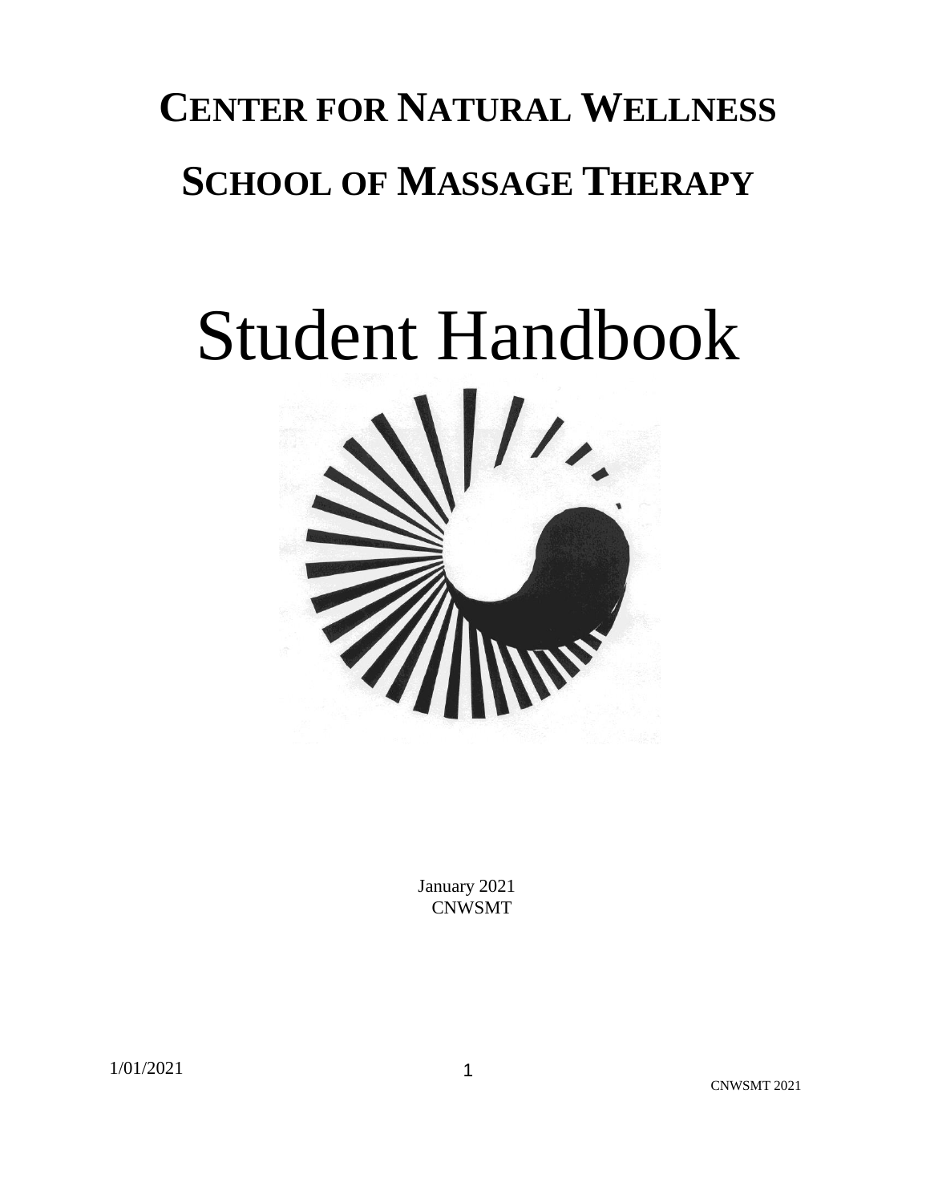# CENTER FOR NATURAL WELLNESS

# SCHOOL OF MASSAGE THERAPY

# Student Handbook

January 2021
CNWSMT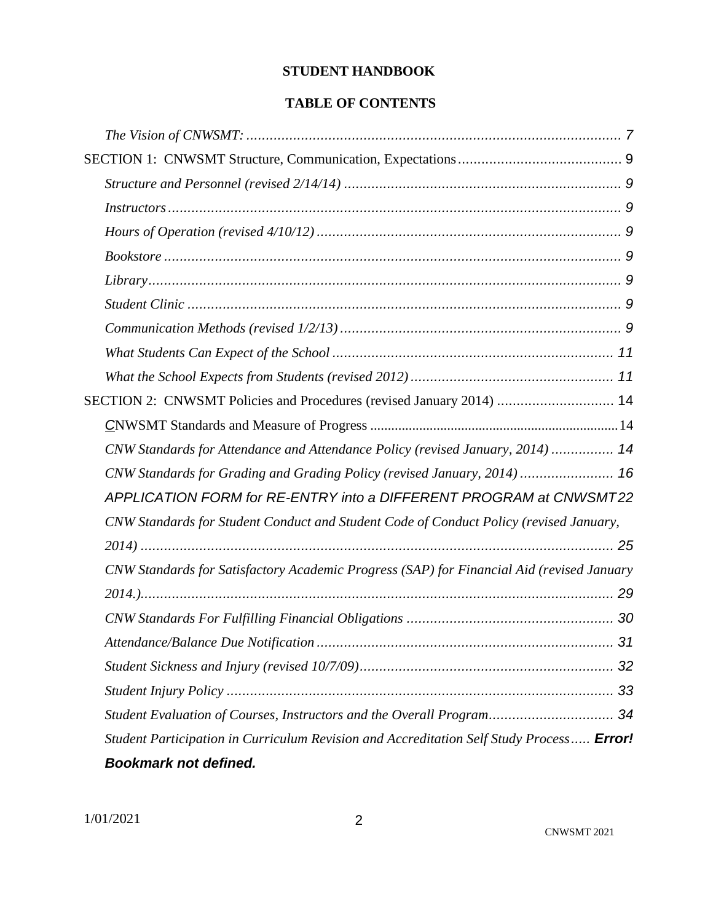**STUDENT HANDBOOK**

**TABLE OF CONTENTS**

*The Vision of CNWSMT:* ................................................................................................ 7

SECTION 1: CNWSMT Structure, Communication, Expectations......................................... 9

*Structure and Personnel (revised 2/14/14)* ...................................................................... 9

*Instructors* ................................................................................................................... 9

*Hours of Operation (revised 4/10/12)* ............................................................................. 9

*Bookstore* .................................................................................................................... 9

*Library* ........................................................................................................................ 9

*Student Clinic* .............................................................................................................. 9

*Communication Methods (revised 1/2/13)* ....................................................................... 9

*What Students Can Expect of the School* ....................................................................... 11

*What the School Expects from Students (revised 2012)* .................................................. 11

SECTION 2: CNWSMT Policies and Procedures (revised January 2014) ............................. 14

CNWSMT Standards and Measure of Progress ..................................................................... 14

*CNW Standards for Attendance and Attendance Policy (revised January, 2014)* ............... 14

*CNW Standards for Grading and Grading Policy (revised January, 2014)* ........................ 16

*APPLICATION FORM for RE-ENTRY into a DIFFERENT PROGRAM at CNWSMT* 22

*CNW Standards for Student Conduct and Student Code of Conduct Policy (revised January, 2014)* ......................................................................................................................... 25

*CNW Standards for Satisfactory Academic Progress (SAP) for Financial Aid (revised January 2014.)* ........................................................................................................................ 29

*CNW Standards For Fulfilling Financial Obligations* .................................................... 30

*Attendance/Balance Due Notification* ............................................................................ 31

*Student Sickness and Injury (revised 10/7/09)* ................................................................ 32

*Student Injury Policy* ................................................................................................... 33

*Student Evaluation of Courses, Instructors and the Overall Program* ................................ 34

*Student Participation in Curriculum Revision and Accreditation Self Study Process* ..... ***Error! Bookmark not defined.***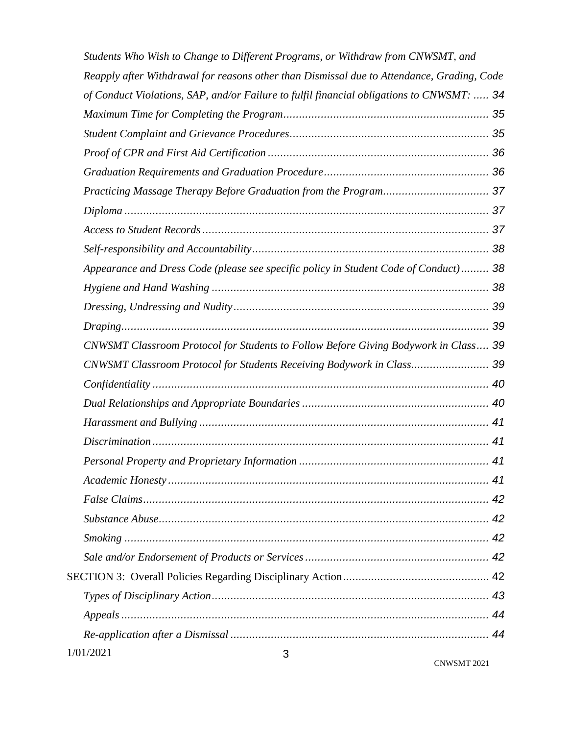*Students Who Wish to Change to Different Programs, or Withdraw from CNWSMT, and Reapply after Withdrawal for reasons other than Dismissal due to Attendance, Grading, Code of Conduct Violations, SAP, and/or Failure to fulfil financial obligations to CNWSMT:* ..... 34

*Maximum Time for Completing the Program*................................................................. 35

*Student Complaint and Grievance Procedures*............................................................... 35

*Proof of CPR and First Aid Certification* ...................................................................... 36

*Graduation Requirements and Graduation Procedure*.................................................... 36

*Practicing Massage Therapy Before Graduation from the Program*................................. 37

*Diploma* ...................................................................................................................... 37

*Access to Student Records* ........................................................................................... 37

*Self-responsibility and Accountability*........................................................................... 38

*Appearance and Dress Code (please see specific policy in Student Code of Conduct)*......... 38

*Hygiene and Hand Washing* ......................................................................................... 38

*Dressing, Undressing and Nudity*................................................................................. 39

*Draping*...................................................................................................................... 39

*CNWSMT Classroom Protocol for Students to Follow Before Giving Bodywork in Class*.... 39

*CNWSMT Classroom Protocol for Students Receiving Bodywork in Class*........................ 39

*Confidentiality* ........................................................................................................... 40

*Dual Relationships and Appropriate Boundaries* ........................................................... 40

*Harassment and Bullying* ............................................................................................ 41

*Discrimination*........................................................................................................... 41

*Personal Property and Proprietary Information* ............................................................ 41

*Academic Honesty* ...................................................................................................... 41

*False Claims*.............................................................................................................. 42

*Substance Abuse*......................................................................................................... 42

*Smoking* .................................................................................................................... 42

*Sale and/or Endorsement of Products or Services* .......................................................... 42

SECTION 3: Overall Policies Regarding Disciplinary Action.............................................. 42

*Types of Disciplinary Action*........................................................................................ 43

*Appeals* ..................................................................................................................... 44

*Re-application after a Dismissal* .................................................................................. 44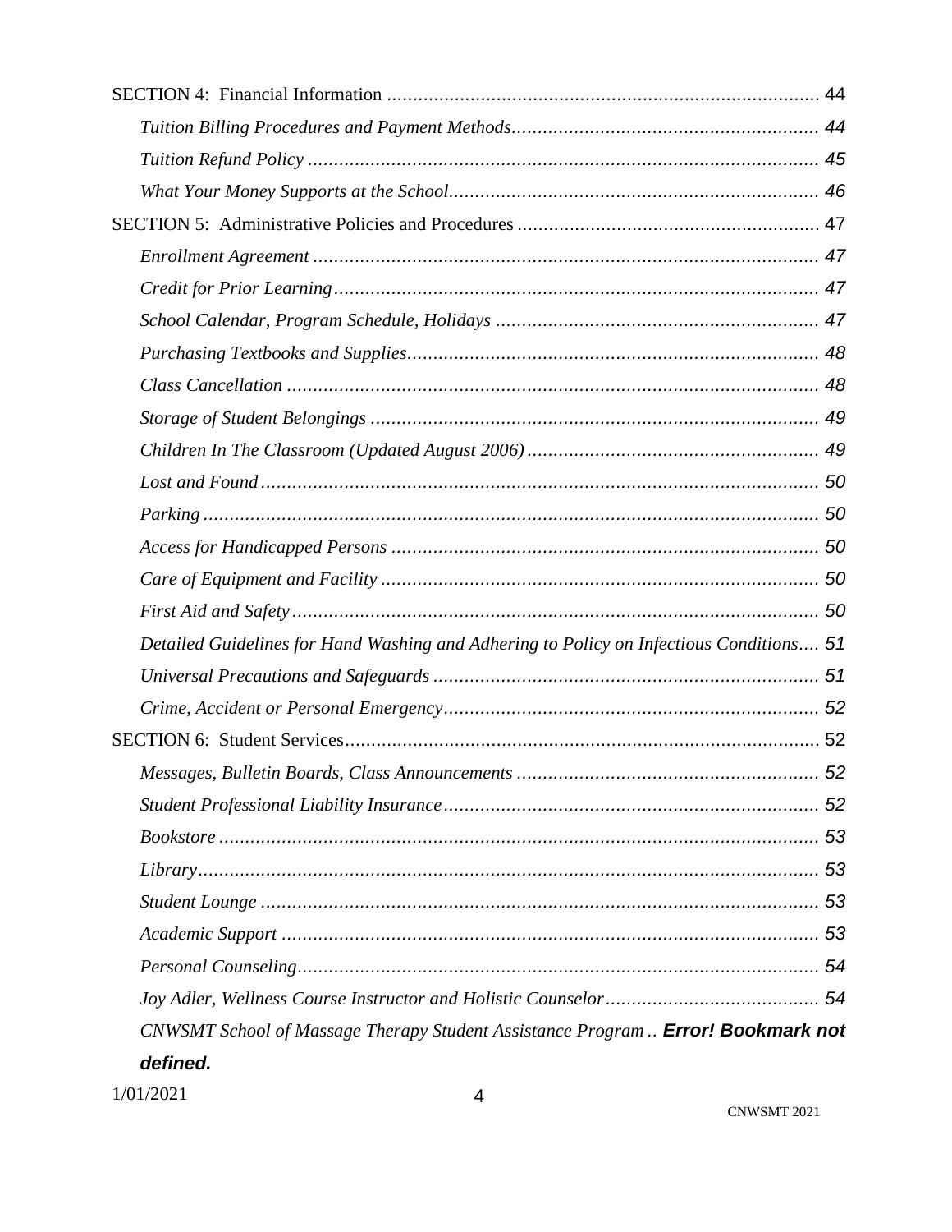SECTION 4: Financial Information ................................................................................... 44

*Tuition Billing Procedures and Payment Methods*.......................................................... 44

*Tuition Refund Policy* ................................................................................................. 45

*What Your Money Supports at the School*...................................................................... 46

SECTION 5: Administrative Policies and Procedures ......................................................... 47

*Enrollment Agreement* ................................................................................................ 47

*Credit for Prior Learning*............................................................................................ 47

*School Calendar, Program Schedule, Holidays* ............................................................ 47

*Purchasing Textbooks and Supplies*.............................................................................. 48

*Class Cancellation* ..................................................................................................... 48

*Storage of Student Belongings* ..................................................................................... 49

*Children In The Classroom (Updated August 2006)* ....................................................... 49

*Lost and Found* .......................................................................................................... 50

*Parking* ..................................................................................................................... 50

*Access for Handicapped Persons* ................................................................................. 50

*Care of Equipment and Facility* ................................................................................... 50

*First Aid and Safety* ................................................................................................... 50

*Detailed Guidelines for Hand Washing and Adhering to Policy on Infectious Conditions*.... 51

*Universal Precautions and Safeguards* ......................................................................... 51

*Crime, Accident or Personal Emergency*....................................................................... 52

SECTION 6: Student Services.......................................................................................... 52

*Messages, Bulletin Boards, Class Announcements* ......................................................... 52

*Student Professional Liability Insurance*....................................................................... 52

*Bookstore* .................................................................................................................. 53

*Library*...................................................................................................................... 53

*Student Lounge* .......................................................................................................... 53

*Academic Support* ...................................................................................................... 53

*Personal Counseling*................................................................................................... 54

*Joy Adler, Wellness Course Instructor and Holistic Counselor*......................................... 54

*CNWSMT School of Massage Therapy Student Assistance Program* .. ***Error! Bookmark not defined.***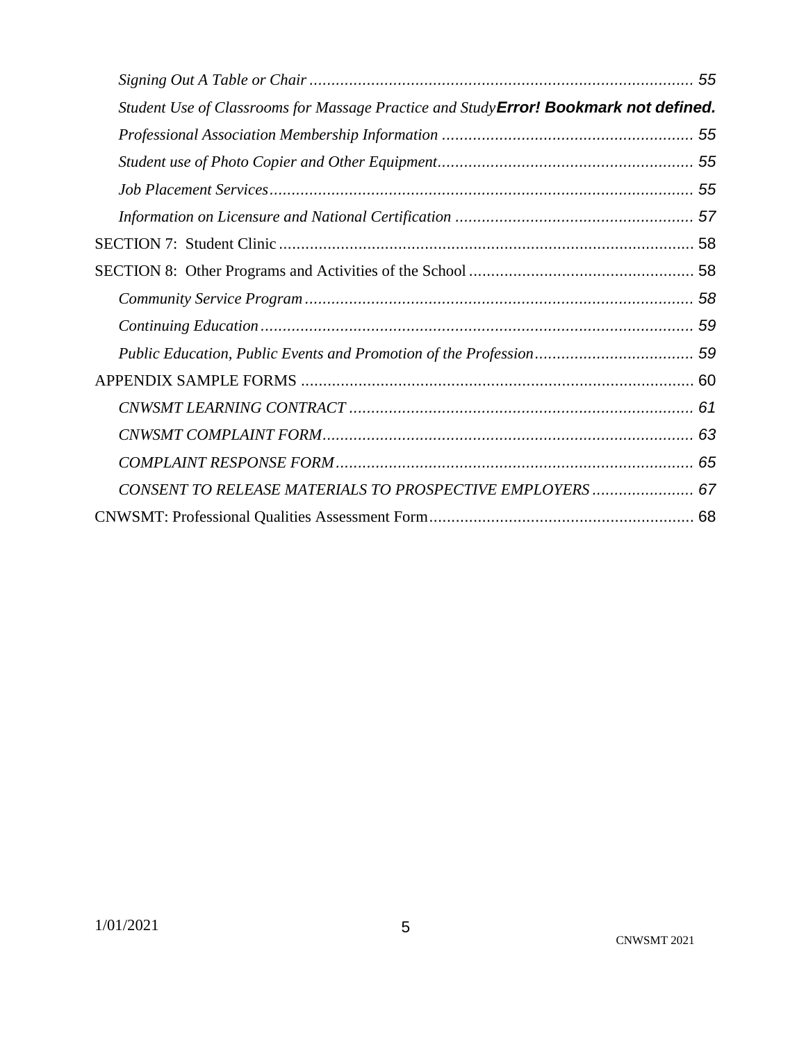*Signing Out A Table or Chair* ........................................................................................ *55*

*Student Use of Classrooms for Massage Practice and Study* ***Error! Bookmark not defined.***

*Professional Association Membership Information* ......................................................... *55*

*Student use of Photo Copier and Other Equipment*.......................................................... *55*

*Job Placement Services*................................................................................................ *55*

*Information on Licensure and National Certification* ...................................................... *57*

SECTION 7: Student Clinic .............................................................................................. 58

SECTION 8: Other Programs and Activities of the School ................................................... 58

*Community Service Program* ........................................................................................ *58*

*Continuing Education* .................................................................................................. *59*

*Public Education, Public Events and Promotion of the Profession*.................................... *59*

APPENDIX SAMPLE FORMS ......................................................................................... 60

*CNWSMT LEARNING CONTRACT* .............................................................................. *61*

*CNWSMT COMPLAINT FORM*.................................................................................... *63*

*COMPLAINT RESPONSE FORM*................................................................................. *65*

*CONSENT TO RELEASE MATERIALS TO PROSPECTIVE EMPLOYERS* ....................... *67*

CNWSMT: Professional Qualities Assessment Form............................................................ 68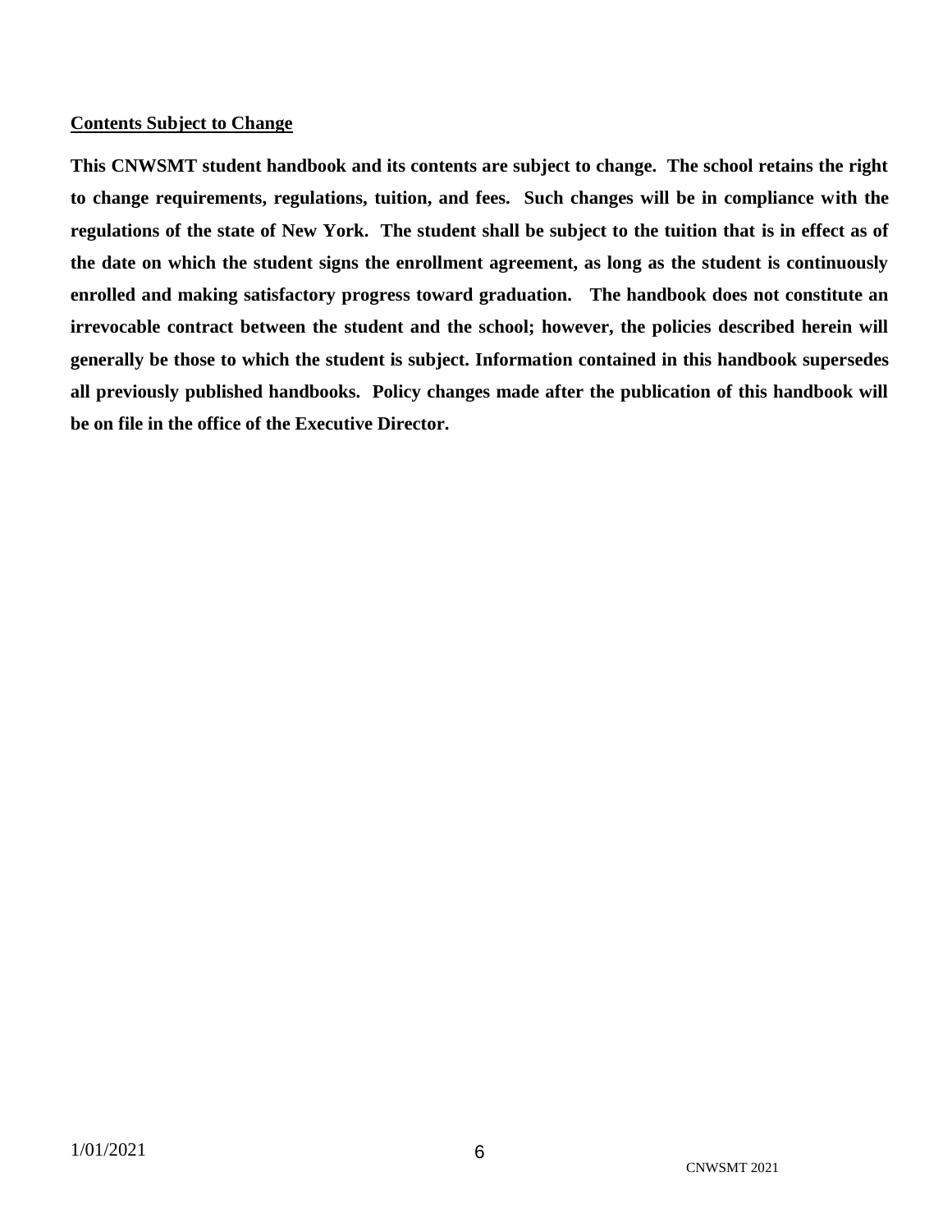**Contents Subject to Change**

**This CNWSMT student handbook and its contents are subject to change. The school retains the right to change requirements, regulations, tuition, and fees. Such changes will be in compliance with the regulations of the state of New York. The student shall be subject to the tuition that is in effect as of the date on which the student signs the enrollment agreement, as long as the student is continuously enrolled and making satisfactory progress toward graduation. The handbook does not constitute an irrevocable contract between the student and the school; however, the policies described herein will generally be those to which the student is subject. Information contained in this handbook supersedes all previously published handbooks. Policy changes made after the publication of this handbook will be on file in the office of the Executive Director.**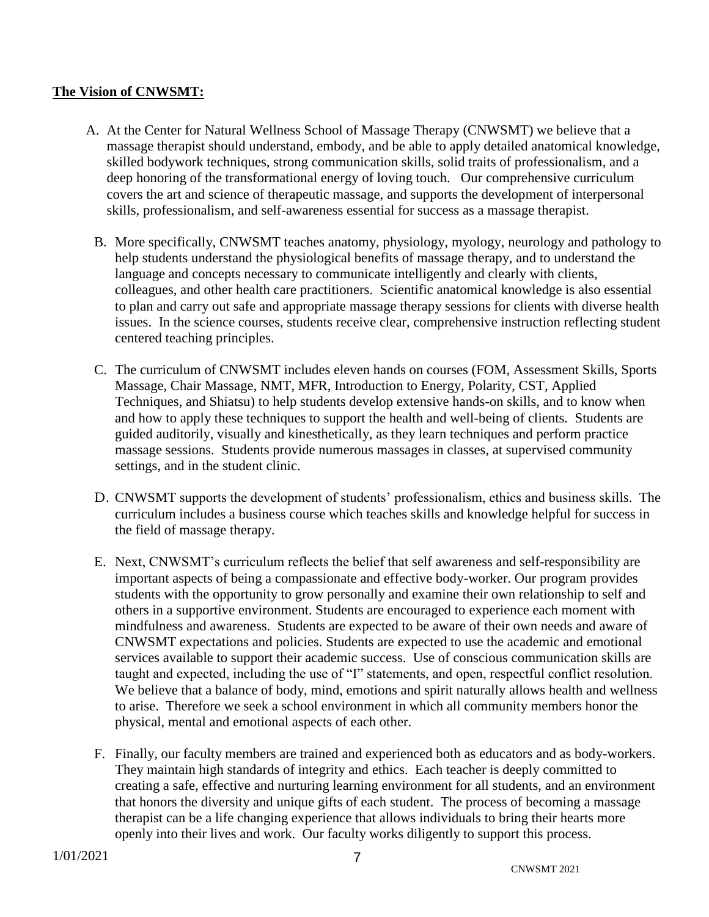**The Vision of CNWSMT:**

A. At the Center for Natural Wellness School of Massage Therapy (CNWSMT) we believe that a massage therapist should understand, embody, and be able to apply detailed anatomical knowledge, skilled bodywork techniques, strong communication skills, solid traits of professionalism, and a deep honoring of the transformational energy of loving touch. Our comprehensive curriculum covers the art and science of therapeutic massage, and supports the development of interpersonal skills, professionalism, and self-awareness essential for success as a massage therapist.

B. More specifically, CNWSMT teaches anatomy, physiology, myology, neurology and pathology to help students understand the physiological benefits of massage therapy, and to understand the language and concepts necessary to communicate intelligently and clearly with clients, colleagues, and other health care practitioners. Scientific anatomical knowledge is also essential to plan and carry out safe and appropriate massage therapy sessions for clients with diverse health issues. In the science courses, students receive clear, comprehensive instruction reflecting student centered teaching principles.

C. The curriculum of CNWSMT includes eleven hands on courses (FOM, Assessment Skills, Sports Massage, Chair Massage, NMT, MFR, Introduction to Energy, Polarity, CST, Applied Techniques, and Shiatsu) to help students develop extensive hands-on skills, and to know when and how to apply these techniques to support the health and well-being of clients. Students are guided auditorily, visually and kinesthetically, as they learn techniques and perform practice massage sessions. Students provide numerous massages in classes, at supervised community settings, and in the student clinic.

D. CNWSMT supports the development of students' professionalism, ethics and business skills. The curriculum includes a business course which teaches skills and knowledge helpful for success in the field of massage therapy.

E. Next, CNWSMT's curriculum reflects the belief that self awareness and self-responsibility are important aspects of being a compassionate and effective body-worker. Our program provides students with the opportunity to grow personally and examine their own relationship to self and others in a supportive environment. Students are encouraged to experience each moment with mindfulness and awareness. Students are expected to be aware of their own needs and aware of CNWSMT expectations and policies. Students are expected to use the academic and emotional services available to support their academic success. Use of conscious communication skills are taught and expected, including the use of "I" statements, and open, respectful conflict resolution. We believe that a balance of body, mind, emotions and spirit naturally allows health and wellness to arise. Therefore we seek a school environment in which all community members honor the physical, mental and emotional aspects of each other.

F. Finally, our faculty members are trained and experienced both as educators and as body-workers. They maintain high standards of integrity and ethics. Each teacher is deeply committed to creating a safe, effective and nurturing learning environment for all students, and an environment that honors the diversity and unique gifts of each student. The process of becoming a massage therapist can be a life changing experience that allows individuals to bring their hearts more openly into their lives and work. Our faculty works diligently to support this process.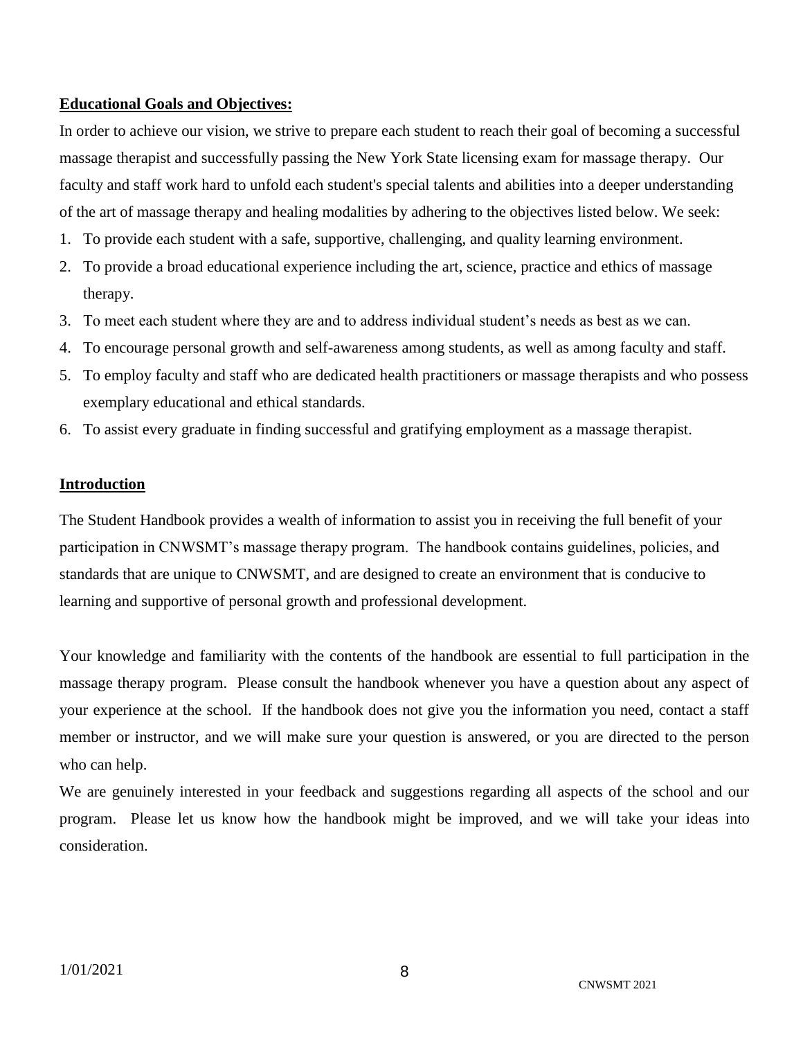## Educational Goals and Objectives:

In order to achieve our vision, we strive to prepare each student to reach their goal of becoming a successful massage therapist and successfully passing the New York State licensing exam for massage therapy. Our faculty and staff work hard to unfold each student's special talents and abilities into a deeper understanding of the art of massage therapy and healing modalities by adhering to the objectives listed below. We seek:

1. To provide each student with a safe, supportive, challenging, and quality learning environment.
2. To provide a broad educational experience including the art, science, practice and ethics of massage therapy.
3. To meet each student where they are and to address individual student's needs as best as we can.
4. To encourage personal growth and self-awareness among students, as well as among faculty and staff.
5. To employ faculty and staff who are dedicated health practitioners or massage therapists and who possess exemplary educational and ethical standards.
6. To assist every graduate in finding successful and gratifying employment as a massage therapist.

## Introduction

The Student Handbook provides a wealth of information to assist you in receiving the full benefit of your participation in CNWSMT's massage therapy program. The handbook contains guidelines, policies, and standards that are unique to CNWSMT, and are designed to create an environment that is conducive to learning and supportive of personal growth and professional development.

Your knowledge and familiarity with the contents of the handbook are essential to full participation in the massage therapy program. Please consult the handbook whenever you have a question about any aspect of your experience at the school. If the handbook does not give you the information you need, contact a staff member or instructor, and we will make sure your question is answered, or you are directed to the person who can help.

We are genuinely interested in your feedback and suggestions regarding all aspects of the school and our program. Please let us know how the handbook might be improved, and we will take your ideas into consideration.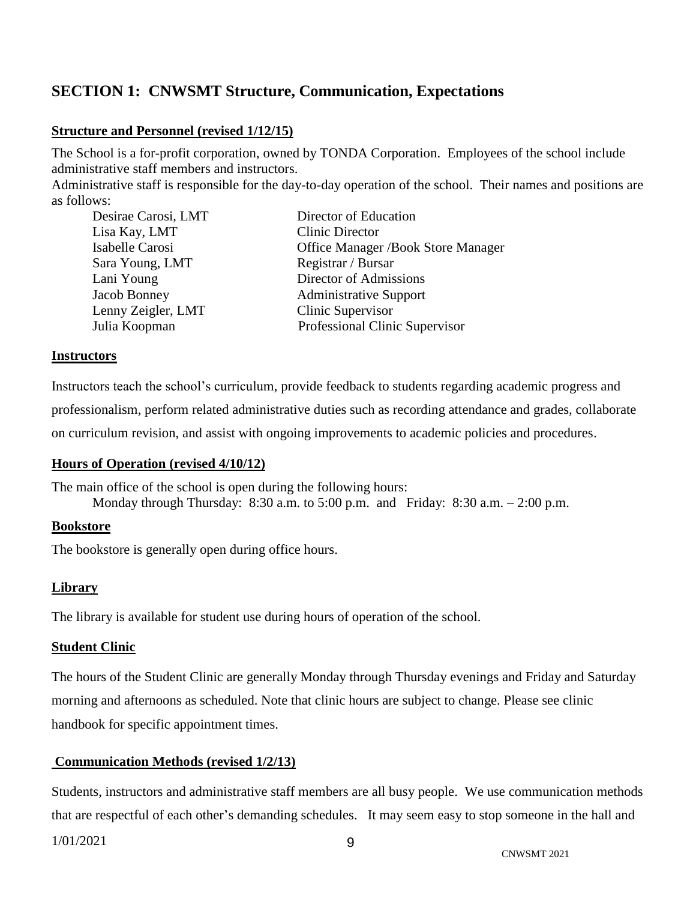## SECTION 1: CNWSMT Structure, Communication, Expectations

**Structure and Personnel (revised 1/12/15)**

The School is a for-profit corporation, owned by TONDA Corporation. Employees of the school include administrative staff members and instructors.
Administrative staff is responsible for the day-to-day operation of the school. Their names and positions are as follows:

| | |
|---|---|
| Desirae Carosi, LMT | Director of Education |
| Lisa Kay, LMT | Clinic Director |
| Isabelle Carosi | Office Manager /Book Store Manager |
| Sara Young, LMT | Registrar / Bursar |
| Lani Young | Director of Admissions |
| Jacob Bonney | Administrative Support |
| Lenny Zeigler, LMT | Clinic Supervisor |
| Julia Koopman | Professional Clinic Supervisor |

**Instructors**

Instructors teach the school's curriculum, provide feedback to students regarding academic progress and professionalism, perform related administrative duties such as recording attendance and grades, collaborate on curriculum revision, and assist with ongoing improvements to academic policies and procedures.

**Hours of Operation (revised 4/10/12)**

The main office of the school is open during the following hours:
Monday through Thursday: 8:30 a.m. to 5:00 p.m. and Friday: 8:30 a.m. – 2:00 p.m.

**Bookstore**

The bookstore is generally open during office hours.

**Library**

The library is available for student use during hours of operation of the school.

**Student Clinic**

The hours of the Student Clinic are generally Monday through Thursday evenings and Friday and Saturday morning and afternoons as scheduled. Note that clinic hours are subject to change. Please see clinic handbook for specific appointment times.

**Communication Methods (revised 1/2/13)**

Students, instructors and administrative staff members are all busy people. We use communication methods that are respectful of each other's demanding schedules. It may seem easy to stop someone in the hall and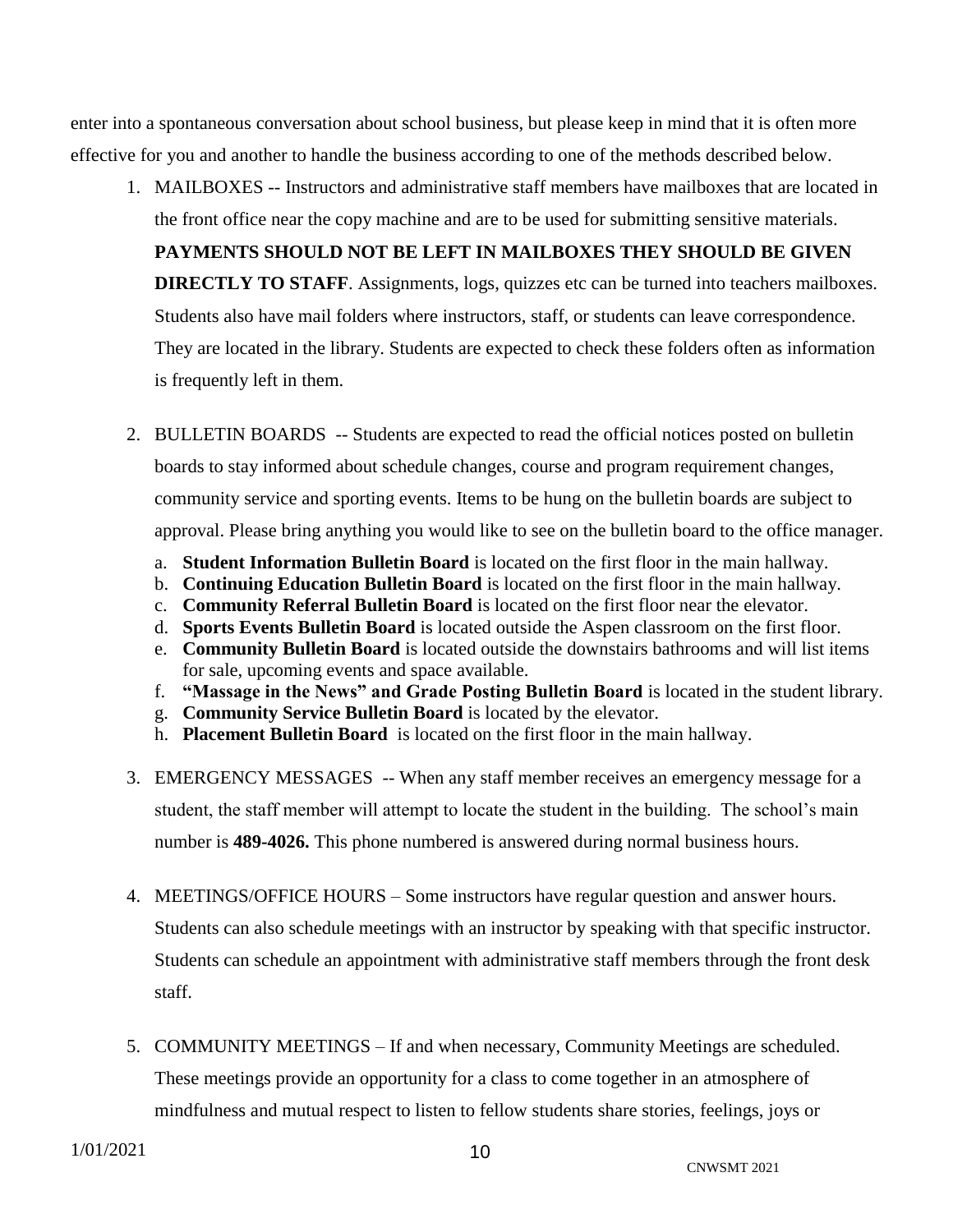enter into a spontaneous conversation about school business, but please keep in mind that it is often more effective for you and another to handle the business according to one of the methods described below.

1. MAILBOXES -- Instructors and administrative staff members have mailboxes that are located in the front office near the copy machine and are to be used for submitting sensitive materials. **PAYMENTS SHOULD NOT BE LEFT IN MAILBOXES THEY SHOULD BE GIVEN DIRECTLY TO STAFF**. Assignments, logs, quizzes etc can be turned into teachers mailboxes. Students also have mail folders where instructors, staff, or students can leave correspondence. They are located in the library. Students are expected to check these folders often as information is frequently left in them.

2. BULLETIN BOARDS -- Students are expected to read the official notices posted on bulletin boards to stay informed about schedule changes, course and program requirement changes, community service and sporting events. Items to be hung on the bulletin boards are subject to approval. Please bring anything you would like to see on the bulletin board to the office manager.

   a. **Student Information Bulletin Board** is located on the first floor in the main hallway.
   b. **Continuing Education Bulletin Board** is located on the first floor in the main hallway.
   c. **Community Referral Bulletin Board** is located on the first floor near the elevator.
   d. **Sports Events Bulletin Board** is located outside the Aspen classroom on the first floor.
   e. **Community Bulletin Board** is located outside the downstairs bathrooms and will list items for sale, upcoming events and space available.
   f. **"Massage in the News" and Grade Posting Bulletin Board** is located in the student library.
   g. **Community Service Bulletin Board** is located by the elevator.
   h. **Placement Bulletin Board** is located on the first floor in the main hallway.

3. EMERGENCY MESSAGES -- When any staff member receives an emergency message for a student, the staff member will attempt to locate the student in the building. The school's main number is **489-4026.** This phone numbered is answered during normal business hours.

4. MEETINGS/OFFICE HOURS – Some instructors have regular question and answer hours. Students can also schedule meetings with an instructor by speaking with that specific instructor. Students can schedule an appointment with administrative staff members through the front desk staff.

5. COMMUNITY MEETINGS – If and when necessary, Community Meetings are scheduled. These meetings provide an opportunity for a class to come together in an atmosphere of mindfulness and mutual respect to listen to fellow students share stories, feelings, joys or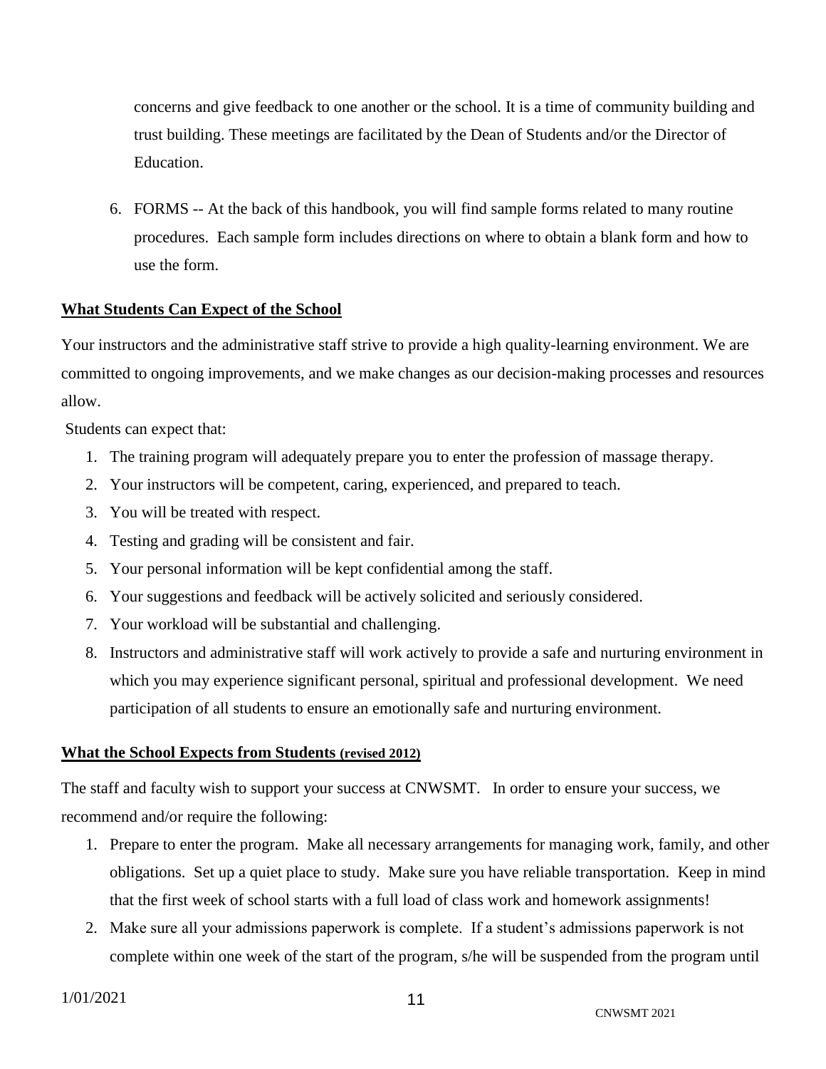concerns and give feedback to one another or the school. It is a time of community building and trust building. These meetings are facilitated by the Dean of Students and/or the Director of Education.

6. FORMS -- At the back of this handbook, you will find sample forms related to many routine procedures. Each sample form includes directions on where to obtain a blank form and how to use the form.

## What Students Can Expect of the School

Your instructors and the administrative staff strive to provide a high quality-learning environment. We are committed to ongoing improvements, and we make changes as our decision-making processes and resources allow.

Students can expect that:

1. The training program will adequately prepare you to enter the profession of massage therapy.
2. Your instructors will be competent, caring, experienced, and prepared to teach.
3. You will be treated with respect.
4. Testing and grading will be consistent and fair.
5. Your personal information will be kept confidential among the staff.
6. Your suggestions and feedback will be actively solicited and seriously considered.
7. Your workload will be substantial and challenging.
8. Instructors and administrative staff will work actively to provide a safe and nurturing environment in which you may experience significant personal, spiritual and professional development. We need participation of all students to ensure an emotionally safe and nurturing environment.

## What the School Expects from Students (revised 2012)

The staff and faculty wish to support your success at CNWSMT. In order to ensure your success, we recommend and/or require the following:

1. Prepare to enter the program. Make all necessary arrangements for managing work, family, and other obligations. Set up a quiet place to study. Make sure you have reliable transportation. Keep in mind that the first week of school starts with a full load of class work and homework assignments!
2. Make sure all your admissions paperwork is complete. If a student's admissions paperwork is not complete within one week of the start of the program, s/he will be suspended from the program until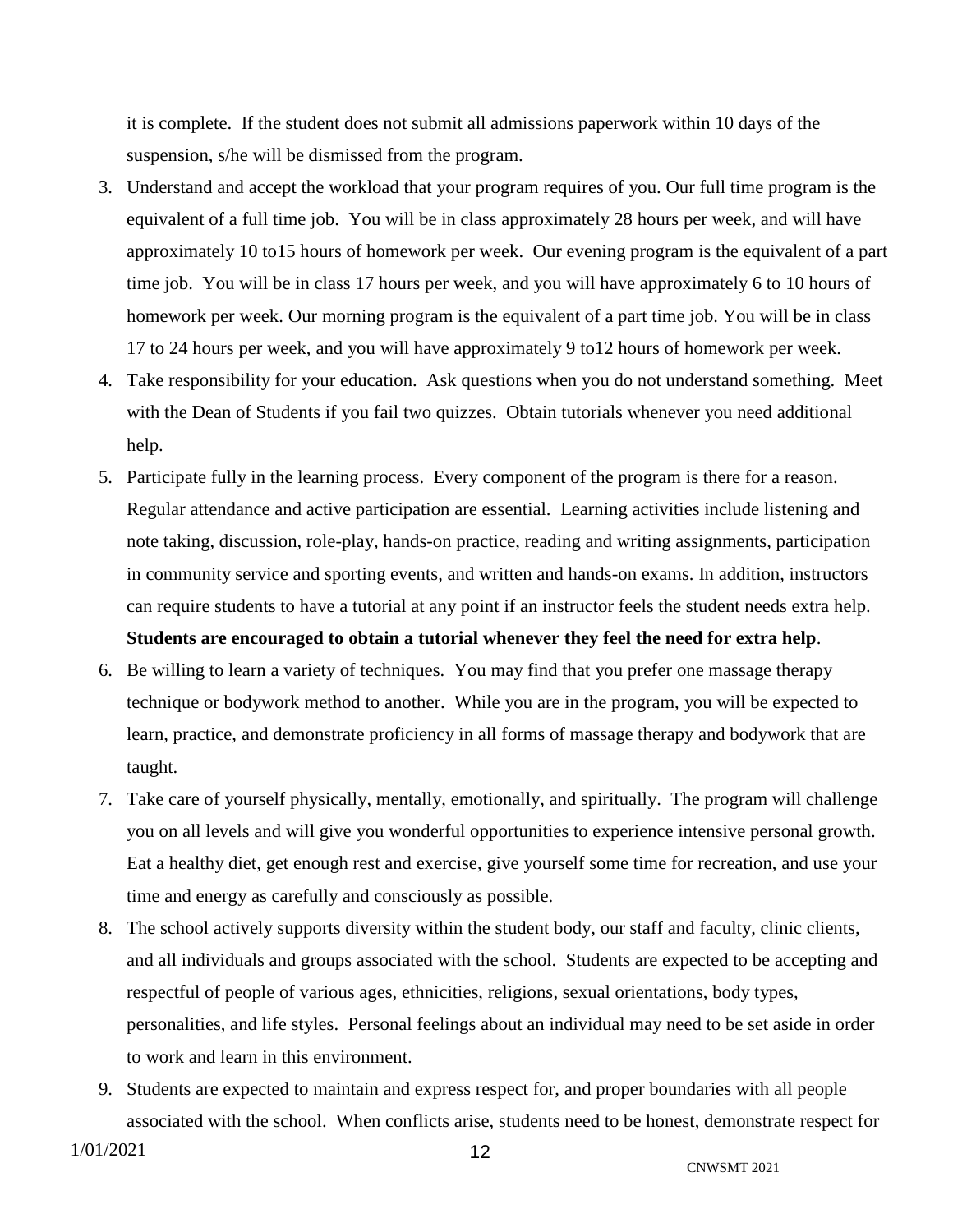it is complete. If the student does not submit all admissions paperwork within 10 days of the suspension, s/he will be dismissed from the program.

3. Understand and accept the workload that your program requires of you. Our full time program is the equivalent of a full time job. You will be in class approximately 28 hours per week, and will have approximately 10 to15 hours of homework per week. Our evening program is the equivalent of a part time job. You will be in class 17 hours per week, and you will have approximately 6 to 10 hours of homework per week. Our morning program is the equivalent of a part time job. You will be in class 17 to 24 hours per week, and you will have approximately 9 to12 hours of homework per week.
4. Take responsibility for your education. Ask questions when you do not understand something. Meet with the Dean of Students if you fail two quizzes. Obtain tutorials whenever you need additional help.
5. Participate fully in the learning process. Every component of the program is there for a reason. Regular attendance and active participation are essential. Learning activities include listening and note taking, discussion, role-play, hands-on practice, reading and writing assignments, participation in community service and sporting events, and written and hands-on exams. In addition, instructors can require students to have a tutorial at any point if an instructor feels the student needs extra help. **Students are encouraged to obtain a tutorial whenever they feel the need for extra help**.
6. Be willing to learn a variety of techniques. You may find that you prefer one massage therapy technique or bodywork method to another. While you are in the program, you will be expected to learn, practice, and demonstrate proficiency in all forms of massage therapy and bodywork that are taught.
7. Take care of yourself physically, mentally, emotionally, and spiritually. The program will challenge you on all levels and will give you wonderful opportunities to experience intensive personal growth. Eat a healthy diet, get enough rest and exercise, give yourself some time for recreation, and use your time and energy as carefully and consciously as possible.
8. The school actively supports diversity within the student body, our staff and faculty, clinic clients, and all individuals and groups associated with the school. Students are expected to be accepting and respectful of people of various ages, ethnicities, religions, sexual orientations, body types, personalities, and life styles. Personal feelings about an individual may need to be set aside in order to work and learn in this environment.
9. Students are expected to maintain and express respect for, and proper boundaries with all people associated with the school. When conflicts arise, students need to be honest, demonstrate respect for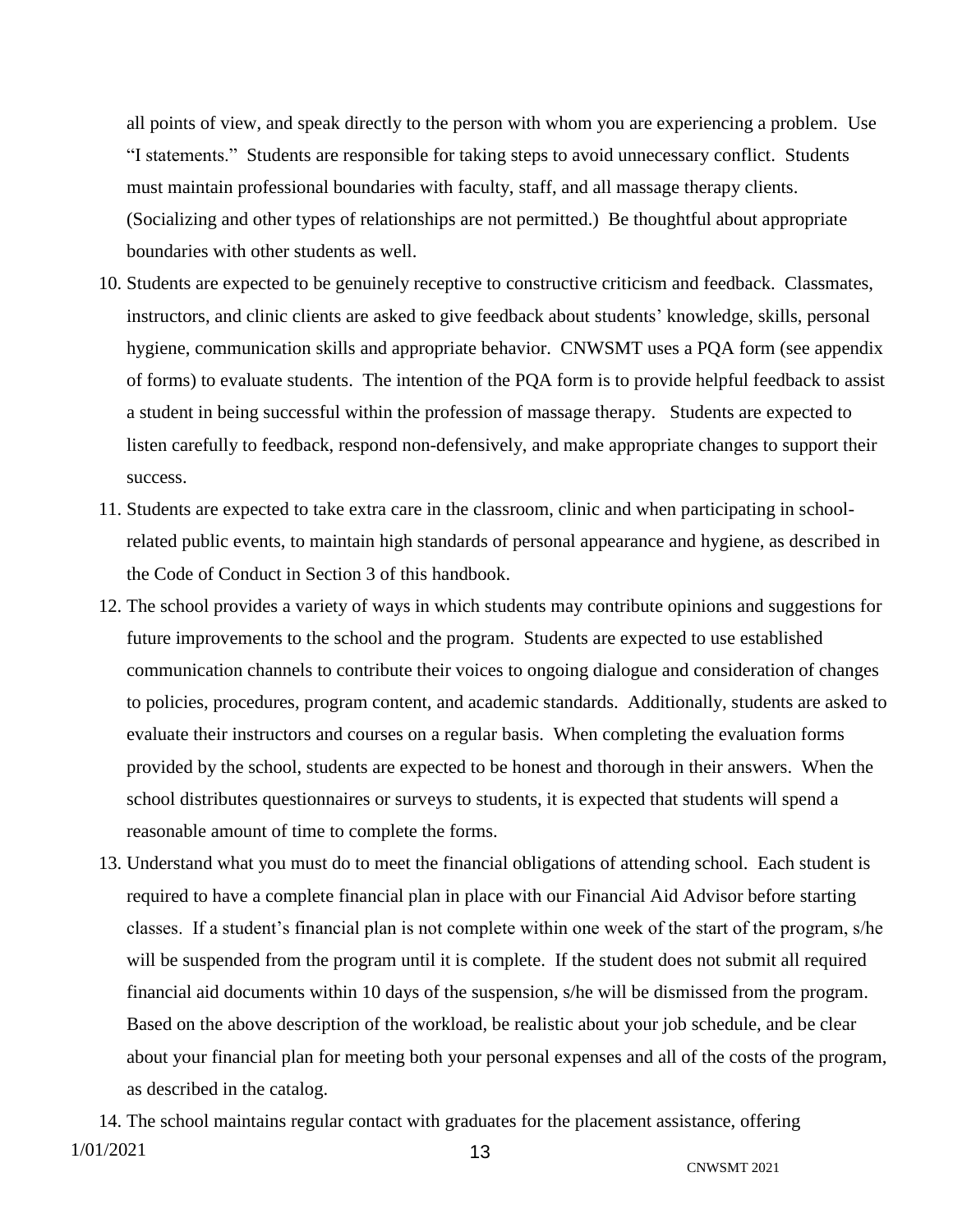all points of view, and speak directly to the person with whom you are experiencing a problem. Use "I statements." Students are responsible for taking steps to avoid unnecessary conflict. Students must maintain professional boundaries with faculty, staff, and all massage therapy clients. (Socializing and other types of relationships are not permitted.) Be thoughtful about appropriate boundaries with other students as well.

10. Students are expected to be genuinely receptive to constructive criticism and feedback. Classmates, instructors, and clinic clients are asked to give feedback about students' knowledge, skills, personal hygiene, communication skills and appropriate behavior. CNWSMT uses a PQA form (see appendix of forms) to evaluate students. The intention of the PQA form is to provide helpful feedback to assist a student in being successful within the profession of massage therapy. Students are expected to listen carefully to feedback, respond non-defensively, and make appropriate changes to support their success.
11. Students are expected to take extra care in the classroom, clinic and when participating in school-related public events, to maintain high standards of personal appearance and hygiene, as described in the Code of Conduct in Section 3 of this handbook.
12. The school provides a variety of ways in which students may contribute opinions and suggestions for future improvements to the school and the program. Students are expected to use established communication channels to contribute their voices to ongoing dialogue and consideration of changes to policies, procedures, program content, and academic standards. Additionally, students are asked to evaluate their instructors and courses on a regular basis. When completing the evaluation forms provided by the school, students are expected to be honest and thorough in their answers. When the school distributes questionnaires or surveys to students, it is expected that students will spend a reasonable amount of time to complete the forms.
13. Understand what you must do to meet the financial obligations of attending school. Each student is required to have a complete financial plan in place with our Financial Aid Advisor before starting classes. If a student's financial plan is not complete within one week of the start of the program, s/he will be suspended from the program until it is complete. If the student does not submit all required financial aid documents within 10 days of the suspension, s/he will be dismissed from the program. Based on the above description of the workload, be realistic about your job schedule, and be clear about your financial plan for meeting both your personal expenses and all of the costs of the program, as described in the catalog.
14. The school maintains regular contact with graduates for the placement assistance, offering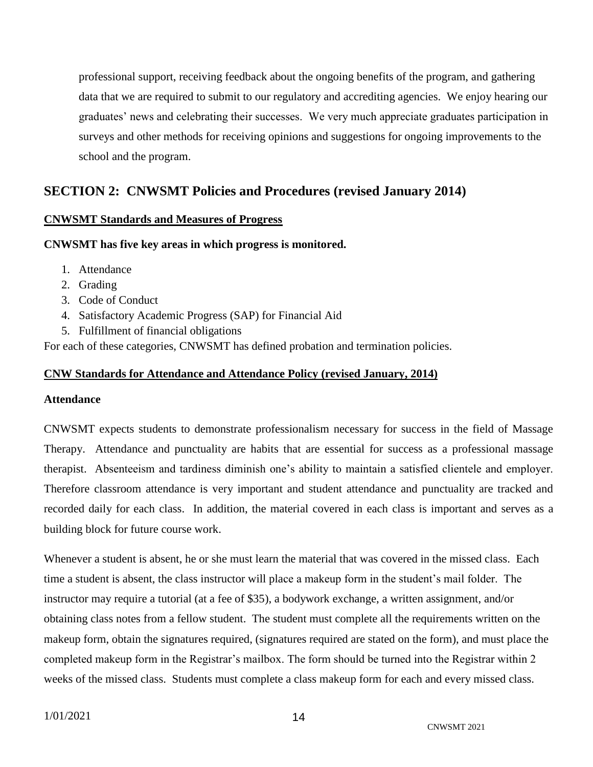professional support, receiving feedback about the ongoing benefits of the program, and gathering data that we are required to submit to our regulatory and accrediting agencies. We enjoy hearing our graduates' news and celebrating their successes. We very much appreciate graduates participation in surveys and other methods for receiving opinions and suggestions for ongoing improvements to the school and the program.

## SECTION 2: CNWSMT Policies and Procedures (revised January 2014)

### CNWSMT Standards and Measures of Progress

**CNWSMT has five key areas in which progress is monitored.**

1. Attendance
2. Grading
3. Code of Conduct
4. Satisfactory Academic Progress (SAP) for Financial Aid
5. Fulfillment of financial obligations

For each of these categories, CNWSMT has defined probation and termination policies.

### CNW Standards for Attendance and Attendance Policy (revised January, 2014)

**Attendance**

CNWSMT expects students to demonstrate professionalism necessary for success in the field of Massage Therapy. Attendance and punctuality are habits that are essential for success as a professional massage therapist. Absenteeism and tardiness diminish one's ability to maintain a satisfied clientele and employer. Therefore classroom attendance is very important and student attendance and punctuality are tracked and recorded daily for each class. In addition, the material covered in each class is important and serves as a building block for future course work.

Whenever a student is absent, he or she must learn the material that was covered in the missed class. Each time a student is absent, the class instructor will place a makeup form in the student's mail folder. The instructor may require a tutorial (at a fee of $35), a bodywork exchange, a written assignment, and/or obtaining class notes from a fellow student. The student must complete all the requirements written on the makeup form, obtain the signatures required, (signatures required are stated on the form), and must place the completed makeup form in the Registrar's mailbox. The form should be turned into the Registrar within 2 weeks of the missed class. Students must complete a class makeup form for each and every missed class.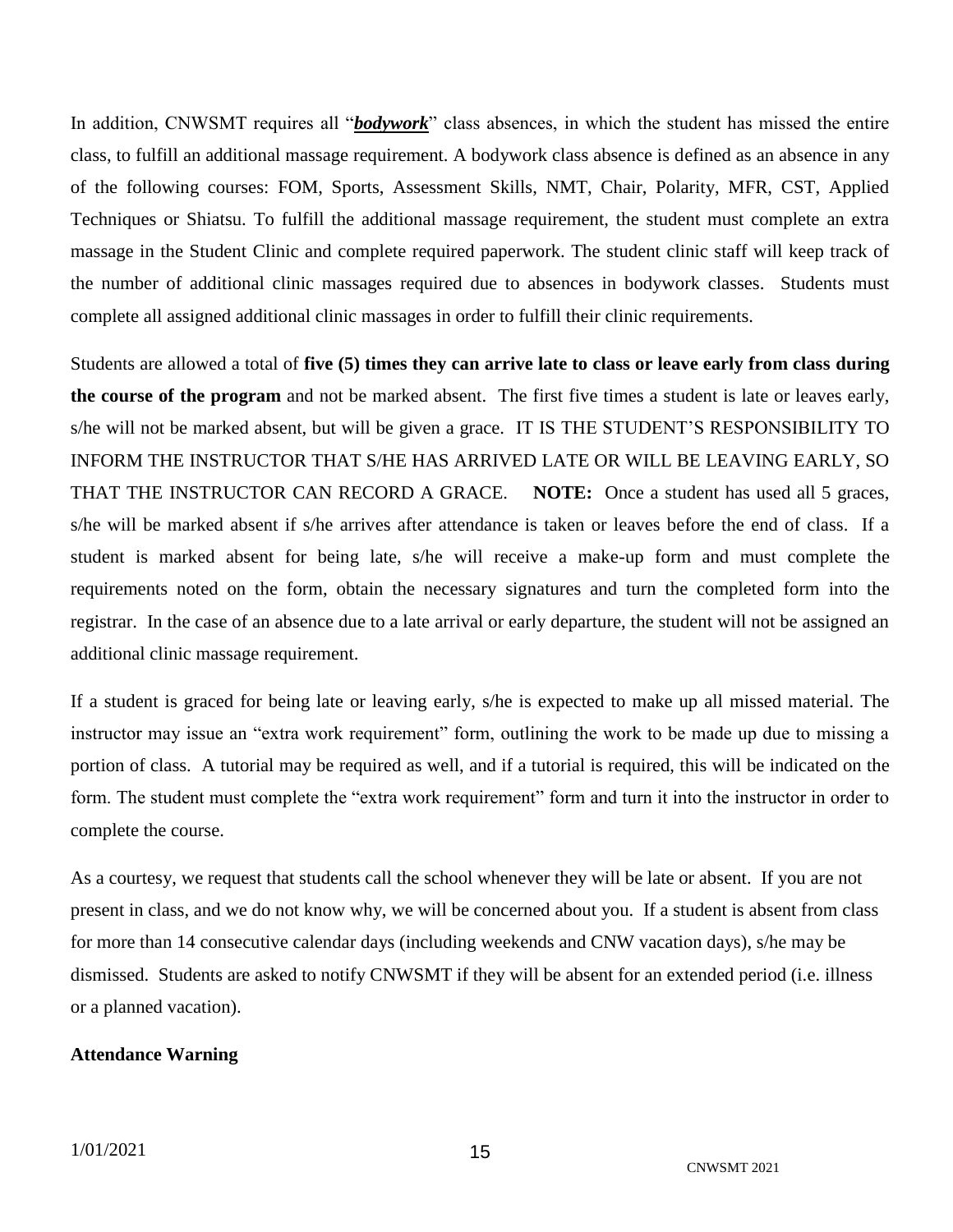In addition, CNWSMT requires all "***bodywork***" class absences, in which the student has missed the entire class, to fulfill an additional massage requirement. A bodywork class absence is defined as an absence in any of the following courses: FOM, Sports, Assessment Skills, NMT, Chair, Polarity, MFR, CST, Applied Techniques or Shiatsu. To fulfill the additional massage requirement, the student must complete an extra massage in the Student Clinic and complete required paperwork. The student clinic staff will keep track of the number of additional clinic massages required due to absences in bodywork classes. Students must complete all assigned additional clinic massages in order to fulfill their clinic requirements.

Students are allowed a total of **five (5) times they can arrive late to class or leave early from class during the course of the program** and not be marked absent. The first five times a student is late or leaves early, s/he will not be marked absent, but will be given a grace. IT IS THE STUDENT'S RESPONSIBILITY TO INFORM THE INSTRUCTOR THAT S/HE HAS ARRIVED LATE OR WILL BE LEAVING EARLY, SO THAT THE INSTRUCTOR CAN RECORD A GRACE. **NOTE:** Once a student has used all 5 graces, s/he will be marked absent if s/he arrives after attendance is taken or leaves before the end of class. If a student is marked absent for being late, s/he will receive a make-up form and must complete the requirements noted on the form, obtain the necessary signatures and turn the completed form into the registrar. In the case of an absence due to a late arrival or early departure, the student will not be assigned an additional clinic massage requirement.

If a student is graced for being late or leaving early, s/he is expected to make up all missed material. The instructor may issue an "extra work requirement" form, outlining the work to be made up due to missing a portion of class. A tutorial may be required as well, and if a tutorial is required, this will be indicated on the form. The student must complete the "extra work requirement" form and turn it into the instructor in order to complete the course.

As a courtesy, we request that students call the school whenever they will be late or absent. If you are not present in class, and we do not know why, we will be concerned about you. If a student is absent from class for more than 14 consecutive calendar days (including weekends and CNW vacation days), s/he may be dismissed. Students are asked to notify CNWSMT if they will be absent for an extended period (i.e. illness or a planned vacation).

**Attendance Warning**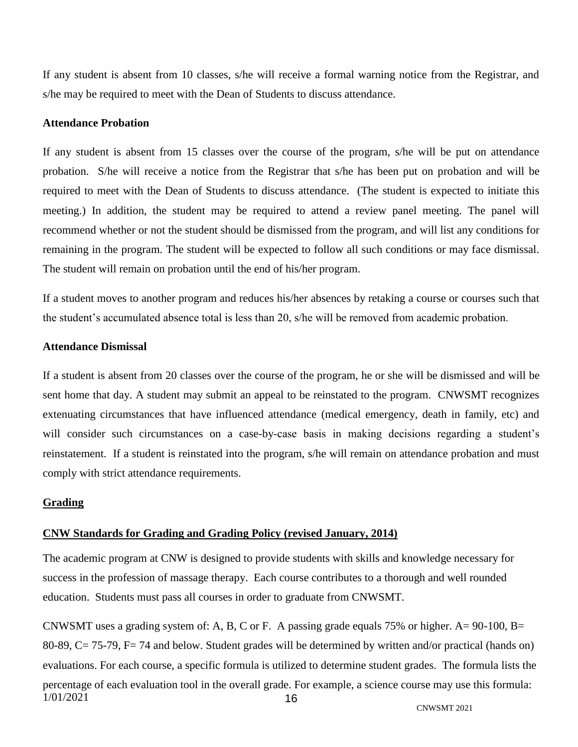If any student is absent from 10 classes, s/he will receive a formal warning notice from the Registrar, and s/he may be required to meet with the Dean of Students to discuss attendance.

**Attendance Probation**

If any student is absent from 15 classes over the course of the program, s/he will be put on attendance probation. S/he will receive a notice from the Registrar that s/he has been put on probation and will be required to meet with the Dean of Students to discuss attendance. (The student is expected to initiate this meeting.) In addition, the student may be required to attend a review panel meeting. The panel will recommend whether or not the student should be dismissed from the program, and will list any conditions for remaining in the program. The student will be expected to follow all such conditions or may face dismissal. The student will remain on probation until the end of his/her program.

If a student moves to another program and reduces his/her absences by retaking a course or courses such that the student's accumulated absence total is less than 20, s/he will be removed from academic probation.

**Attendance Dismissal**

If a student is absent from 20 classes over the course of the program, he or she will be dismissed and will be sent home that day. A student may submit an appeal to be reinstated to the program. CNWSMT recognizes extenuating circumstances that have influenced attendance (medical emergency, death in family, etc) and will consider such circumstances on a case-by-case basis in making decisions regarding a student's reinstatement. If a student is reinstated into the program, s/he will remain on attendance probation and must comply with strict attendance requirements.

## Grading

### CNW Standards for Grading and Grading Policy (revised January, 2014)

The academic program at CNW is designed to provide students with skills and knowledge necessary for success in the profession of massage therapy. Each course contributes to a thorough and well rounded education. Students must pass all courses in order to graduate from CNWSMT.

CNWSMT uses a grading system of: A, B, C or F. A passing grade equals 75% or higher. A= 90-100, B= 80-89, C= 75-79, F= 74 and below. Student grades will be determined by written and/or practical (hands on) evaluations. For each course, a specific formula is utilized to determine student grades. The formula lists the percentage of each evaluation tool in the overall grade. For example, a science course may use this formula: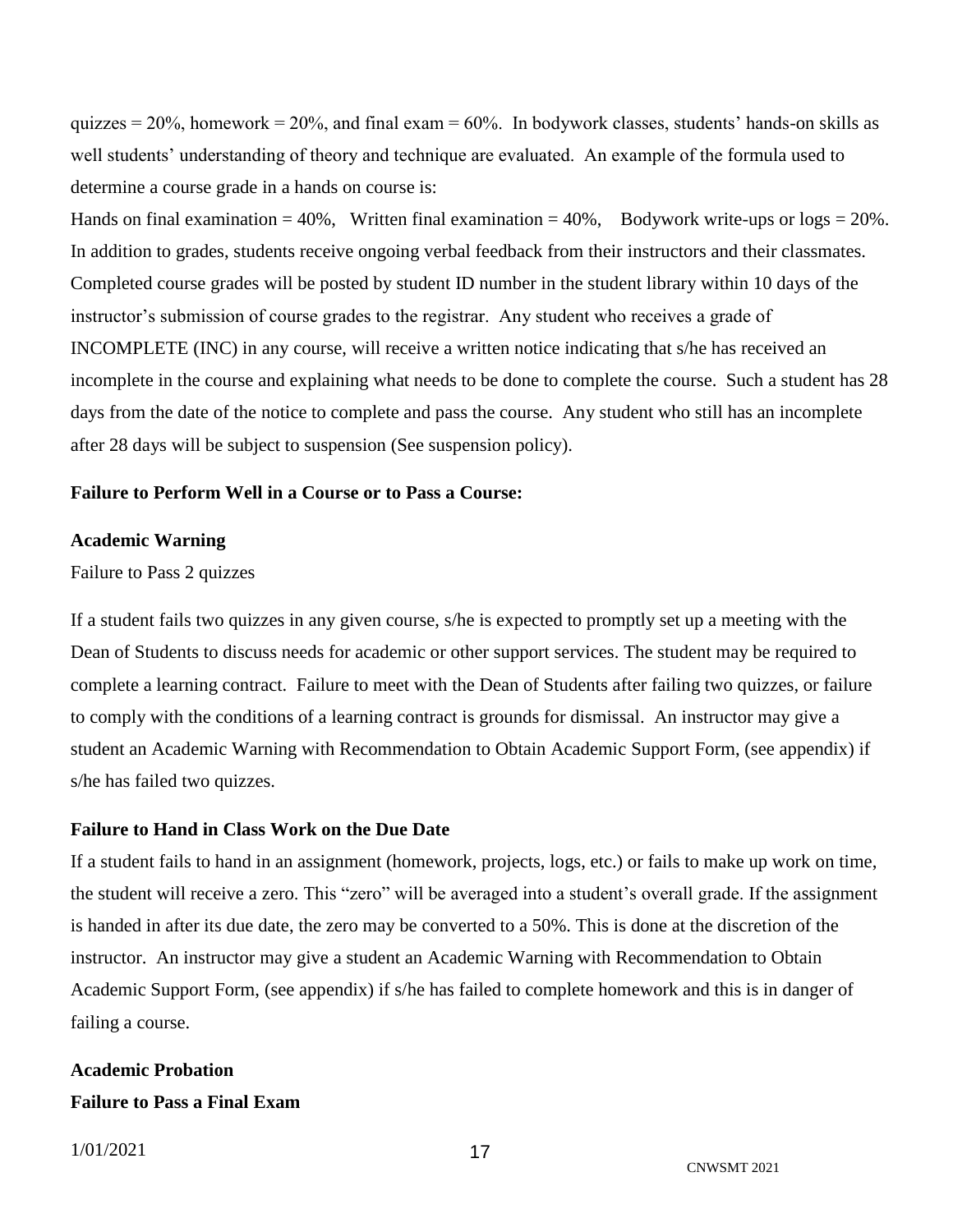quizzes = 20%, homework = 20%, and final exam = 60%. In bodywork classes, students' hands-on skills as well students' understanding of theory and technique are evaluated. An example of the formula used to determine a course grade in a hands on course is:

Hands on final examination = 40%, Written final examination = 40%, Bodywork write-ups or logs = 20%. In addition to grades, students receive ongoing verbal feedback from their instructors and their classmates. Completed course grades will be posted by student ID number in the student library within 10 days of the instructor's submission of course grades to the registrar. Any student who receives a grade of INCOMPLETE (INC) in any course, will receive a written notice indicating that s/he has received an incomplete in the course and explaining what needs to be done to complete the course. Such a student has 28 days from the date of the notice to complete and pass the course. Any student who still has an incomplete after 28 days will be subject to suspension (See suspension policy).

**Failure to Perform Well in a Course or to Pass a Course:**

**Academic Warning**

Failure to Pass 2 quizzes

If a student fails two quizzes in any given course, s/he is expected to promptly set up a meeting with the Dean of Students to discuss needs for academic or other support services. The student may be required to complete a learning contract. Failure to meet with the Dean of Students after failing two quizzes, or failure to comply with the conditions of a learning contract is grounds for dismissal. An instructor may give a student an Academic Warning with Recommendation to Obtain Academic Support Form, (see appendix) if s/he has failed two quizzes.

**Failure to Hand in Class Work on the Due Date**

If a student fails to hand in an assignment (homework, projects, logs, etc.) or fails to make up work on time, the student will receive a zero. This "zero" will be averaged into a student's overall grade. If the assignment is handed in after its due date, the zero may be converted to a 50%. This is done at the discretion of the instructor. An instructor may give a student an Academic Warning with Recommendation to Obtain Academic Support Form, (see appendix) if s/he has failed to complete homework and this is in danger of failing a course.

**Academic Probation**

**Failure to Pass a Final Exam**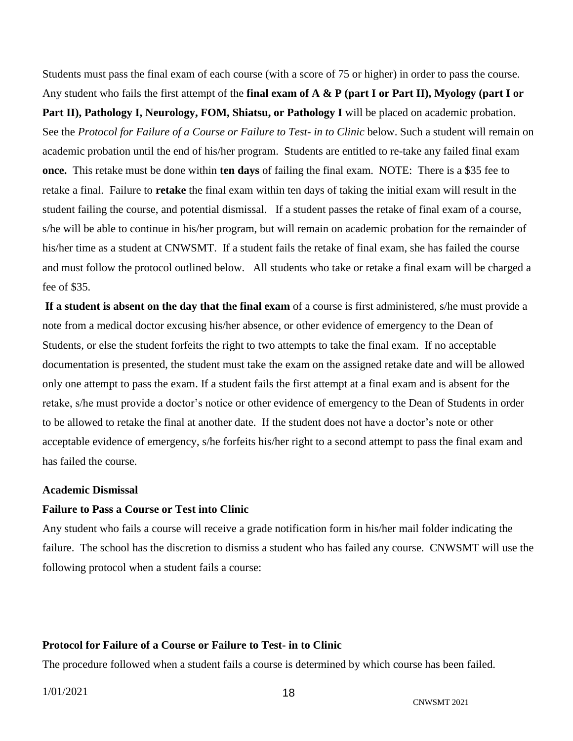Students must pass the final exam of each course (with a score of 75 or higher) in order to pass the course. Any student who fails the first attempt of the **final exam of A & P (part I or Part II), Myology (part I or Part II), Pathology I, Neurology, FOM, Shiatsu, or Pathology I** will be placed on academic probation. See the *Protocol for Failure of a Course or Failure to Test- in to Clinic* below. Such a student will remain on academic probation until the end of his/her program. Students are entitled to re-take any failed final exam **once.** This retake must be done within **ten days** of failing the final exam. NOTE: There is a $35 fee to retake a final. Failure to **retake** the final exam within ten days of taking the initial exam will result in the student failing the course, and potential dismissal. If a student passes the retake of final exam of a course, s/he will be able to continue in his/her program, but will remain on academic probation for the remainder of his/her time as a student at CNWSMT. If a student fails the retake of final exam, she has failed the course and must follow the protocol outlined below. All students who take or retake a final exam will be charged a fee of $35.

**If a student is absent on the day that the final exam** of a course is first administered, s/he must provide a note from a medical doctor excusing his/her absence, or other evidence of emergency to the Dean of Students, or else the student forfeits the right to two attempts to take the final exam. If no acceptable documentation is presented, the student must take the exam on the assigned retake date and will be allowed only one attempt to pass the exam. If a student fails the first attempt at a final exam and is absent for the retake, s/he must provide a doctor's notice or other evidence of emergency to the Dean of Students in order to be allowed to retake the final at another date. If the student does not have a doctor's note or other acceptable evidence of emergency, s/he forfeits his/her right to a second attempt to pass the final exam and has failed the course.

**Academic Dismissal**

**Failure to Pass a Course or Test into Clinic**

Any student who fails a course will receive a grade notification form in his/her mail folder indicating the failure. The school has the discretion to dismiss a student who has failed any course. CNWSMT will use the following protocol when a student fails a course:

**Protocol for Failure of a Course or Failure to Test- in to Clinic**

The procedure followed when a student fails a course is determined by which course has been failed.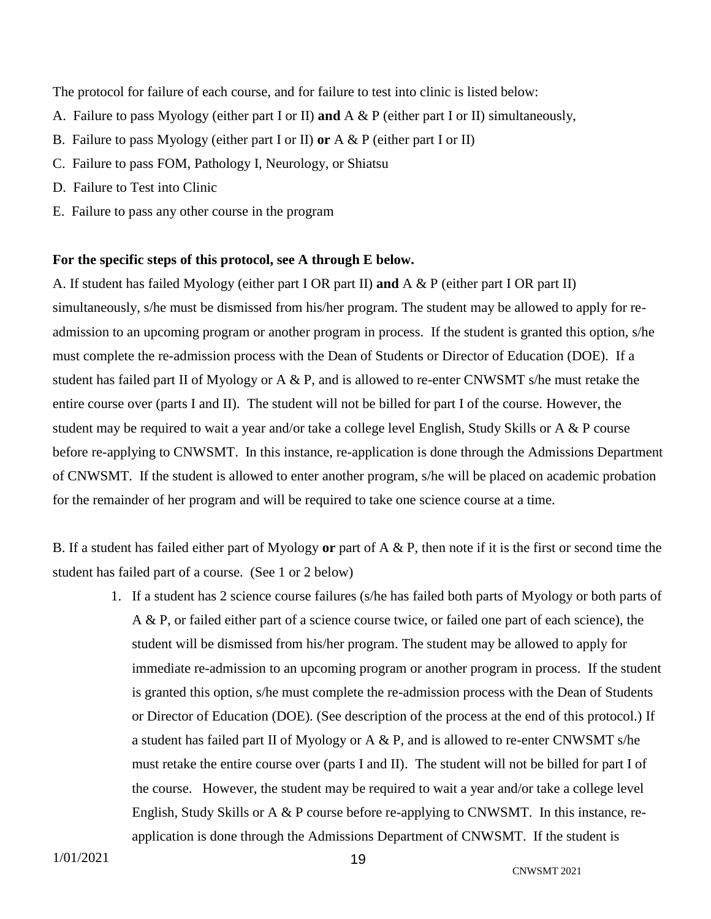The protocol for failure of each course, and for failure to test into clinic is listed below:

A. Failure to pass Myology (either part I or II) **and** A & P (either part I or II) simultaneously,

B. Failure to pass Myology (either part I or II) **or** A & P (either part I or II)

C. Failure to pass FOM, Pathology I, Neurology, or Shiatsu

D. Failure to Test into Clinic

E. Failure to pass any other course in the program

**For the specific steps of this protocol, see A through E below.**

A. If student has failed Myology (either part I OR part II) **and** A & P (either part I OR part II) simultaneously, s/he must be dismissed from his/her program. The student may be allowed to apply for re-admission to an upcoming program or another program in process. If the student is granted this option, s/he must complete the re-admission process with the Dean of Students or Director of Education (DOE). If a student has failed part II of Myology or A & P, and is allowed to re-enter CNWSMT s/he must retake the entire course over (parts I and II). The student will not be billed for part I of the course. However, the student may be required to wait a year and/or take a college level English, Study Skills or A & P course before re-applying to CNWSMT. In this instance, re-application is done through the Admissions Department of CNWSMT. If the student is allowed to enter another program, s/he will be placed on academic probation for the remainder of her program and will be required to take one science course at a time.

B. If a student has failed either part of Myology **or** part of A & P, then note if it is the first or second time the student has failed part of a course. (See 1 or 2 below)

1. If a student has 2 science course failures (s/he has failed both parts of Myology or both parts of A & P, or failed either part of a science course twice, or failed one part of each science), the student will be dismissed from his/her program. The student may be allowed to apply for immediate re-admission to an upcoming program or another program in process. If the student is granted this option, s/he must complete the re-admission process with the Dean of Students or Director of Education (DOE). (See description of the process at the end of this protocol.) If a student has failed part II of Myology or A & P, and is allowed to re-enter CNWSMT s/he must retake the entire course over (parts I and II). The student will not be billed for part I of the course. However, the student may be required to wait a year and/or take a college level English, Study Skills or A & P course before re-applying to CNWSMT. In this instance, re-application is done through the Admissions Department of CNWSMT. If the student is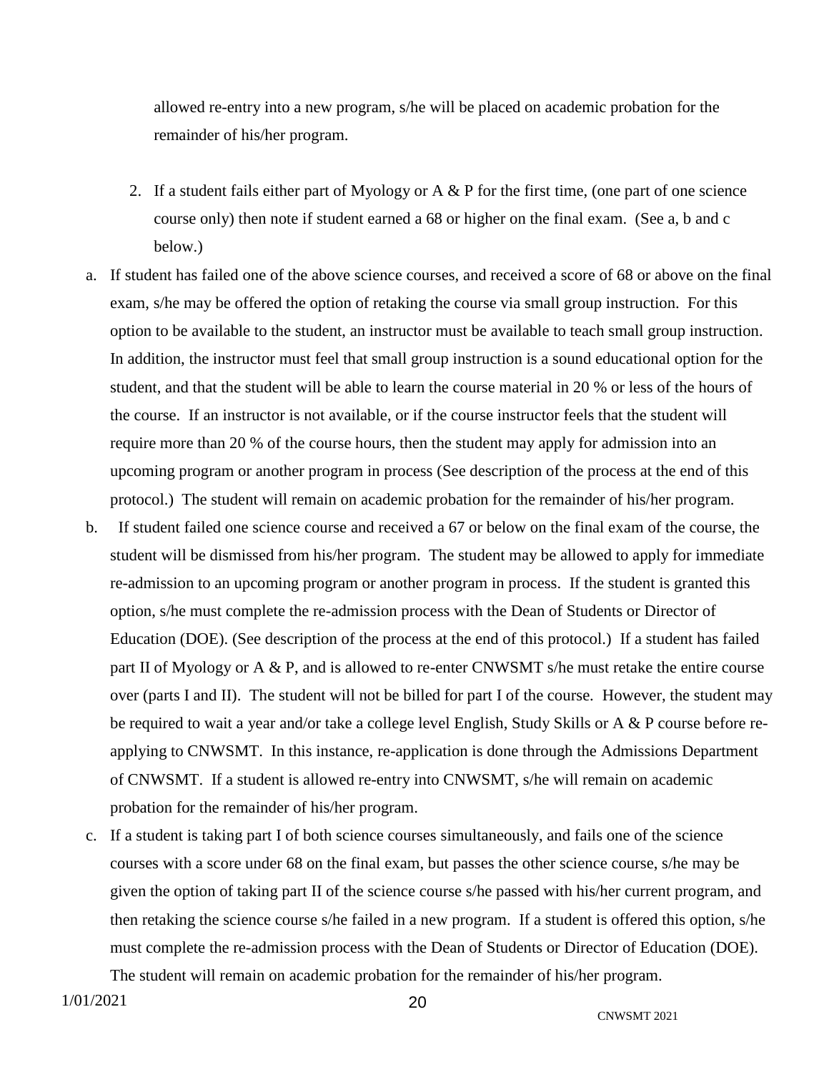allowed re-entry into a new program, s/he will be placed on academic probation for the remainder of his/her program.

2. If a student fails either part of Myology or A & P for the first time, (one part of one science course only) then note if student earned a 68 or higher on the final exam. (See a, b and c below.)

a. If student has failed one of the above science courses, and received a score of 68 or above on the final exam, s/he may be offered the option of retaking the course via small group instruction. For this option to be available to the student, an instructor must be available to teach small group instruction. In addition, the instructor must feel that small group instruction is a sound educational option for the student, and that the student will be able to learn the course material in 20 % or less of the hours of the course. If an instructor is not available, or if the course instructor feels that the student will require more than 20 % of the course hours, then the student may apply for admission into an upcoming program or another program in process (See description of the process at the end of this protocol.) The student will remain on academic probation for the remainder of his/her program.

b. If student failed one science course and received a 67 or below on the final exam of the course, the student will be dismissed from his/her program. The student may be allowed to apply for immediate re-admission to an upcoming program or another program in process. If the student is granted this option, s/he must complete the re-admission process with the Dean of Students or Director of Education (DOE). (See description of the process at the end of this protocol.) If a student has failed part II of Myology or A & P, and is allowed to re-enter CNWSMT s/he must retake the entire course over (parts I and II). The student will not be billed for part I of the course. However, the student may be required to wait a year and/or take a college level English, Study Skills or A & P course before re-applying to CNWSMT. In this instance, re-application is done through the Admissions Department of CNWSMT. If a student is allowed re-entry into CNWSMT, s/he will remain on academic probation for the remainder of his/her program.

c. If a student is taking part I of both science courses simultaneously, and fails one of the science courses with a score under 68 on the final exam, but passes the other science course, s/he may be given the option of taking part II of the science course s/he passed with his/her current program, and then retaking the science course s/he failed in a new program. If a student is offered this option, s/he must complete the re-admission process with the Dean of Students or Director of Education (DOE). The student will remain on academic probation for the remainder of his/her program.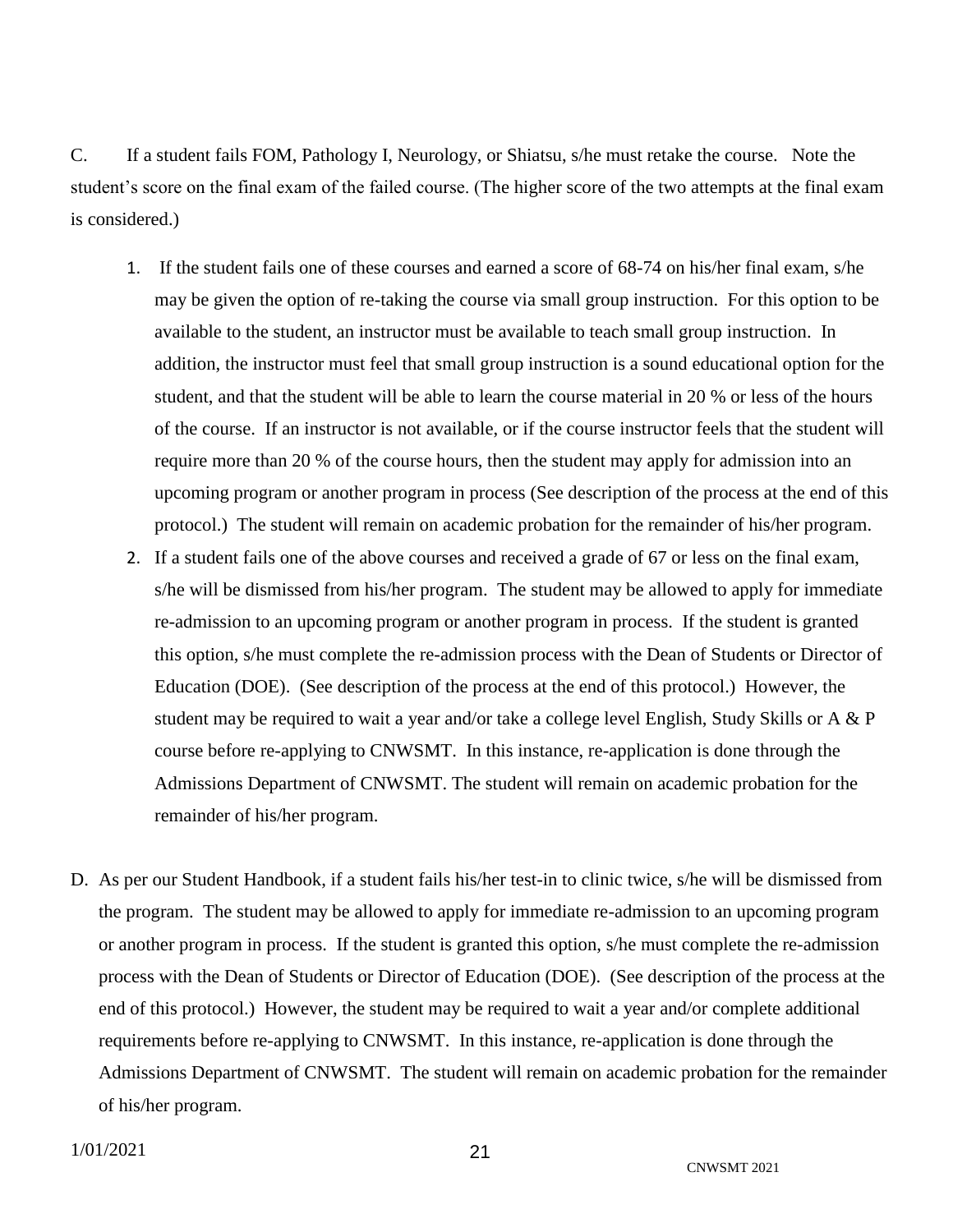C. If a student fails FOM, Pathology I, Neurology, or Shiatsu, s/he must retake the course. Note the student's score on the final exam of the failed course. (The higher score of the two attempts at the final exam is considered.)

1. If the student fails one of these courses and earned a score of 68-74 on his/her final exam, s/he may be given the option of re-taking the course via small group instruction. For this option to be available to the student, an instructor must be available to teach small group instruction. In addition, the instructor must feel that small group instruction is a sound educational option for the student, and that the student will be able to learn the course material in 20 % or less of the hours of the course. If an instructor is not available, or if the course instructor feels that the student will require more than 20 % of the course hours, then the student may apply for admission into an upcoming program or another program in process (See description of the process at the end of this protocol.) The student will remain on academic probation for the remainder of his/her program.
2. If a student fails one of the above courses and received a grade of 67 or less on the final exam, s/he will be dismissed from his/her program. The student may be allowed to apply for immediate re-admission to an upcoming program or another program in process. If the student is granted this option, s/he must complete the re-admission process with the Dean of Students or Director of Education (DOE). (See description of the process at the end of this protocol.) However, the student may be required to wait a year and/or take a college level English, Study Skills or A & P course before re-applying to CNWSMT. In this instance, re-application is done through the Admissions Department of CNWSMT. The student will remain on academic probation for the remainder of his/her program.

D. As per our Student Handbook, if a student fails his/her test-in to clinic twice, s/he will be dismissed from the program. The student may be allowed to apply for immediate re-admission to an upcoming program or another program in process. If the student is granted this option, s/he must complete the re-admission process with the Dean of Students or Director of Education (DOE). (See description of the process at the end of this protocol.) However, the student may be required to wait a year and/or complete additional requirements before re-applying to CNWSMT. In this instance, re-application is done through the Admissions Department of CNWSMT. The student will remain on academic probation for the remainder of his/her program.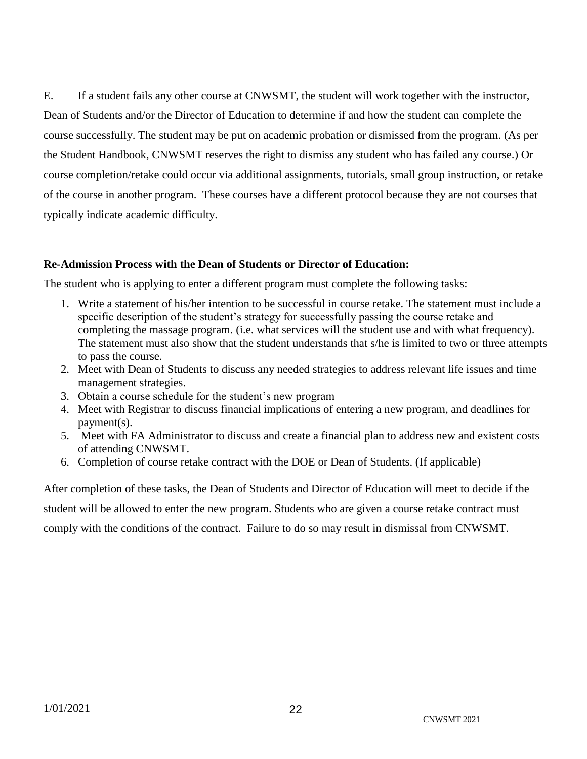E. If a student fails any other course at CNWSMT, the student will work together with the instructor, Dean of Students and/or the Director of Education to determine if and how the student can complete the course successfully. The student may be put on academic probation or dismissed from the program. (As per the Student Handbook, CNWSMT reserves the right to dismiss any student who has failed any course.) Or course completion/retake could occur via additional assignments, tutorials, small group instruction, or retake of the course in another program. These courses have a different protocol because they are not courses that typically indicate academic difficulty.

**Re-Admission Process with the Dean of Students or Director of Education:**

The student who is applying to enter a different program must complete the following tasks:

1. Write a statement of his/her intention to be successful in course retake. The statement must include a specific description of the student's strategy for successfully passing the course retake and completing the massage program. (i.e. what services will the student use and with what frequency). The statement must also show that the student understands that s/he is limited to two or three attempts to pass the course.
2. Meet with Dean of Students to discuss any needed strategies to address relevant life issues and time management strategies.
3. Obtain a course schedule for the student's new program
4. Meet with Registrar to discuss financial implications of entering a new program, and deadlines for payment(s).
5. Meet with FA Administrator to discuss and create a financial plan to address new and existent costs of attending CNWSMT.
6. Completion of course retake contract with the DOE or Dean of Students. (If applicable)

After completion of these tasks, the Dean of Students and Director of Education will meet to decide if the student will be allowed to enter the new program. Students who are given a course retake contract must comply with the conditions of the contract. Failure to do so may result in dismissal from CNWSMT.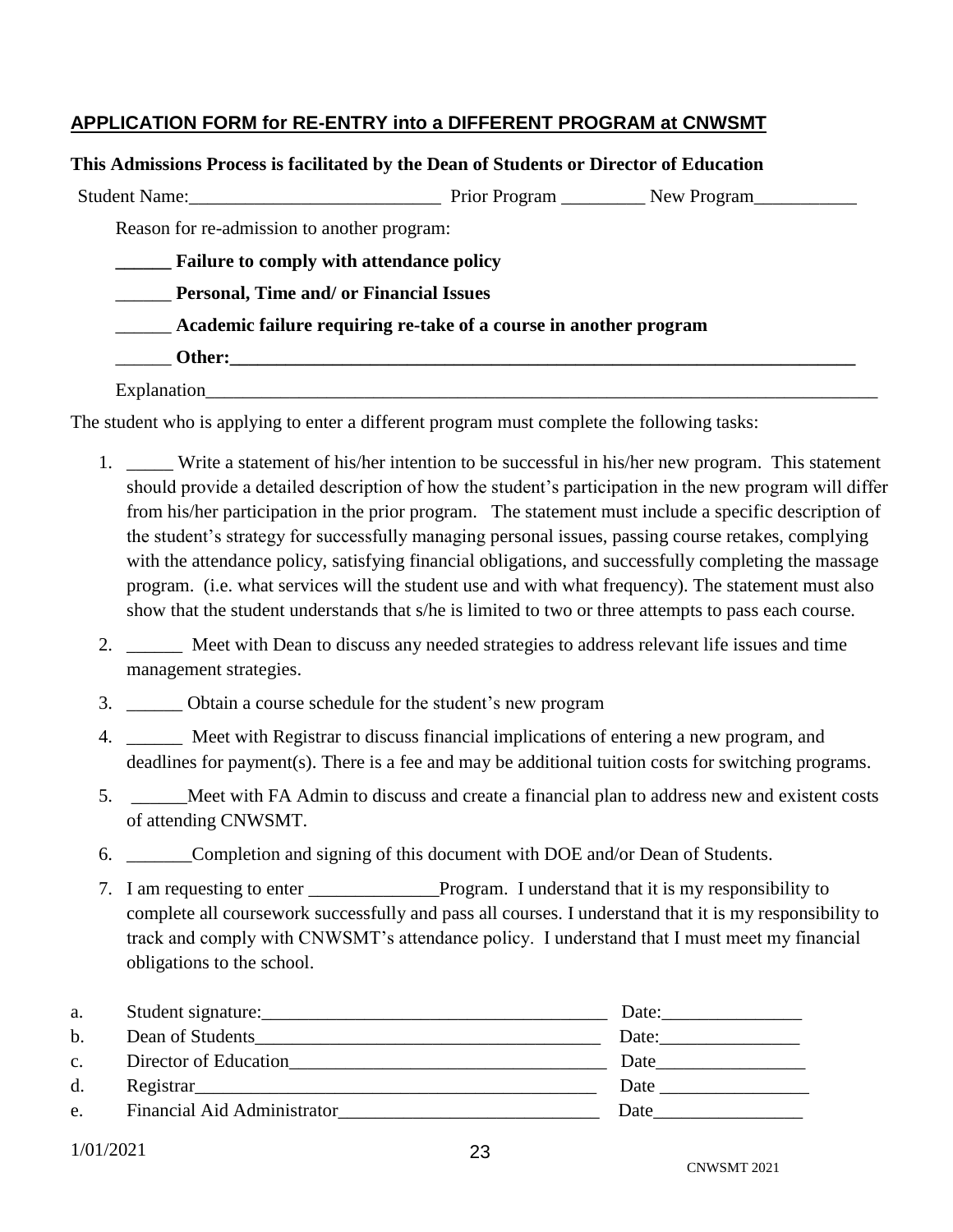## APPLICATION FORM for RE-ENTRY into a DIFFERENT PROGRAM at CNWSMT

**This Admissions Process is facilitated by the Dean of Students or Director of Education**

Student Name:___________________________ Prior Program _________ New Program___________

Reason for re-admission to another program:

**______ Failure to comply with attendance policy**

______ **Personal, Time and/ or Financial Issues**

______ **Academic failure requiring re-take of a course in another program**

______ **Other:________________________________________________________________________**

Explanation___________________________________________________________________________

The student who is applying to enter a different program must complete the following tasks:

1. _____ Write a statement of his/her intention to be successful in his/her new program. This statement should provide a detailed description of how the student's participation in the new program will differ from his/her participation in the prior program. The statement must include a specific description of the student's strategy for successfully managing personal issues, passing course retakes, complying with the attendance policy, satisfying financial obligations, and successfully completing the massage program. (i.e. what services will the student use and with what frequency). The statement must also show that the student understands that s/he is limited to two or three attempts to pass each course.
2. ______ Meet with Dean to discuss any needed strategies to address relevant life issues and time management strategies.
3. ______ Obtain a course schedule for the student's new program
4. ______ Meet with Registrar to discuss financial implications of entering a new program, and deadlines for payment(s). There is a fee and may be additional tuition costs for switching programs.
5. ______Meet with FA Admin to discuss and create a financial plan to address new and existent costs of attending CNWSMT.
6. _______Completion and signing of this document with DOE and/or Dean of Students.
7. I am requesting to enter ______________Program. I understand that it is my responsibility to complete all coursework successfully and pass all courses. I understand that it is my responsibility to track and comply with CNWSMT's attendance policy. I understand that I must meet my financial obligations to the school.

a. Student signature:_____________________________________ Date:_______________

b. Dean of Students_____________________________________ Date:_______________

c. Director of Education__________________________________ Date________________

d. Registrar____________________________________________ Date ________________

e. Financial Aid Administrator____________________________ Date________________

1/01/2021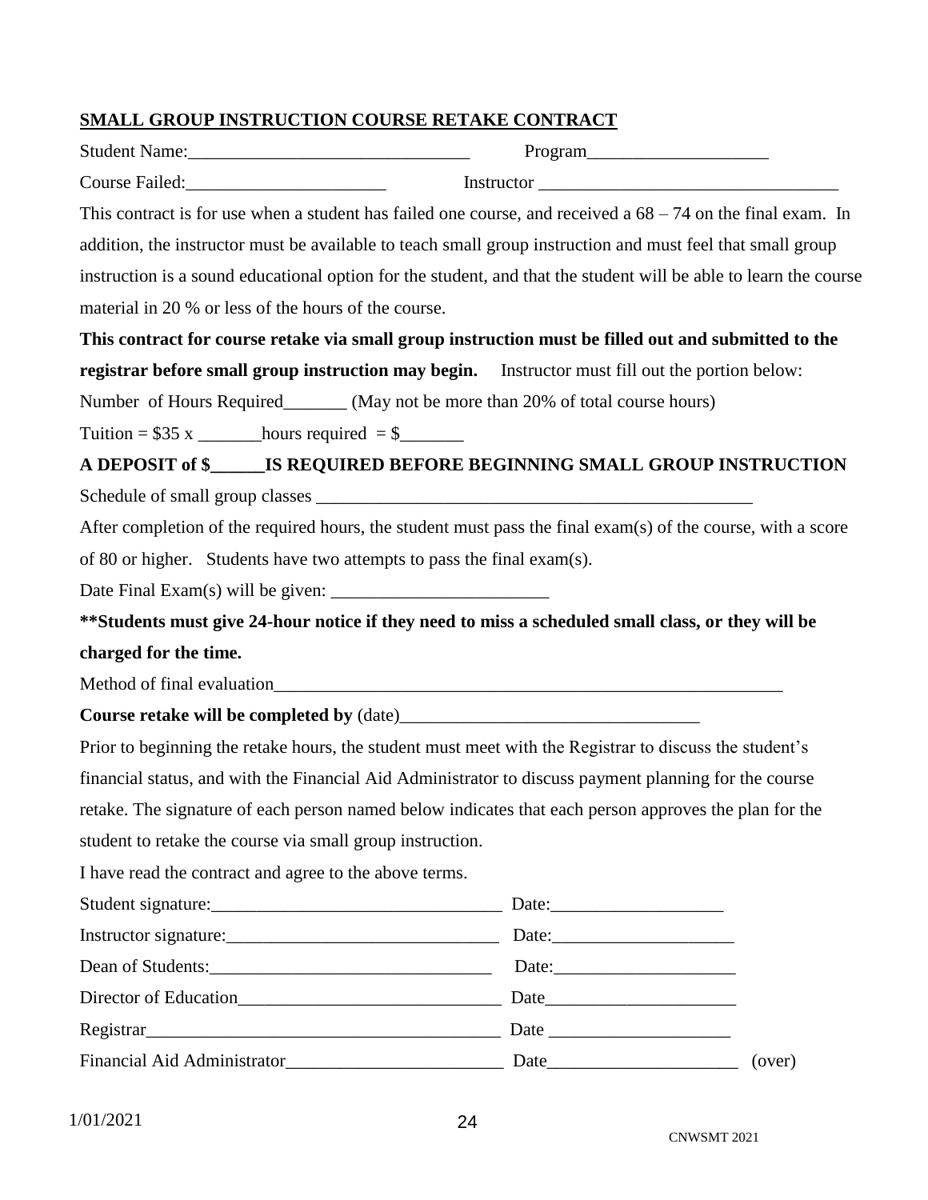## SMALL GROUP INSTRUCTION COURSE RETAKE CONTRACT

Student Name:_______________________________ Program____________________

Course Failed:______________________ Instructor _________________________________

This contract is for use when a student has failed one course, and received a 68 – 74 on the final exam. In addition, the instructor must be available to teach small group instruction and must feel that small group instruction is a sound educational option for the student, and that the student will be able to learn the course material in 20 % or less of the hours of the course.

**This contract for course retake via small group instruction must be filled out and submitted to the registrar before small group instruction may begin.** Instructor must fill out the portion below:

Number of Hours Required_______ (May not be more than 20% of total course hours)

Tuition = $35 x _______hours required = $_______

**A DEPOSIT of $______IS REQUIRED BEFORE BEGINNING SMALL GROUP INSTRUCTION**

Schedule of small group classes _________________________________________________

After completion of the required hours, the student must pass the final exam(s) of the course, with a score of 80 or higher. Students have two attempts to pass the final exam(s).

Date Final Exam(s) will be given: ________________________

**\*\*Students must give 24-hour notice if they need to miss a scheduled small class, or they will be charged for the time.**

Method of final evaluation___________________________________________________________

**Course retake will be completed by** (date)_________________________________

Prior to beginning the retake hours, the student must meet with the Registrar to discuss the student's financial status, and with the Financial Aid Administrator to discuss payment planning for the course retake. The signature of each person named below indicates that each person approves the plan for the student to retake the course via small group instruction.

I have read the contract and agree to the above terms.

Student signature:________________________________ Date:___________________

Instructor signature:______________________________ Date:____________________

Dean of Students:_______________________________ Date:____________________

Director of Education_____________________________ Date_____________________

Registrar________________________________________ Date ____________________

Financial Aid Administrator________________________ Date_____________________ (over)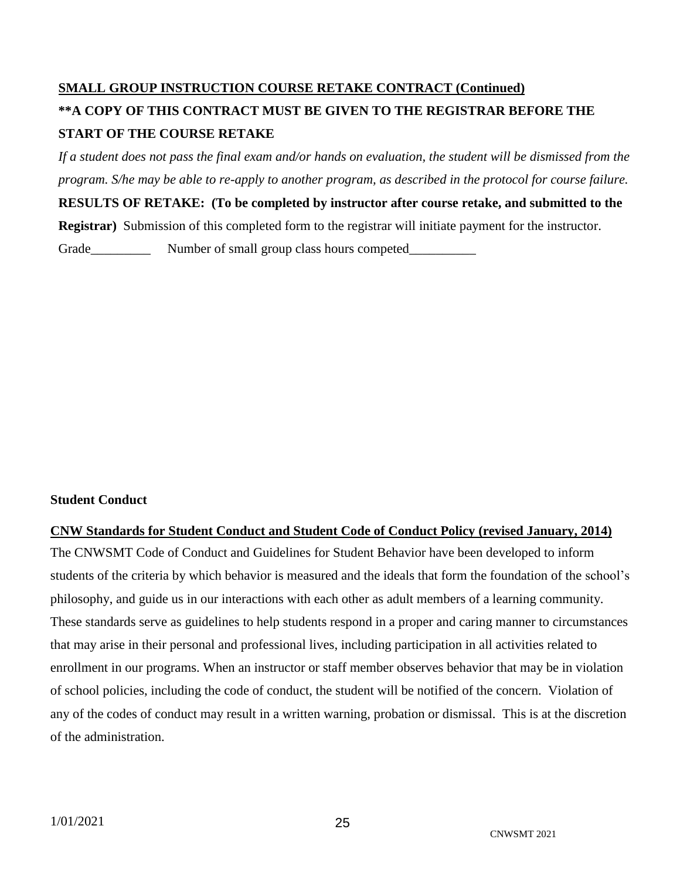**SMALL GROUP INSTRUCTION COURSE RETAKE CONTRACT (Continued)**

**\*\*A COPY OF THIS CONTRACT MUST BE GIVEN TO THE REGISTRAR BEFORE THE START OF THE COURSE RETAKE**

*If a student does not pass the final exam and/or hands on evaluation, the student will be dismissed from the program. S/he may be able to re-apply to another program, as described in the protocol for course failure.*

**RESULTS OF RETAKE: (To be completed by instructor after course retake, and submitted to the Registrar)** Submission of this completed form to the registrar will initiate payment for the instructor.

Grade_________ Number of small group class hours competed__________

**Student Conduct**

**CNW Standards for Student Conduct and Student Code of Conduct Policy (revised January, 2014)**

The CNWSMT Code of Conduct and Guidelines for Student Behavior have been developed to inform students of the criteria by which behavior is measured and the ideals that form the foundation of the school's philosophy, and guide us in our interactions with each other as adult members of a learning community. These standards serve as guidelines to help students respond in a proper and caring manner to circumstances that may arise in their personal and professional lives, including participation in all activities related to enrollment in our programs. When an instructor or staff member observes behavior that may be in violation of school policies, including the code of conduct, the student will be notified of the concern. Violation of any of the codes of conduct may result in a written warning, probation or dismissal. This is at the discretion of the administration.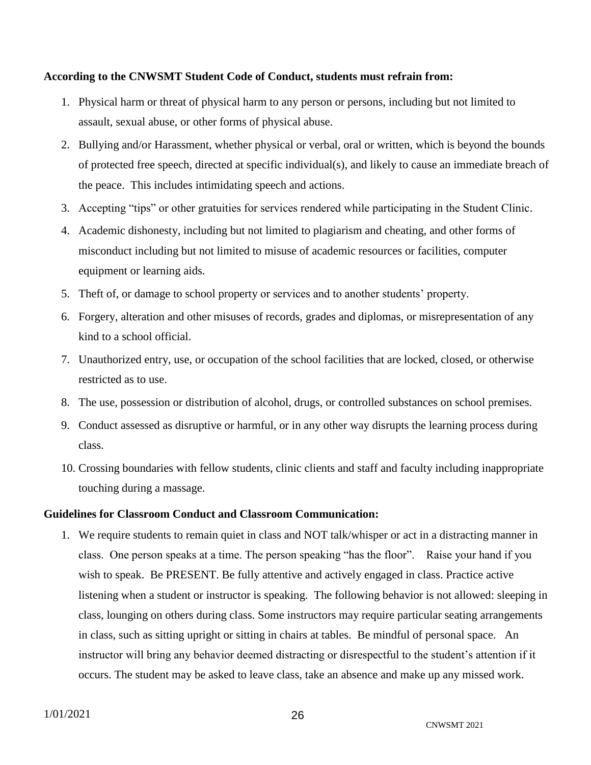**According to the CNWSMT Student Code of Conduct, students must refrain from:**

1. Physical harm or threat of physical harm to any person or persons, including but not limited to assault, sexual abuse, or other forms of physical abuse.
2. Bullying and/or Harassment, whether physical or verbal, oral or written, which is beyond the bounds of protected free speech, directed at specific individual(s), and likely to cause an immediate breach of the peace. This includes intimidating speech and actions.
3. Accepting "tips" or other gratuities for services rendered while participating in the Student Clinic.
4. Academic dishonesty, including but not limited to plagiarism and cheating, and other forms of misconduct including but not limited to misuse of academic resources or facilities, computer equipment or learning aids.
5. Theft of, or damage to school property or services and to another students' property.
6. Forgery, alteration and other misuses of records, grades and diplomas, or misrepresentation of any kind to a school official.
7. Unauthorized entry, use, or occupation of the school facilities that are locked, closed, or otherwise restricted as to use.
8. The use, possession or distribution of alcohol, drugs, or controlled substances on school premises.
9. Conduct assessed as disruptive or harmful, or in any other way disrupts the learning process during class.
10. Crossing boundaries with fellow students, clinic clients and staff and faculty including inappropriate touching during a massage.

**Guidelines for Classroom Conduct and Classroom Communication:**

1. We require students to remain quiet in class and NOT talk/whisper or act in a distracting manner in class. One person speaks at a time. The person speaking "has the floor". Raise your hand if you wish to speak. Be PRESENT. Be fully attentive and actively engaged in class. Practice active listening when a student or instructor is speaking. The following behavior is not allowed: sleeping in class, lounging on others during class. Some instructors may require particular seating arrangements in class, such as sitting upright or sitting in chairs at tables. Be mindful of personal space. An instructor will bring any behavior deemed distracting or disrespectful to the student's attention if it occurs. The student may be asked to leave class, take an absence and make up any missed work.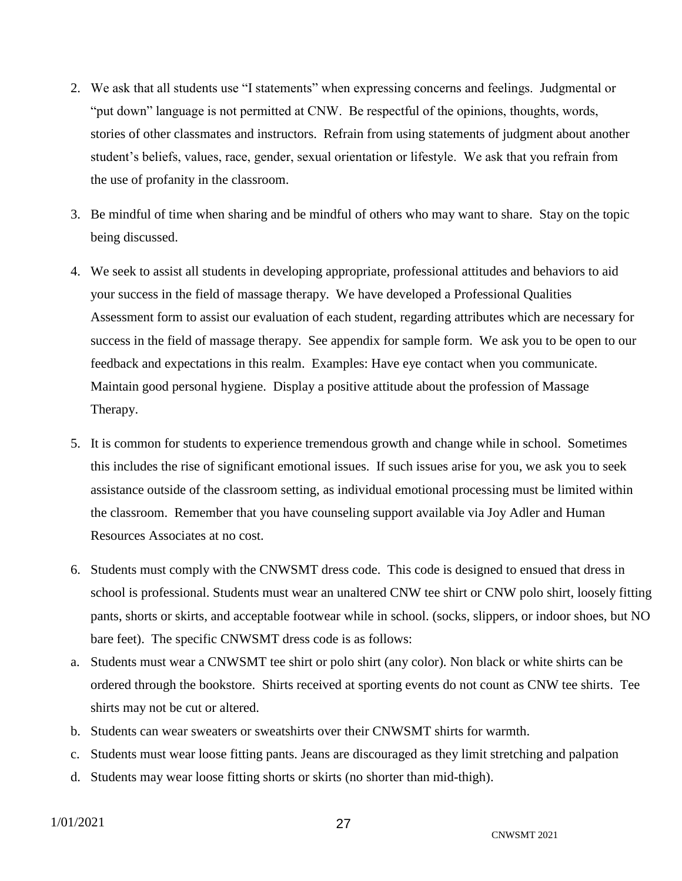2. We ask that all students use "I statements" when expressing concerns and feelings. Judgmental or "put down" language is not permitted at CNW. Be respectful of the opinions, thoughts, words, stories of other classmates and instructors. Refrain from using statements of judgment about another student's beliefs, values, race, gender, sexual orientation or lifestyle. We ask that you refrain from the use of profanity in the classroom.

3. Be mindful of time when sharing and be mindful of others who may want to share. Stay on the topic being discussed.

4. We seek to assist all students in developing appropriate, professional attitudes and behaviors to aid your success in the field of massage therapy. We have developed a Professional Qualities Assessment form to assist our evaluation of each student, regarding attributes which are necessary for success in the field of massage therapy. See appendix for sample form. We ask you to be open to our feedback and expectations in this realm. Examples: Have eye contact when you communicate. Maintain good personal hygiene. Display a positive attitude about the profession of Massage Therapy.

5. It is common for students to experience tremendous growth and change while in school. Sometimes this includes the rise of significant emotional issues. If such issues arise for you, we ask you to seek assistance outside of the classroom setting, as individual emotional processing must be limited within the classroom. Remember that you have counseling support available via Joy Adler and Human Resources Associates at no cost.

6. Students must comply with the CNWSMT dress code. This code is designed to ensued that dress in school is professional. Students must wear an unaltered CNW tee shirt or CNW polo shirt, loosely fitting pants, shorts or skirts, and acceptable footwear while in school. (socks, slippers, or indoor shoes, but NO bare feet). The specific CNWSMT dress code is as follows:

a. Students must wear a CNWSMT tee shirt or polo shirt (any color). Non black or white shirts can be ordered through the bookstore. Shirts received at sporting events do not count as CNW tee shirts. Tee shirts may not be cut or altered.

b. Students can wear sweaters or sweatshirts over their CNWSMT shirts for warmth.

c. Students must wear loose fitting pants. Jeans are discouraged as they limit stretching and palpation

d. Students may wear loose fitting shorts or skirts (no shorter than mid-thigh).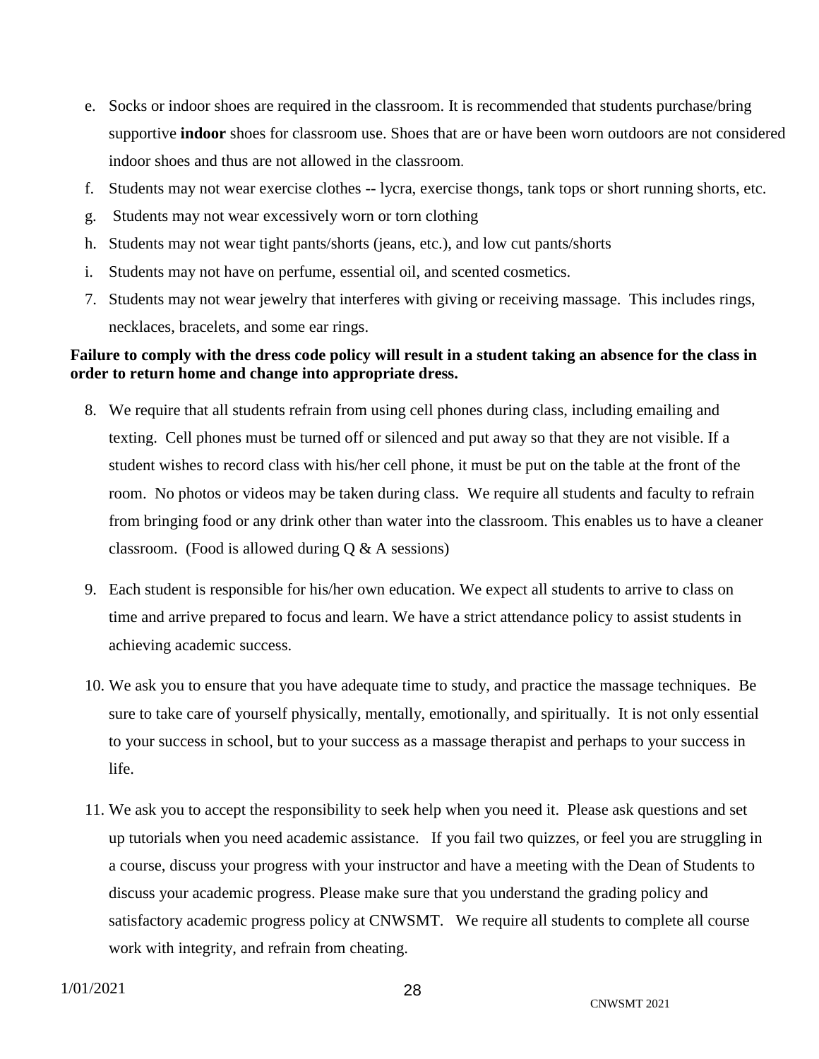e. Socks or indoor shoes are required in the classroom. It is recommended that students purchase/bring supportive **indoor** shoes for classroom use. Shoes that are or have been worn outdoors are not considered indoor shoes and thus are not allowed in the classroom.
f. Students may not wear exercise clothes -- lycra, exercise thongs, tank tops or short running shorts, etc.
g. Students may not wear excessively worn or torn clothing
h. Students may not wear tight pants/shorts (jeans, etc.), and low cut pants/shorts
i. Students may not have on perfume, essential oil, and scented cosmetics.

7. Students may not wear jewelry that interferes with giving or receiving massage. This includes rings, necklaces, bracelets, and some ear rings.

**Failure to comply with the dress code policy will result in a student taking an absence for the class in order to return home and change into appropriate dress.**

8. We require that all students refrain from using cell phones during class, including emailing and texting. Cell phones must be turned off or silenced and put away so that they are not visible. If a student wishes to record class with his/her cell phone, it must be put on the table at the front of the room. No photos or videos may be taken during class. We require all students and faculty to refrain from bringing food or any drink other than water into the classroom. This enables us to have a cleaner classroom. (Food is allowed during Q & A sessions)

9. Each student is responsible for his/her own education. We expect all students to arrive to class on time and arrive prepared to focus and learn. We have a strict attendance policy to assist students in achieving academic success.

10. We ask you to ensure that you have adequate time to study, and practice the massage techniques. Be sure to take care of yourself physically, mentally, emotionally, and spiritually. It is not only essential to your success in school, but to your success as a massage therapist and perhaps to your success in life.

11. We ask you to accept the responsibility to seek help when you need it. Please ask questions and set up tutorials when you need academic assistance. If you fail two quizzes, or feel you are struggling in a course, discuss your progress with your instructor and have a meeting with the Dean of Students to discuss your academic progress. Please make sure that you understand the grading policy and satisfactory academic progress policy at CNWSMT. We require all students to complete all course work with integrity, and refrain from cheating.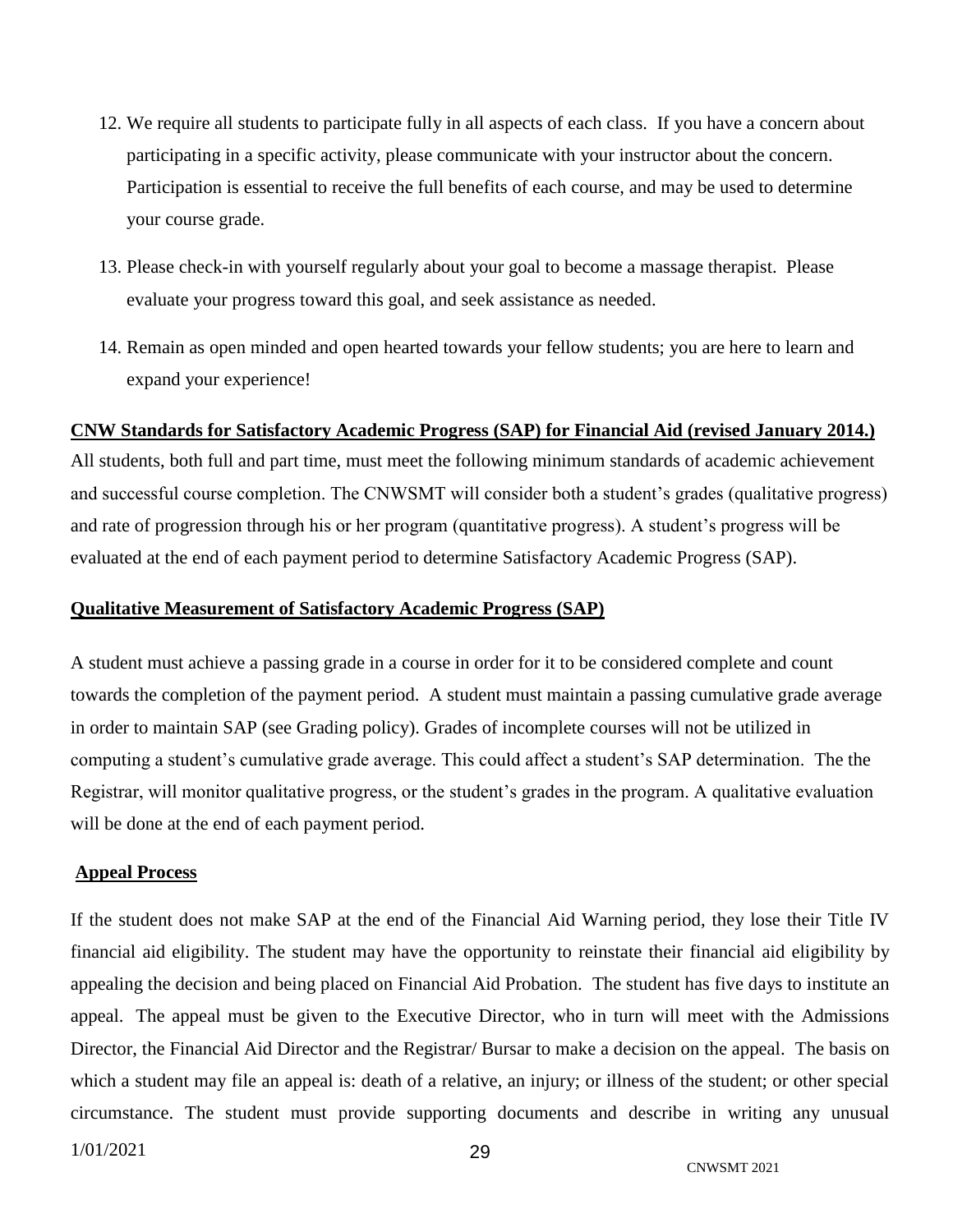12. We require all students to participate fully in all aspects of each class. If you have a concern about participating in a specific activity, please communicate with your instructor about the concern. Participation is essential to receive the full benefits of each course, and may be used to determine your course grade.

13. Please check-in with yourself regularly about your goal to become a massage therapist. Please evaluate your progress toward this goal, and seek assistance as needed.

14. Remain as open minded and open hearted towards your fellow students; you are here to learn and expand your experience!

**CNW Standards for Satisfactory Academic Progress (SAP) for Financial Aid (revised January 2014.)**

All students, both full and part time, must meet the following minimum standards of academic achievement and successful course completion. The CNWSMT will consider both a student's grades (qualitative progress) and rate of progression through his or her program (quantitative progress). A student's progress will be evaluated at the end of each payment period to determine Satisfactory Academic Progress (SAP).

**Qualitative Measurement of Satisfactory Academic Progress (SAP)**

A student must achieve a passing grade in a course in order for it to be considered complete and count towards the completion of the payment period. A student must maintain a passing cumulative grade average in order to maintain SAP (see Grading policy). Grades of incomplete courses will not be utilized in computing a student's cumulative grade average. This could affect a student's SAP determination. The the Registrar, will monitor qualitative progress, or the student's grades in the program. A qualitative evaluation will be done at the end of each payment period.

**Appeal Process**

If the student does not make SAP at the end of the Financial Aid Warning period, they lose their Title IV financial aid eligibility. The student may have the opportunity to reinstate their financial aid eligibility by appealing the decision and being placed on Financial Aid Probation. The student has five days to institute an appeal. The appeal must be given to the Executive Director, who in turn will meet with the Admissions Director, the Financial Aid Director and the Registrar/ Bursar to make a decision on the appeal. The basis on which a student may file an appeal is: death of a relative, an injury; or illness of the student; or other special circumstance. The student must provide supporting documents and describe in writing any unusual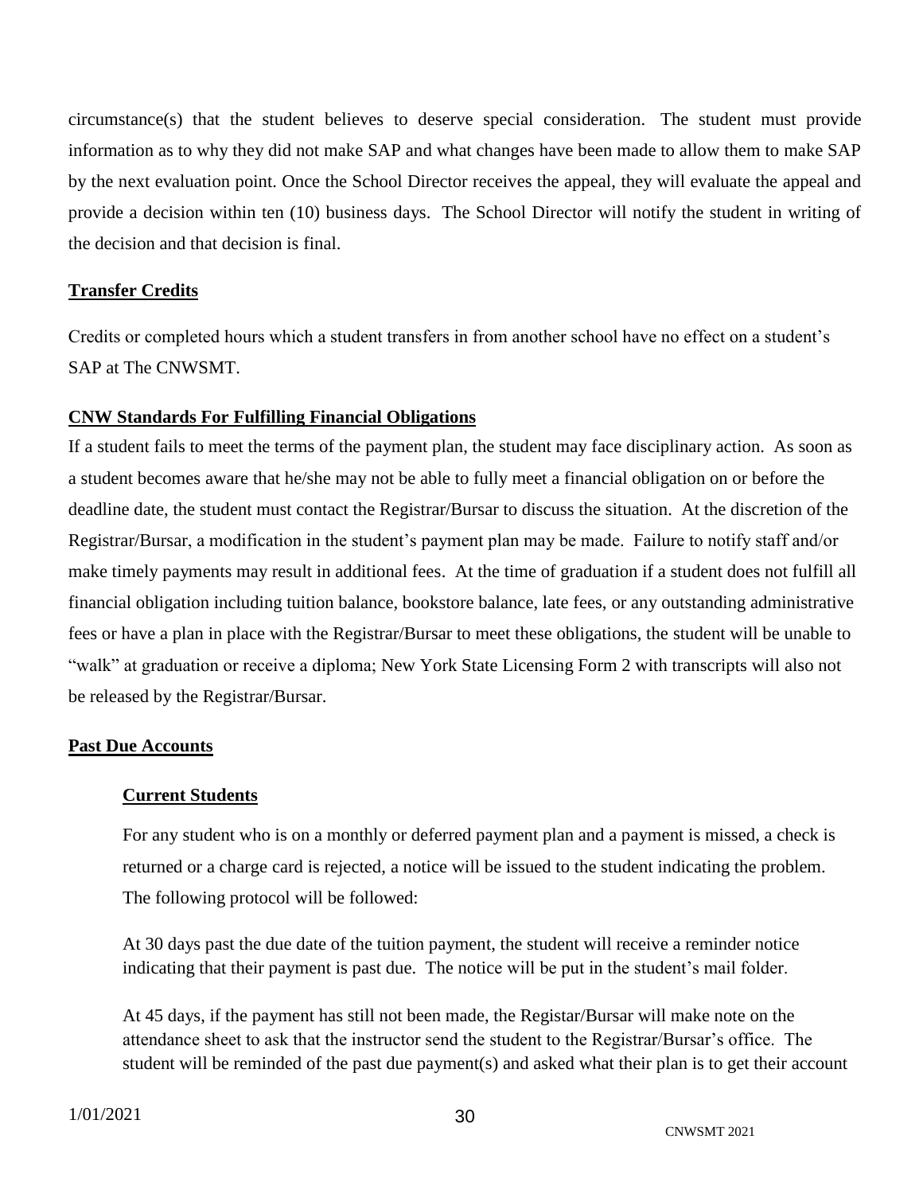circumstance(s) that the student believes to deserve special consideration. The student must provide information as to why they did not make SAP and what changes have been made to allow them to make SAP by the next evaluation point. Once the School Director receives the appeal, they will evaluate the appeal and provide a decision within ten (10) business days. The School Director will notify the student in writing of the decision and that decision is final.

## Transfer Credits

Credits or completed hours which a student transfers in from another school have no effect on a student's SAP at The CNWSMT.

## CNW Standards For Fulfilling Financial Obligations

If a student fails to meet the terms of the payment plan, the student may face disciplinary action. As soon as a student becomes aware that he/she may not be able to fully meet a financial obligation on or before the deadline date, the student must contact the Registrar/Bursar to discuss the situation. At the discretion of the Registrar/Bursar, a modification in the student's payment plan may be made. Failure to notify staff and/or make timely payments may result in additional fees. At the time of graduation if a student does not fulfill all financial obligation including tuition balance, bookstore balance, late fees, or any outstanding administrative fees or have a plan in place with the Registrar/Bursar to meet these obligations, the student will be unable to "walk" at graduation or receive a diploma; New York State Licensing Form 2 with transcripts will also not be released by the Registrar/Bursar.

## Past Due Accounts

### Current Students

For any student who is on a monthly or deferred payment plan and a payment is missed, a check is returned or a charge card is rejected, a notice will be issued to the student indicating the problem. The following protocol will be followed:

At 30 days past the due date of the tuition payment, the student will receive a reminder notice indicating that their payment is past due. The notice will be put in the student's mail folder.

At 45 days, if the payment has still not been made, the Registar/Bursar will make note on the attendance sheet to ask that the instructor send the student to the Registrar/Bursar's office. The student will be reminded of the past due payment(s) and asked what their plan is to get their account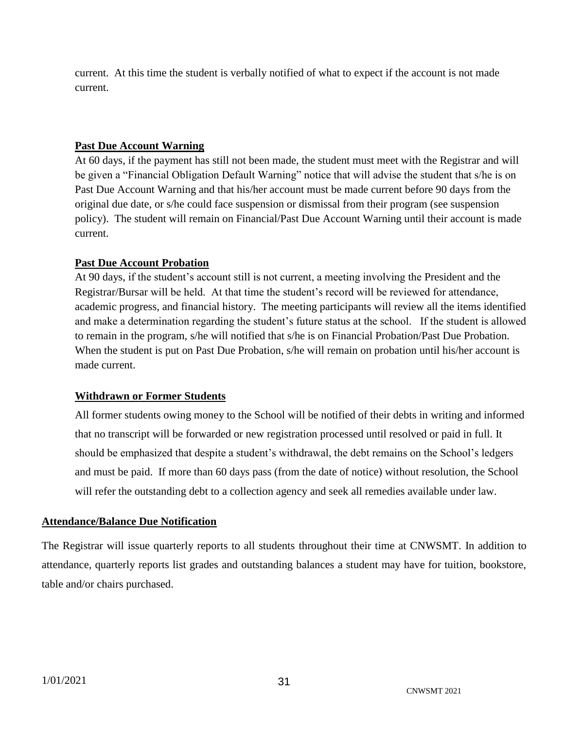current. At this time the student is verbally notified of what to expect if the account is not made current.

**Past Due Account Warning**

At 60 days, if the payment has still not been made, the student must meet with the Registrar and will be given a "Financial Obligation Default Warning" notice that will advise the student that s/he is on Past Due Account Warning and that his/her account must be made current before 90 days from the original due date, or s/he could face suspension or dismissal from their program (see suspension policy). The student will remain on Financial/Past Due Account Warning until their account is made current.

**Past Due Account Probation**

At 90 days, if the student's account still is not current, a meeting involving the President and the Registrar/Bursar will be held. At that time the student's record will be reviewed for attendance, academic progress, and financial history. The meeting participants will review all the items identified and make a determination regarding the student's future status at the school. If the student is allowed to remain in the program, s/he will notified that s/he is on Financial Probation/Past Due Probation. When the student is put on Past Due Probation, s/he will remain on probation until his/her account is made current.

**Withdrawn or Former Students**

All former students owing money to the School will be notified of their debts in writing and informed that no transcript will be forwarded or new registration processed until resolved or paid in full. It should be emphasized that despite a student's withdrawal, the debt remains on the School's ledgers and must be paid. If more than 60 days pass (from the date of notice) without resolution, the School will refer the outstanding debt to a collection agency and seek all remedies available under law.

**Attendance/Balance Due Notification**

The Registrar will issue quarterly reports to all students throughout their time at CNWSMT. In addition to attendance, quarterly reports list grades and outstanding balances a student may have for tuition, bookstore, table and/or chairs purchased.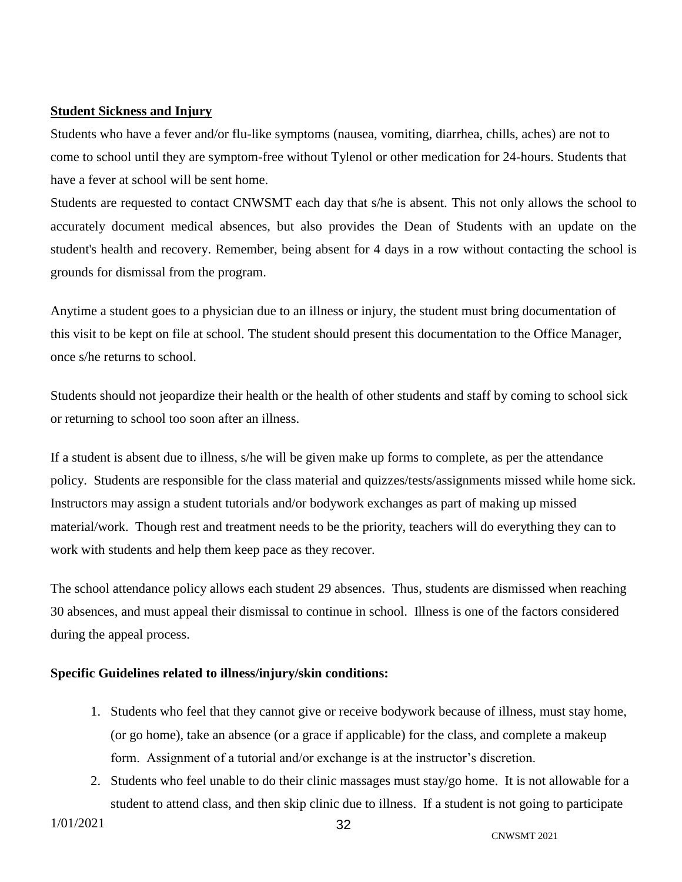**Student Sickness and Injury**

Students who have a fever and/or flu-like symptoms (nausea, vomiting, diarrhea, chills, aches) are not to come to school until they are symptom-free without Tylenol or other medication for 24-hours. Students that have a fever at school will be sent home.

Students are requested to contact CNWSMT each day that s/he is absent. This not only allows the school to accurately document medical absences, but also provides the Dean of Students with an update on the student's health and recovery. Remember, being absent for 4 days in a row without contacting the school is grounds for dismissal from the program.

Anytime a student goes to a physician due to an illness or injury, the student must bring documentation of this visit to be kept on file at school. The student should present this documentation to the Office Manager, once s/he returns to school.

Students should not jeopardize their health or the health of other students and staff by coming to school sick or returning to school too soon after an illness.

If a student is absent due to illness, s/he will be given make up forms to complete, as per the attendance policy. Students are responsible for the class material and quizzes/tests/assignments missed while home sick. Instructors may assign a student tutorials and/or bodywork exchanges as part of making up missed material/work. Though rest and treatment needs to be the priority, teachers will do everything they can to work with students and help them keep pace as they recover.

The school attendance policy allows each student 29 absences. Thus, students are dismissed when reaching 30 absences, and must appeal their dismissal to continue in school. Illness is one of the factors considered during the appeal process.

**Specific Guidelines related to illness/injury/skin conditions:**

1. Students who feel that they cannot give or receive bodywork because of illness, must stay home, (or go home), take an absence (or a grace if applicable) for the class, and complete a makeup form. Assignment of a tutorial and/or exchange is at the instructor's discretion.
2. Students who feel unable to do their clinic massages must stay/go home. It is not allowable for a student to attend class, and then skip clinic due to illness. If a student is not going to participate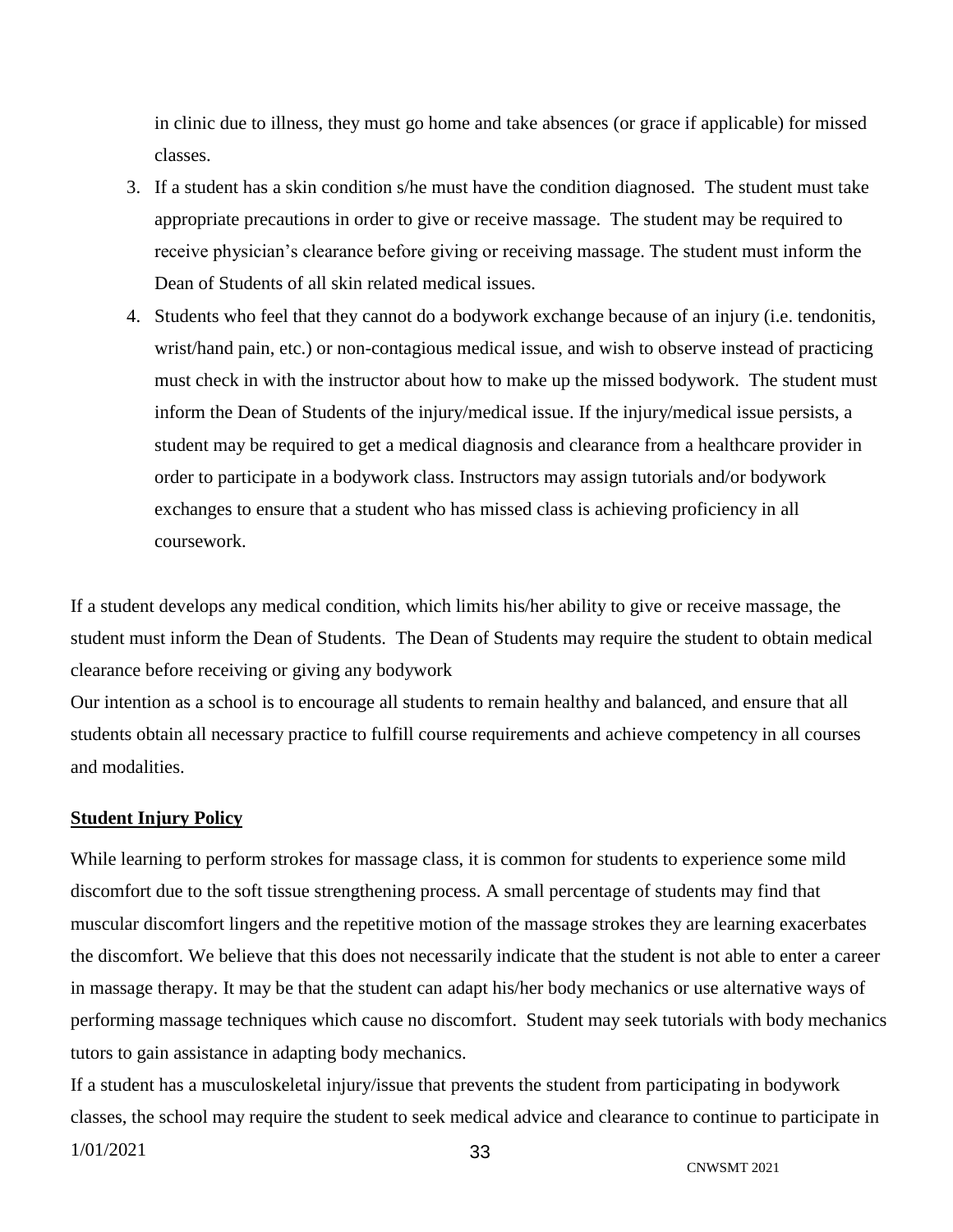in clinic due to illness, they must go home and take absences (or grace if applicable) for missed classes.

3. If a student has a skin condition s/he must have the condition diagnosed. The student must take appropriate precautions in order to give or receive massage. The student may be required to receive physician's clearance before giving or receiving massage. The student must inform the Dean of Students of all skin related medical issues.
4. Students who feel that they cannot do a bodywork exchange because of an injury (i.e. tendonitis, wrist/hand pain, etc.) or non-contagious medical issue, and wish to observe instead of practicing must check in with the instructor about how to make up the missed bodywork. The student must inform the Dean of Students of the injury/medical issue. If the injury/medical issue persists, a student may be required to get a medical diagnosis and clearance from a healthcare provider in order to participate in a bodywork class. Instructors may assign tutorials and/or bodywork exchanges to ensure that a student who has missed class is achieving proficiency in all coursework.

If a student develops any medical condition, which limits his/her ability to give or receive massage, the student must inform the Dean of Students. The Dean of Students may require the student to obtain medical clearance before receiving or giving any bodywork

Our intention as a school is to encourage all students to remain healthy and balanced, and ensure that all students obtain all necessary practice to fulfill course requirements and achieve competency in all courses and modalities.

## Student Injury Policy

While learning to perform strokes for massage class, it is common for students to experience some mild discomfort due to the soft tissue strengthening process. A small percentage of students may find that muscular discomfort lingers and the repetitive motion of the massage strokes they are learning exacerbates the discomfort. We believe that this does not necessarily indicate that the student is not able to enter a career in massage therapy. It may be that the student can adapt his/her body mechanics or use alternative ways of performing massage techniques which cause no discomfort. Student may seek tutorials with body mechanics tutors to gain assistance in adapting body mechanics.

If a student has a musculoskeletal injury/issue that prevents the student from participating in bodywork classes, the school may require the student to seek medical advice and clearance to continue to participate in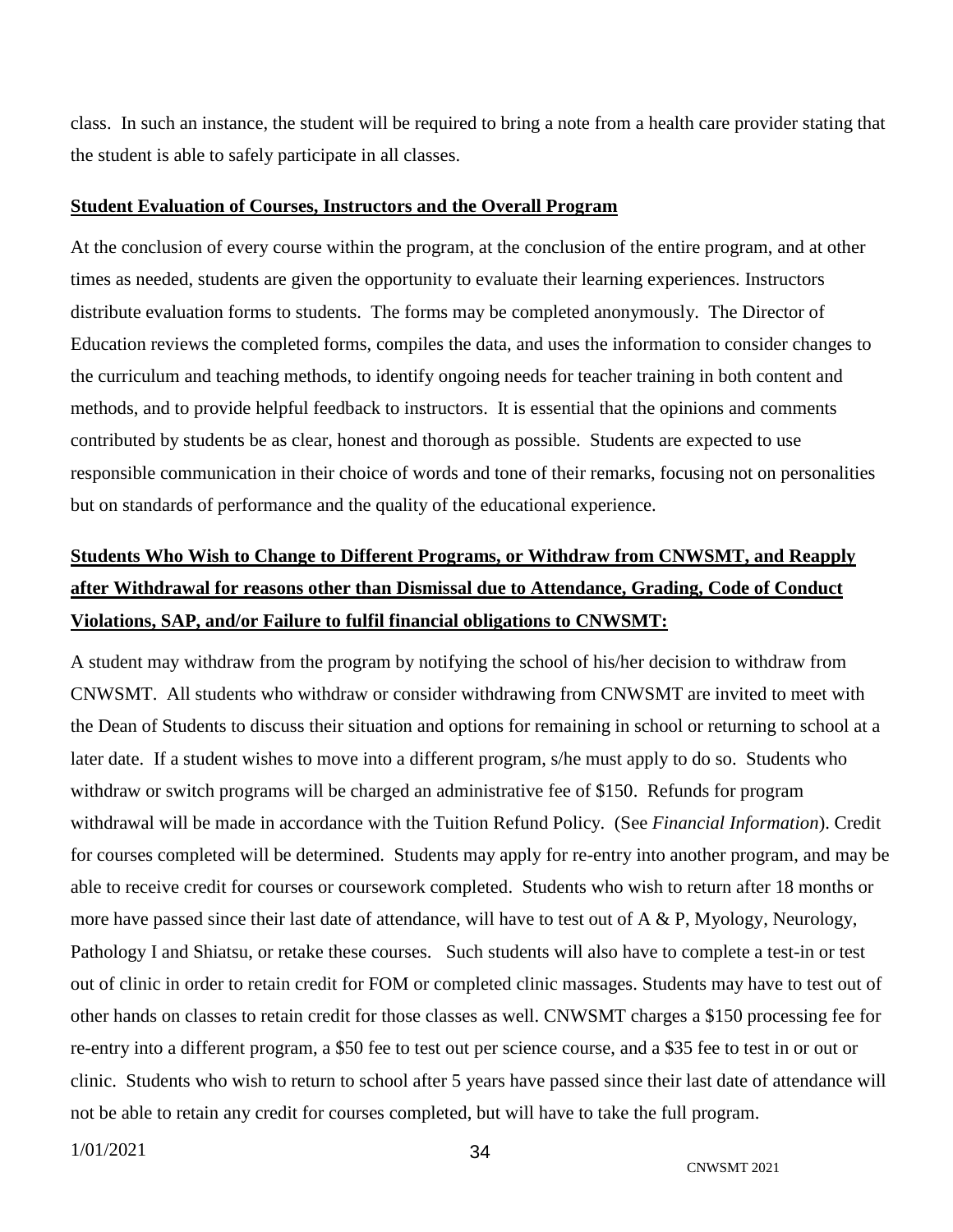class. In such an instance, the student will be required to bring a note from a health care provider stating that the student is able to safely participate in all classes.

**Student Evaluation of Courses, Instructors and the Overall Program**

At the conclusion of every course within the program, at the conclusion of the entire program, and at other times as needed, students are given the opportunity to evaluate their learning experiences. Instructors distribute evaluation forms to students. The forms may be completed anonymously. The Director of Education reviews the completed forms, compiles the data, and uses the information to consider changes to the curriculum and teaching methods, to identify ongoing needs for teacher training in both content and methods, and to provide helpful feedback to instructors. It is essential that the opinions and comments contributed by students be as clear, honest and thorough as possible. Students are expected to use responsible communication in their choice of words and tone of their remarks, focusing not on personalities but on standards of performance and the quality of the educational experience.

**Students Who Wish to Change to Different Programs, or Withdraw from CNWSMT, and Reapply after Withdrawal for reasons other than Dismissal due to Attendance, Grading, Code of Conduct Violations, SAP, and/or Failure to fulfil financial obligations to CNWSMT:**

A student may withdraw from the program by notifying the school of his/her decision to withdraw from CNWSMT. All students who withdraw or consider withdrawing from CNWSMT are invited to meet with the Dean of Students to discuss their situation and options for remaining in school or returning to school at a later date. If a student wishes to move into a different program, s/he must apply to do so. Students who withdraw or switch programs will be charged an administrative fee of $150. Refunds for program withdrawal will be made in accordance with the Tuition Refund Policy. (See *Financial Information*). Credit for courses completed will be determined. Students may apply for re-entry into another program, and may be able to receive credit for courses or coursework completed. Students who wish to return after 18 months or more have passed since their last date of attendance, will have to test out of A & P, Myology, Neurology, Pathology I and Shiatsu, or retake these courses. Such students will also have to complete a test-in or test out of clinic in order to retain credit for FOM or completed clinic massages. Students may have to test out of other hands on classes to retain credit for those classes as well. CNWSMT charges a $150 processing fee for re-entry into a different program, a $50 fee to test out per science course, and a $35 fee to test in or out or clinic. Students who wish to return to school after 5 years have passed since their last date of attendance will not be able to retain any credit for courses completed, but will have to take the full program.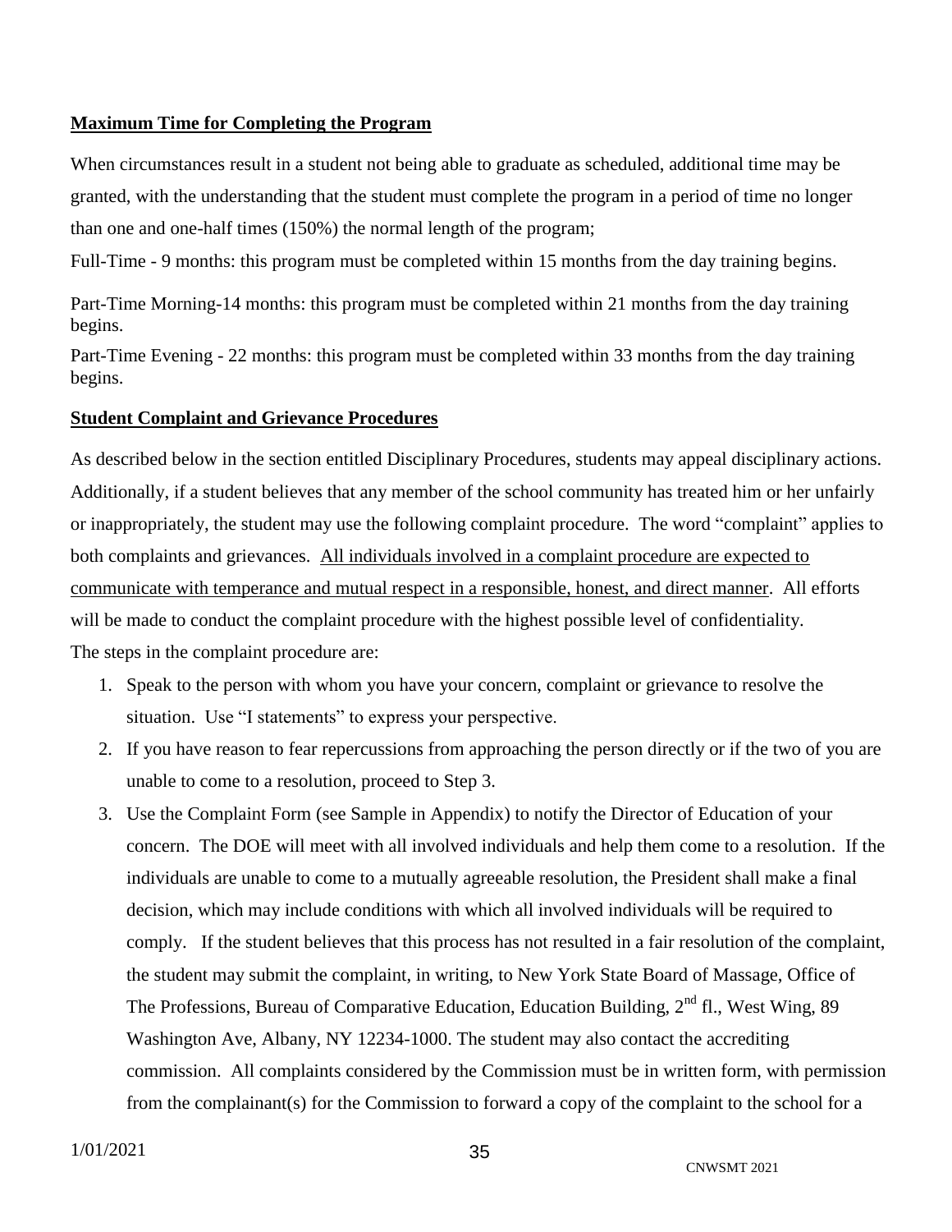## Maximum Time for Completing the Program

When circumstances result in a student not being able to graduate as scheduled, additional time may be granted, with the understanding that the student must complete the program in a period of time no longer than one and one-half times (150%) the normal length of the program;

Full-Time - 9 months: this program must be completed within 15 months from the day training begins.

Part-Time Morning-14 months: this program must be completed within 21 months from the day training begins.

Part-Time Evening - 22 months: this program must be completed within 33 months from the day training begins.

## Student Complaint and Grievance Procedures

As described below in the section entitled Disciplinary Procedures, students may appeal disciplinary actions. Additionally, if a student believes that any member of the school community has treated him or her unfairly or inappropriately, the student may use the following complaint procedure. The word "complaint" applies to both complaints and grievances. <u>All individuals involved in a complaint procedure are expected to communicate with temperance and mutual respect in a responsible, honest, and direct manner</u>. All efforts will be made to conduct the complaint procedure with the highest possible level of confidentiality.

The steps in the complaint procedure are:

1. Speak to the person with whom you have your concern, complaint or grievance to resolve the situation. Use "I statements" to express your perspective.
2. If you have reason to fear repercussions from approaching the person directly or if the two of you are unable to come to a resolution, proceed to Step 3.
3. Use the Complaint Form (see Sample in Appendix) to notify the Director of Education of your concern. The DOE will meet with all involved individuals and help them come to a resolution. If the individuals are unable to come to a mutually agreeable resolution, the President shall make a final decision, which may include conditions with which all involved individuals will be required to comply. If the student believes that this process has not resulted in a fair resolution of the complaint, the student may submit the complaint, in writing, to New York State Board of Massage, Office of The Professions, Bureau of Comparative Education, Education Building, 2nd fl., West Wing, 89 Washington Ave, Albany, NY 12234-1000. The student may also contact the accrediting commission. All complaints considered by the Commission must be in written form, with permission from the complainant(s) for the Commission to forward a copy of the complaint to the school for a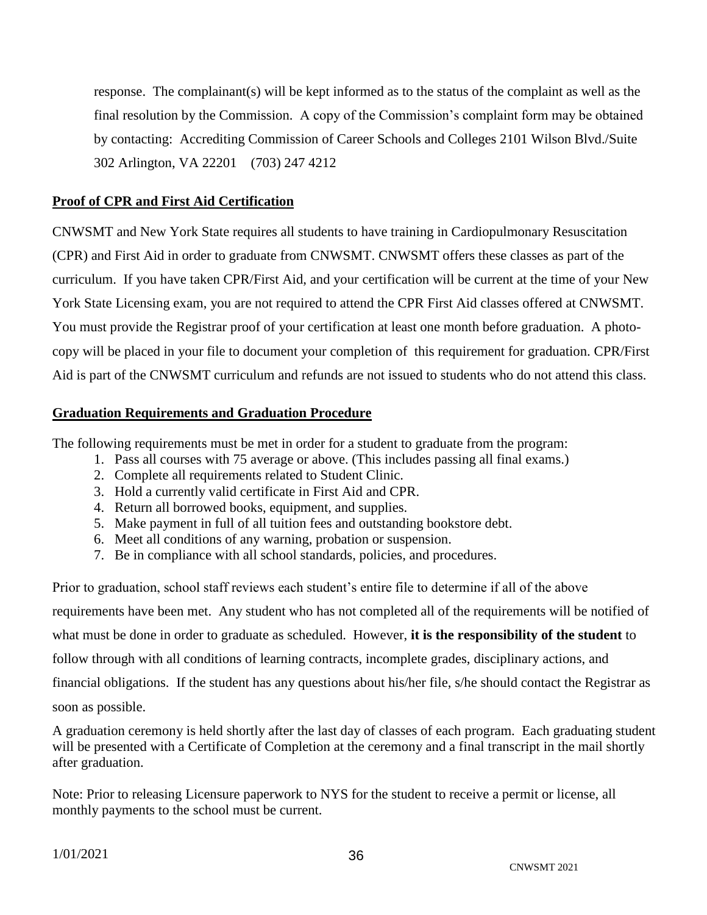response. The complainant(s) will be kept informed as to the status of the complaint as well as the final resolution by the Commission. A copy of the Commission's complaint form may be obtained by contacting: Accrediting Commission of Career Schools and Colleges 2101 Wilson Blvd./Suite 302 Arlington, VA 22201 (703) 247 4212

## Proof of CPR and First Aid Certification

CNWSMT and New York State requires all students to have training in Cardiopulmonary Resuscitation (CPR) and First Aid in order to graduate from CNWSMT. CNWSMT offers these classes as part of the curriculum. If you have taken CPR/First Aid, and your certification will be current at the time of your New York State Licensing exam, you are not required to attend the CPR First Aid classes offered at CNWSMT. You must provide the Registrar proof of your certification at least one month before graduation. A photo-copy will be placed in your file to document your completion of this requirement for graduation. CPR/First Aid is part of the CNWSMT curriculum and refunds are not issued to students who do not attend this class.

## Graduation Requirements and Graduation Procedure

The following requirements must be met in order for a student to graduate from the program:

1. Pass all courses with 75 average or above. (This includes passing all final exams.)
2. Complete all requirements related to Student Clinic.
3. Hold a currently valid certificate in First Aid and CPR.
4. Return all borrowed books, equipment, and supplies.
5. Make payment in full of all tuition fees and outstanding bookstore debt.
6. Meet all conditions of any warning, probation or suspension.
7. Be in compliance with all school standards, policies, and procedures.

Prior to graduation, school staff reviews each student's entire file to determine if all of the above requirements have been met. Any student who has not completed all of the requirements will be notified of what must be done in order to graduate as scheduled. However, **it is the responsibility of the student** to follow through with all conditions of learning contracts, incomplete grades, disciplinary actions, and financial obligations. If the student has any questions about his/her file, s/he should contact the Registrar as soon as possible.

A graduation ceremony is held shortly after the last day of classes of each program. Each graduating student will be presented with a Certificate of Completion at the ceremony and a final transcript in the mail shortly after graduation.

Note: Prior to releasing Licensure paperwork to NYS for the student to receive a permit or license, all monthly payments to the school must be current.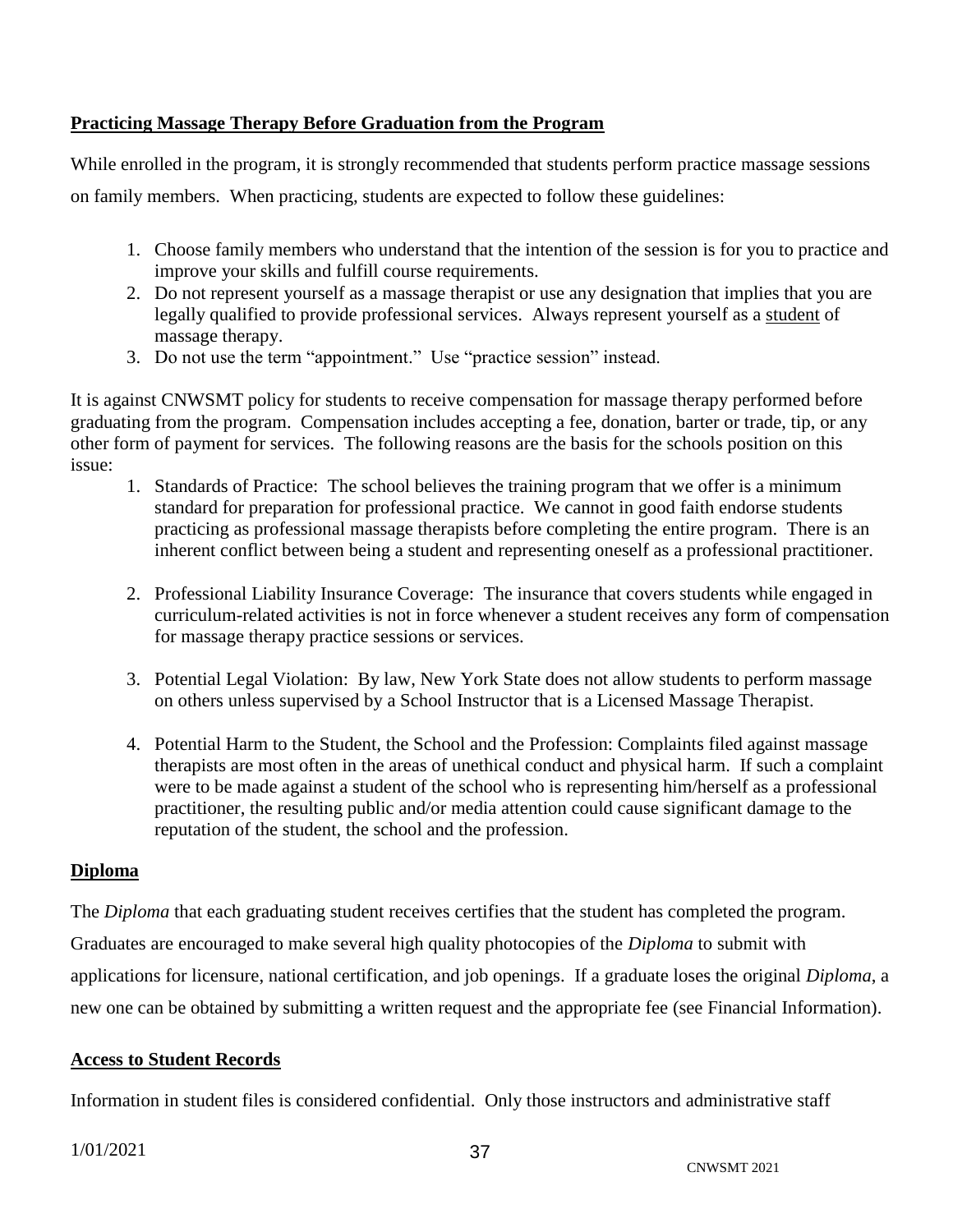## Practicing Massage Therapy Before Graduation from the Program

While enrolled in the program, it is strongly recommended that students perform practice massage sessions on family members. When practicing, students are expected to follow these guidelines:

1. Choose family members who understand that the intention of the session is for you to practice and improve your skills and fulfill course requirements.
2. Do not represent yourself as a massage therapist or use any designation that implies that you are legally qualified to provide professional services. Always represent yourself as a student of massage therapy.
3. Do not use the term "appointment." Use "practice session" instead.

It is against CNWSMT policy for students to receive compensation for massage therapy performed before graduating from the program. Compensation includes accepting a fee, donation, barter or trade, tip, or any other form of payment for services. The following reasons are the basis for the schools position on this issue:

1. Standards of Practice: The school believes the training program that we offer is a minimum standard for preparation for professional practice. We cannot in good faith endorse students practicing as professional massage therapists before completing the entire program. There is an inherent conflict between being a student and representing oneself as a professional practitioner.

2. Professional Liability Insurance Coverage: The insurance that covers students while engaged in curriculum-related activities is not in force whenever a student receives any form of compensation for massage therapy practice sessions or services.

3. Potential Legal Violation: By law, New York State does not allow students to perform massage on others unless supervised by a School Instructor that is a Licensed Massage Therapist.

4. Potential Harm to the Student, the School and the Profession: Complaints filed against massage therapists are most often in the areas of unethical conduct and physical harm. If such a complaint were to be made against a student of the school who is representing him/herself as a professional practitioner, the resulting public and/or media attention could cause significant damage to the reputation of the student, the school and the profession.

## Diploma

The *Diploma* that each graduating student receives certifies that the student has completed the program. Graduates are encouraged to make several high quality photocopies of the *Diploma* to submit with applications for licensure, national certification, and job openings. If a graduate loses the original *Diploma*, a new one can be obtained by submitting a written request and the appropriate fee (see Financial Information).

## Access to Student Records

Information in student files is considered confidential. Only those instructors and administrative staff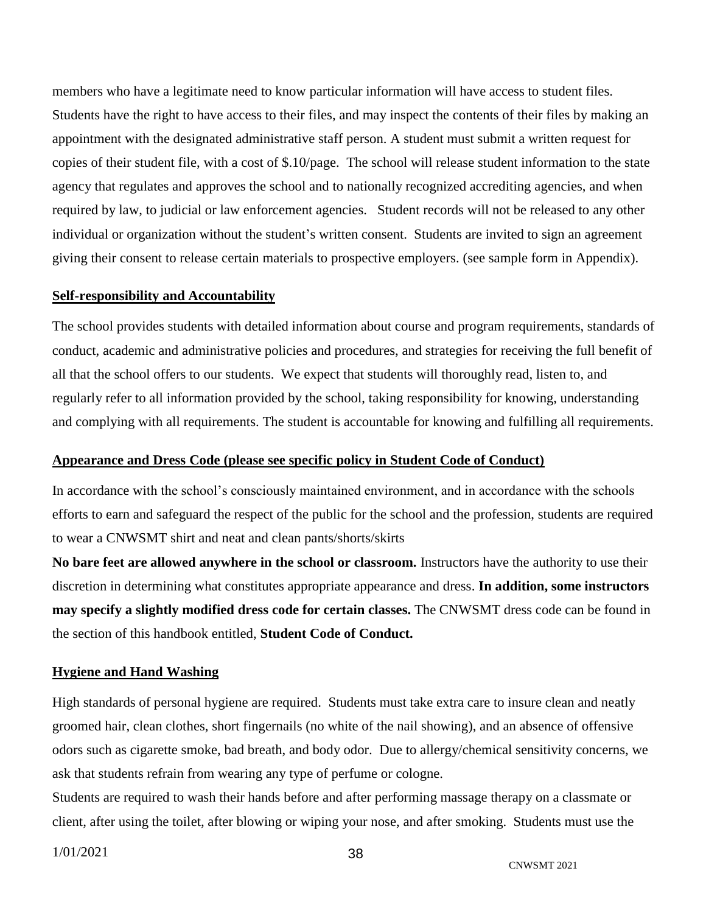members who have a legitimate need to know particular information will have access to student files. Students have the right to have access to their files, and may inspect the contents of their files by making an appointment with the designated administrative staff person. A student must submit a written request for copies of their student file, with a cost of $.10/page. The school will release student information to the state agency that regulates and approves the school and to nationally recognized accrediting agencies, and when required by law, to judicial or law enforcement agencies. Student records will not be released to any other individual or organization without the student's written consent. Students are invited to sign an agreement giving their consent to release certain materials to prospective employers. (see sample form in Appendix).

**Self-responsibility and Accountability**

The school provides students with detailed information about course and program requirements, standards of conduct, academic and administrative policies and procedures, and strategies for receiving the full benefit of all that the school offers to our students. We expect that students will thoroughly read, listen to, and regularly refer to all information provided by the school, taking responsibility for knowing, understanding and complying with all requirements. The student is accountable for knowing and fulfilling all requirements.

**Appearance and Dress Code (please see specific policy in Student Code of Conduct)**

In accordance with the school's consciously maintained environment, and in accordance with the schools efforts to earn and safeguard the respect of the public for the school and the profession, students are required to wear a CNWSMT shirt and neat and clean pants/shorts/skirts

**No bare feet are allowed anywhere in the school or classroom.** Instructors have the authority to use their discretion in determining what constitutes appropriate appearance and dress. **In addition, some instructors may specify a slightly modified dress code for certain classes.** The CNWSMT dress code can be found in the section of this handbook entitled, **Student Code of Conduct.**

**Hygiene and Hand Washing**

High standards of personal hygiene are required. Students must take extra care to insure clean and neatly groomed hair, clean clothes, short fingernails (no white of the nail showing), and an absence of offensive odors such as cigarette smoke, bad breath, and body odor. Due to allergy/chemical sensitivity concerns, we ask that students refrain from wearing any type of perfume or cologne.

Students are required to wash their hands before and after performing massage therapy on a classmate or client, after using the toilet, after blowing or wiping your nose, and after smoking. Students must use the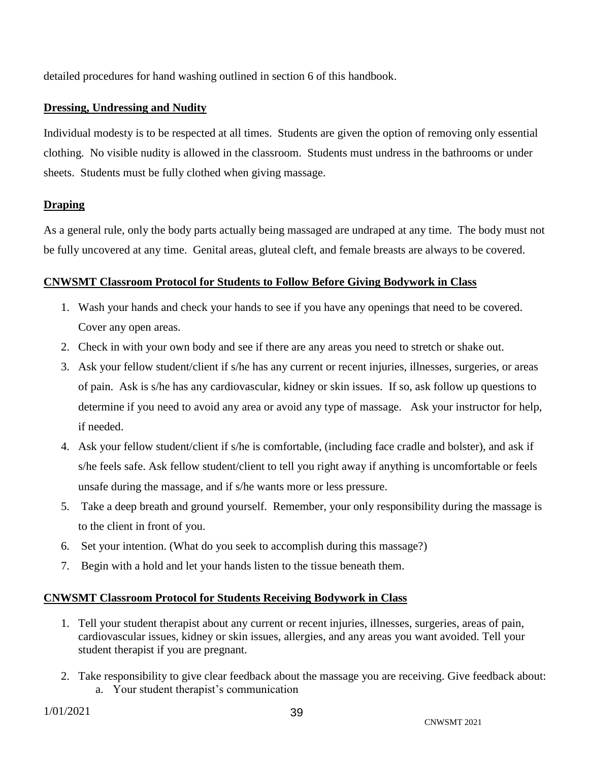detailed procedures for hand washing outlined in section 6 of this handbook.

## Dressing, Undressing and Nudity

Individual modesty is to be respected at all times. Students are given the option of removing only essential clothing. No visible nudity is allowed in the classroom. Students must undress in the bathrooms or under sheets. Students must be fully clothed when giving massage.

## Draping

As a general rule, only the body parts actually being massaged are undraped at any time. The body must not be fully uncovered at any time. Genital areas, gluteal cleft, and female breasts are always to be covered.

## CNWSMT Classroom Protocol for Students to Follow Before Giving Bodywork in Class

1. Wash your hands and check your hands to see if you have any openings that need to be covered. Cover any open areas.
2. Check in with your own body and see if there are any areas you need to stretch or shake out.
3. Ask your fellow student/client if s/he has any current or recent injuries, illnesses, surgeries, or areas of pain. Ask is s/he has any cardiovascular, kidney or skin issues. If so, ask follow up questions to determine if you need to avoid any area or avoid any type of massage. Ask your instructor for help, if needed.
4. Ask your fellow student/client if s/he is comfortable, (including face cradle and bolster), and ask if s/he feels safe. Ask fellow student/client to tell you right away if anything is uncomfortable or feels unsafe during the massage, and if s/he wants more or less pressure.
5. Take a deep breath and ground yourself. Remember, your only responsibility during the massage is to the client in front of you.
6. Set your intention. (What do you seek to accomplish during this massage?)
7. Begin with a hold and let your hands listen to the tissue beneath them.

## CNWSMT Classroom Protocol for Students Receiving Bodywork in Class

1. Tell your student therapist about any current or recent injuries, illnesses, surgeries, areas of pain, cardiovascular issues, kidney or skin issues, allergies, and any areas you want avoided. Tell your student therapist if you are pregnant.
2. Take responsibility to give clear feedback about the massage you are receiving. Give feedback about:
    a. Your student therapist's communication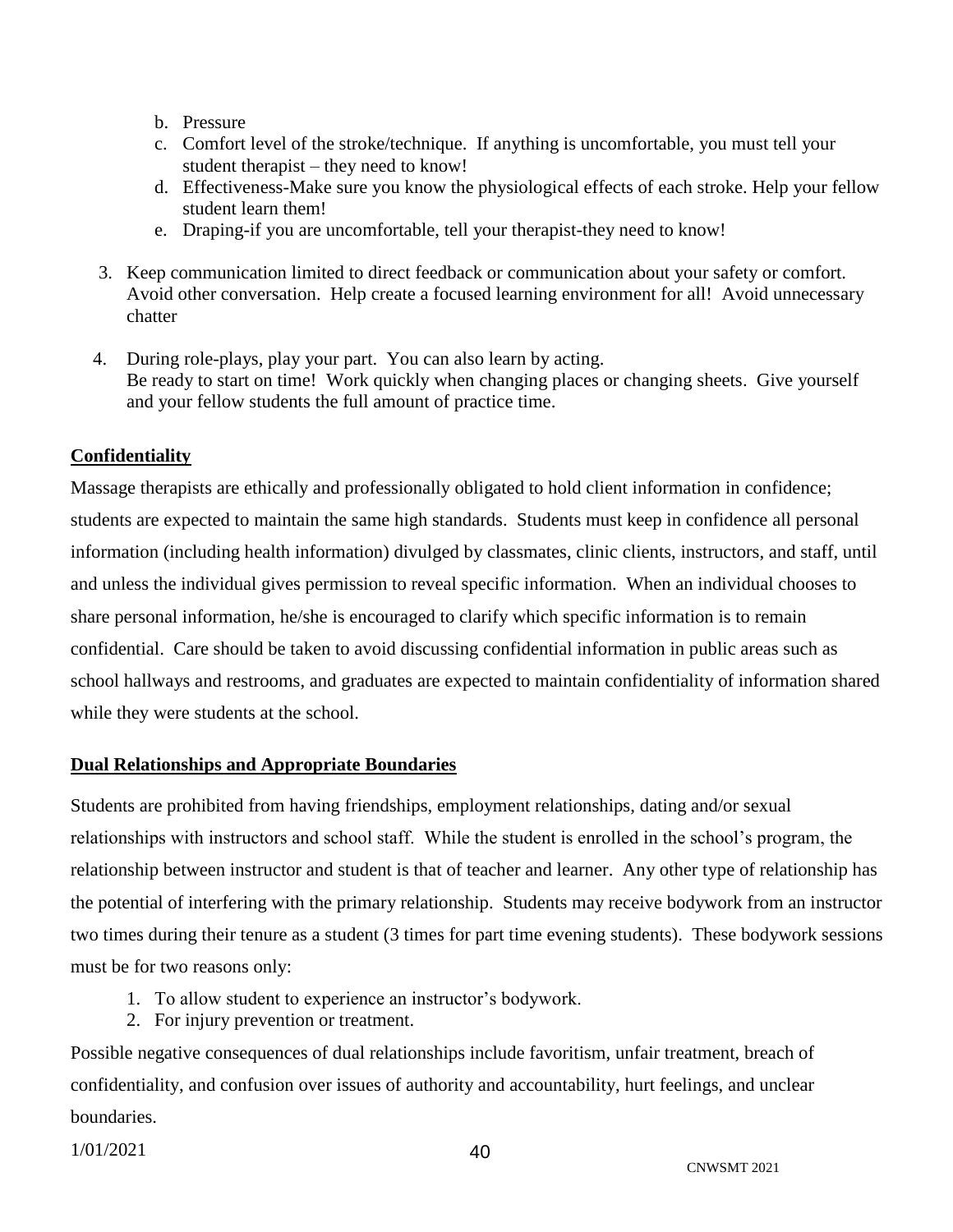b. Pressure
c. Comfort level of the stroke/technique. If anything is uncomfortable, you must tell your student therapist – they need to know!
d. Effectiveness-Make sure you know the physiological effects of each stroke. Help your fellow student learn them!
e. Draping-if you are uncomfortable, tell your therapist-they need to know!

3. Keep communication limited to direct feedback or communication about your safety or comfort. Avoid other conversation. Help create a focused learning environment for all! Avoid unnecessary chatter

4. During role-plays, play your part. You can also learn by acting.
   Be ready to start on time! Work quickly when changing places or changing sheets. Give yourself and your fellow students the full amount of practice time.

## Confidentiality

Massage therapists are ethically and professionally obligated to hold client information in confidence; students are expected to maintain the same high standards. Students must keep in confidence all personal information (including health information) divulged by classmates, clinic clients, instructors, and staff, until and unless the individual gives permission to reveal specific information. When an individual chooses to share personal information, he/she is encouraged to clarify which specific information is to remain confidential. Care should be taken to avoid discussing confidential information in public areas such as school hallways and restrooms, and graduates are expected to maintain confidentiality of information shared while they were students at the school.

## Dual Relationships and Appropriate Boundaries

Students are prohibited from having friendships, employment relationships, dating and/or sexual relationships with instructors and school staff. While the student is enrolled in the school's program, the relationship between instructor and student is that of teacher and learner. Any other type of relationship has the potential of interfering with the primary relationship. Students may receive bodywork from an instructor two times during their tenure as a student (3 times for part time evening students). These bodywork sessions must be for two reasons only:

1. To allow student to experience an instructor's bodywork.
2. For injury prevention or treatment.

Possible negative consequences of dual relationships include favoritism, unfair treatment, breach of confidentiality, and confusion over issues of authority and accountability, hurt feelings, and unclear boundaries.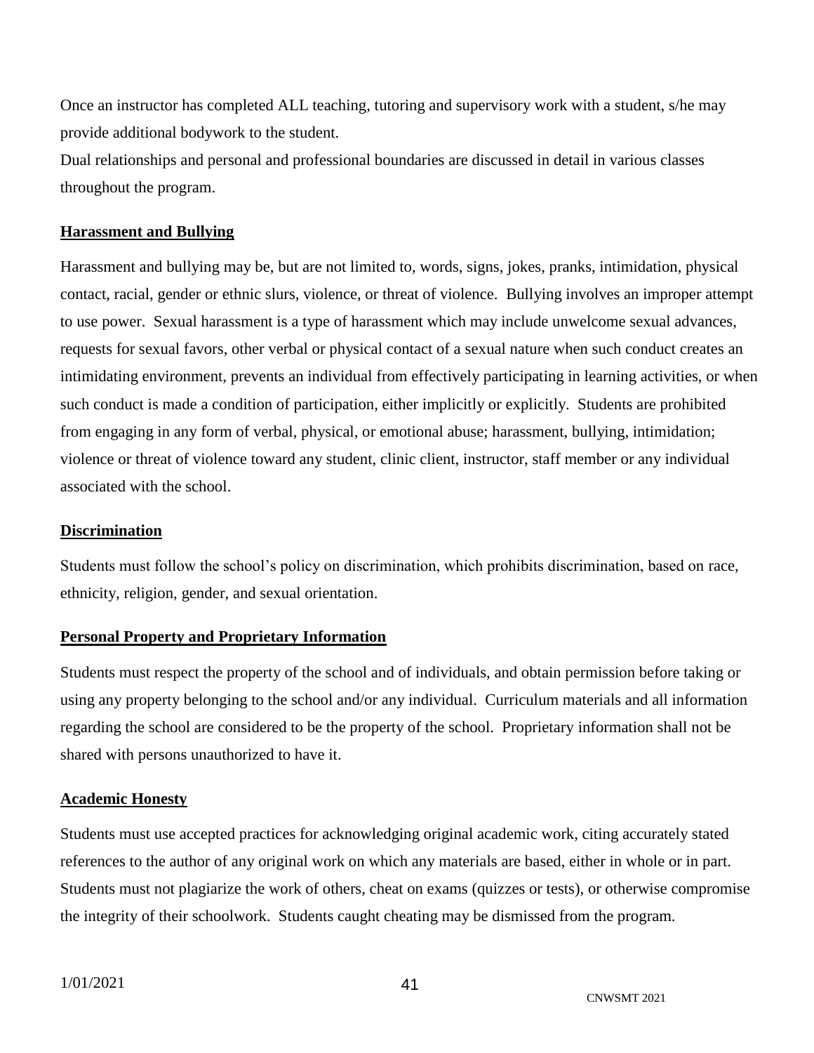Once an instructor has completed ALL teaching, tutoring and supervisory work with a student, s/he may provide additional bodywork to the student.

Dual relationships and personal and professional boundaries are discussed in detail in various classes throughout the program.

## Harassment and Bullying

Harassment and bullying may be, but are not limited to, words, signs, jokes, pranks, intimidation, physical contact, racial, gender or ethnic slurs, violence, or threat of violence. Bullying involves an improper attempt to use power. Sexual harassment is a type of harassment which may include unwelcome sexual advances, requests for sexual favors, other verbal or physical contact of a sexual nature when such conduct creates an intimidating environment, prevents an individual from effectively participating in learning activities, or when such conduct is made a condition of participation, either implicitly or explicitly. Students are prohibited from engaging in any form of verbal, physical, or emotional abuse; harassment, bullying, intimidation; violence or threat of violence toward any student, clinic client, instructor, staff member or any individual associated with the school.

## Discrimination

Students must follow the school's policy on discrimination, which prohibits discrimination, based on race, ethnicity, religion, gender, and sexual orientation.

## Personal Property and Proprietary Information

Students must respect the property of the school and of individuals, and obtain permission before taking or using any property belonging to the school and/or any individual. Curriculum materials and all information regarding the school are considered to be the property of the school. Proprietary information shall not be shared with persons unauthorized to have it.

## Academic Honesty

Students must use accepted practices for acknowledging original academic work, citing accurately stated references to the author of any original work on which any materials are based, either in whole or in part. Students must not plagiarize the work of others, cheat on exams (quizzes or tests), or otherwise compromise the integrity of their schoolwork. Students caught cheating may be dismissed from the program.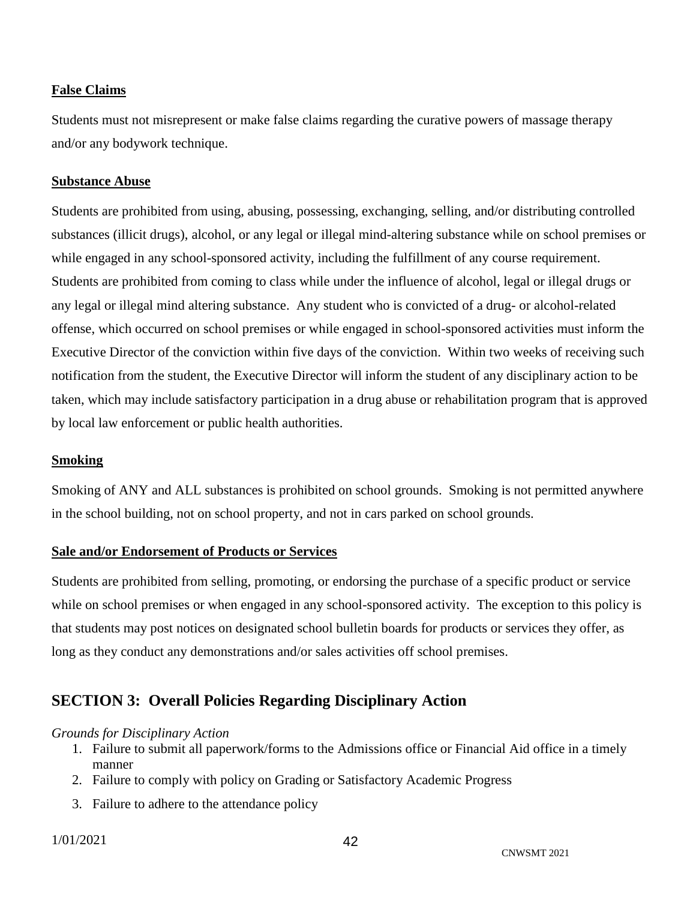**False Claims**

Students must not misrepresent or make false claims regarding the curative powers of massage therapy and/or any bodywork technique.

**Substance Abuse**

Students are prohibited from using, abusing, possessing, exchanging, selling, and/or distributing controlled substances (illicit drugs), alcohol, or any legal or illegal mind-altering substance while on school premises or while engaged in any school-sponsored activity, including the fulfillment of any course requirement. Students are prohibited from coming to class while under the influence of alcohol, legal or illegal drugs or any legal or illegal mind altering substance. Any student who is convicted of a drug- or alcohol-related offense, which occurred on school premises or while engaged in school-sponsored activities must inform the Executive Director of the conviction within five days of the conviction. Within two weeks of receiving such notification from the student, the Executive Director will inform the student of any disciplinary action to be taken, which may include satisfactory participation in a drug abuse or rehabilitation program that is approved by local law enforcement or public health authorities.

**Smoking**

Smoking of ANY and ALL substances is prohibited on school grounds. Smoking is not permitted anywhere in the school building, not on school property, and not in cars parked on school grounds.

**Sale and/or Endorsement of Products or Services**

Students are prohibited from selling, promoting, or endorsing the purchase of a specific product or service while on school premises or when engaged in any school-sponsored activity. The exception to this policy is that students may post notices on designated school bulletin boards for products or services they offer, as long as they conduct any demonstrations and/or sales activities off school premises.

## SECTION 3: Overall Policies Regarding Disciplinary Action

*Grounds for Disciplinary Action*

1. Failure to submit all paperwork/forms to the Admissions office or Financial Aid office in a timely manner
2. Failure to comply with policy on Grading or Satisfactory Academic Progress
3. Failure to adhere to the attendance policy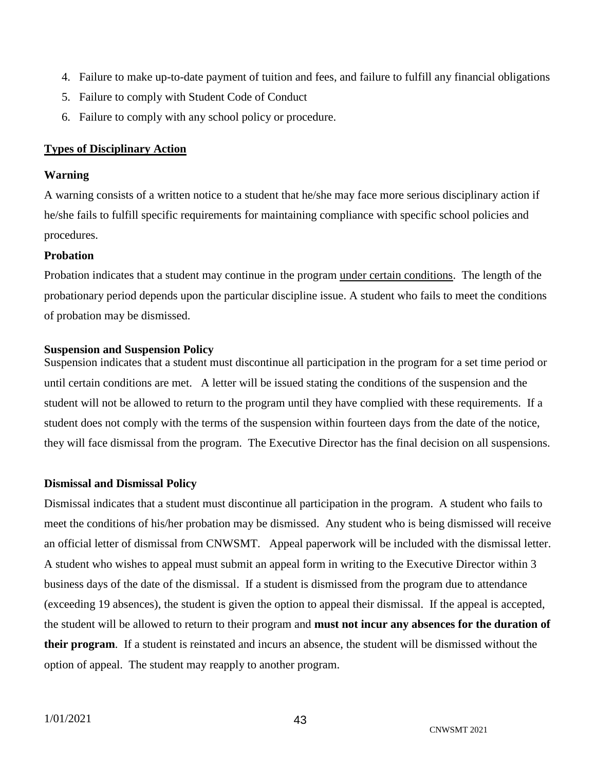4. Failure to make up-to-date payment of tuition and fees, and failure to fulfill any financial obligations
5. Failure to comply with Student Code of Conduct
6. Failure to comply with any school policy or procedure.

## <u>Types of Disciplinary Action</u>

### Warning

A warning consists of a written notice to a student that he/she may face more serious disciplinary action if he/she fails to fulfill specific requirements for maintaining compliance with specific school policies and procedures.

### Probation

Probation indicates that a student may continue in the program <u>under certain conditions</u>. The length of the probationary period depends upon the particular discipline issue. A student who fails to meet the conditions of probation may be dismissed.

### Suspension and Suspension Policy

Suspension indicates that a student must discontinue all participation in the program for a set time period or until certain conditions are met. A letter will be issued stating the conditions of the suspension and the student will not be allowed to return to the program until they have complied with these requirements. If a student does not comply with the terms of the suspension within fourteen days from the date of the notice, they will face dismissal from the program. The Executive Director has the final decision on all suspensions.

### Dismissal and Dismissal Policy

Dismissal indicates that a student must discontinue all participation in the program. A student who fails to meet the conditions of his/her probation may be dismissed. Any student who is being dismissed will receive an official letter of dismissal from CNWSMT. Appeal paperwork will be included with the dismissal letter. A student who wishes to appeal must submit an appeal form in writing to the Executive Director within 3 business days of the date of the dismissal. If a student is dismissed from the program due to attendance (exceeding 19 absences), the student is given the option to appeal their dismissal. If the appeal is accepted, the student will be allowed to return to their program and **must not incur any absences for the duration of their program**. If a student is reinstated and incurs an absence, the student will be dismissed without the option of appeal. The student may reapply to another program.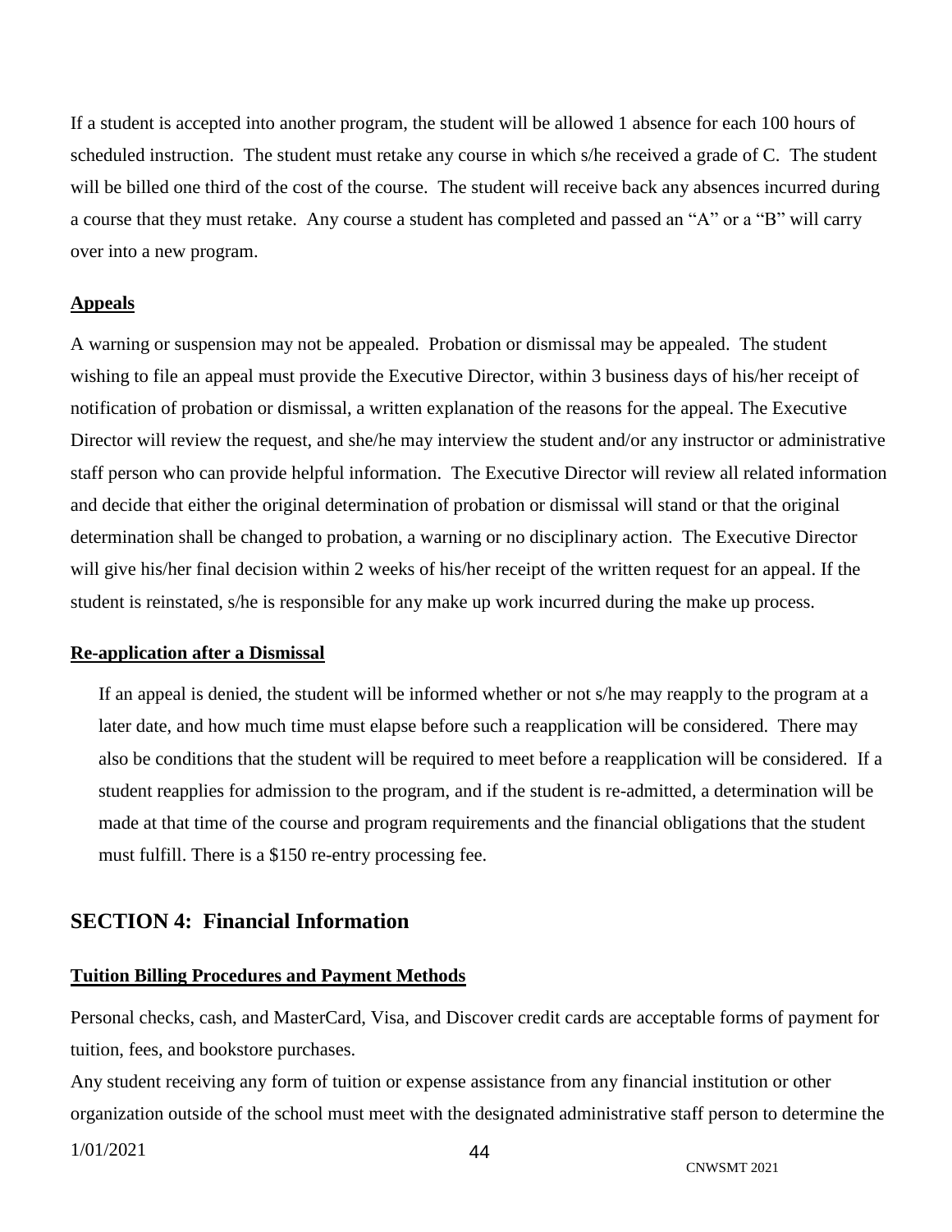If a student is accepted into another program, the student will be allowed 1 absence for each 100 hours of scheduled instruction. The student must retake any course in which s/he received a grade of C. The student will be billed one third of the cost of the course. The student will receive back any absences incurred during a course that they must retake. Any course a student has completed and passed an "A" or a "B" will carry over into a new program.

**Appeals**

A warning or suspension may not be appealed. Probation or dismissal may be appealed. The student wishing to file an appeal must provide the Executive Director, within 3 business days of his/her receipt of notification of probation or dismissal, a written explanation of the reasons for the appeal. The Executive Director will review the request, and she/he may interview the student and/or any instructor or administrative staff person who can provide helpful information. The Executive Director will review all related information and decide that either the original determination of probation or dismissal will stand or that the original determination shall be changed to probation, a warning or no disciplinary action. The Executive Director will give his/her final decision within 2 weeks of his/her receipt of the written request for an appeal. If the student is reinstated, s/he is responsible for any make up work incurred during the make up process.

**Re-application after a Dismissal**

If an appeal is denied, the student will be informed whether or not s/he may reapply to the program at a later date, and how much time must elapse before such a reapplication will be considered. There may also be conditions that the student will be required to meet before a reapplication will be considered. If a student reapplies for admission to the program, and if the student is re-admitted, a determination will be made at that time of the course and program requirements and the financial obligations that the student must fulfill. There is a $150 re-entry processing fee.

## SECTION 4: Financial Information

**Tuition Billing Procedures and Payment Methods**

Personal checks, cash, and MasterCard, Visa, and Discover credit cards are acceptable forms of payment for tuition, fees, and bookstore purchases.

Any student receiving any form of tuition or expense assistance from any financial institution or other organization outside of the school must meet with the designated administrative staff person to determine the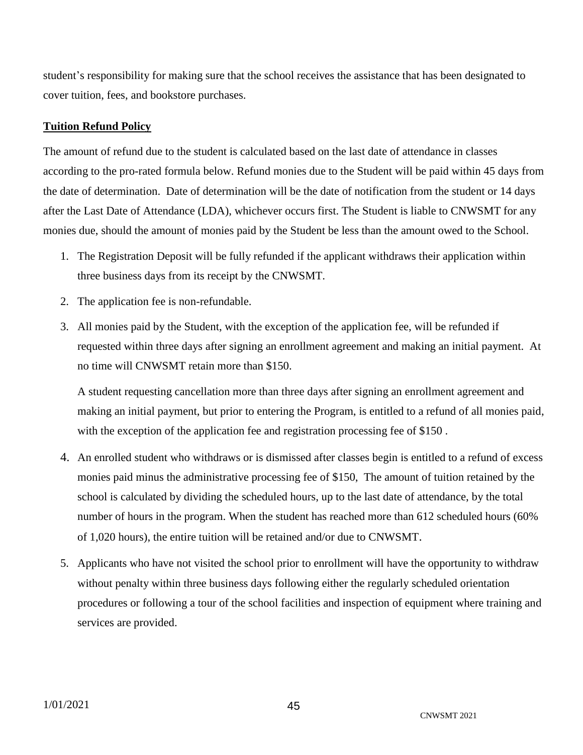student's responsibility for making sure that the school receives the assistance that has been designated to cover tuition, fees, and bookstore purchases.

**Tuition Refund Policy**

The amount of refund due to the student is calculated based on the last date of attendance in classes according to the pro-rated formula below. Refund monies due to the Student will be paid within 45 days from the date of determination. Date of determination will be the date of notification from the student or 14 days after the Last Date of Attendance (LDA), whichever occurs first. The Student is liable to CNWSMT for any monies due, should the amount of monies paid by the Student be less than the amount owed to the School.

1. The Registration Deposit will be fully refunded if the applicant withdraws their application within three business days from its receipt by the CNWSMT.
2. The application fee is non-refundable.
3. All monies paid by the Student, with the exception of the application fee, will be refunded if requested within three days after signing an enrollment agreement and making an initial payment. At no time will CNWSMT retain more than $150.

   A student requesting cancellation more than three days after signing an enrollment agreement and making an initial payment, but prior to entering the Program, is entitled to a refund of all monies paid, with the exception of the application fee and registration processing fee of $150 .
4. An enrolled student who withdraws or is dismissed after classes begin is entitled to a refund of excess monies paid minus the administrative processing fee of $150, The amount of tuition retained by the school is calculated by dividing the scheduled hours, up to the last date of attendance, by the total number of hours in the program. When the student has reached more than 612 scheduled hours (60% of 1,020 hours), the entire tuition will be retained and/or due to CNWSMT.
5. Applicants who have not visited the school prior to enrollment will have the opportunity to withdraw without penalty within three business days following either the regularly scheduled orientation procedures or following a tour of the school facilities and inspection of equipment where training and services are provided.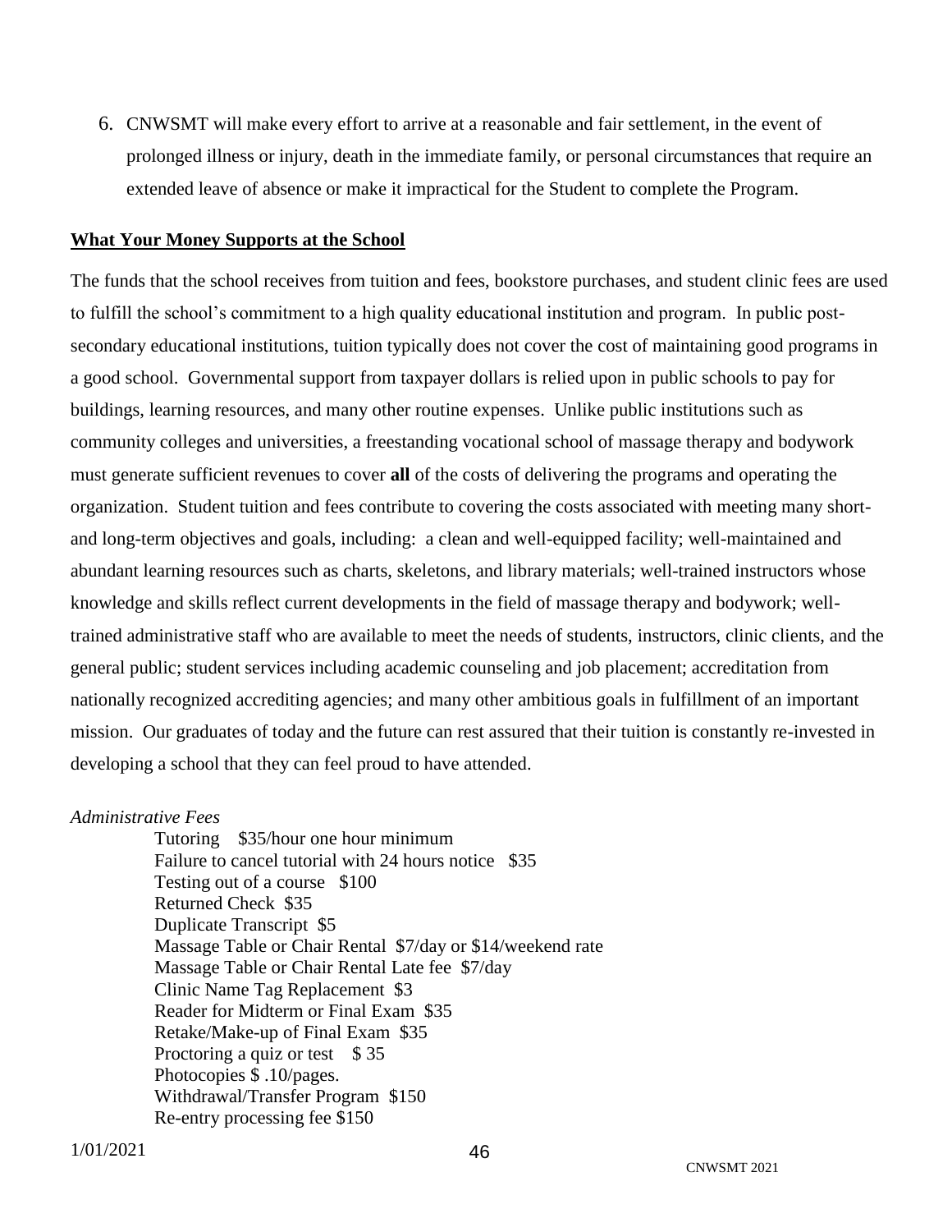6. CNWSMT will make every effort to arrive at a reasonable and fair settlement, in the event of prolonged illness or injury, death in the immediate family, or personal circumstances that require an extended leave of absence or make it impractical for the Student to complete the Program.

**What Your Money Supports at the School**

The funds that the school receives from tuition and fees, bookstore purchases, and student clinic fees are used to fulfill the school's commitment to a high quality educational institution and program. In public post-secondary educational institutions, tuition typically does not cover the cost of maintaining good programs in a good school. Governmental support from taxpayer dollars is relied upon in public schools to pay for buildings, learning resources, and many other routine expenses. Unlike public institutions such as community colleges and universities, a freestanding vocational school of massage therapy and bodywork must generate sufficient revenues to cover **all** of the costs of delivering the programs and operating the organization. Student tuition and fees contribute to covering the costs associated with meeting many short- and long-term objectives and goals, including: a clean and well-equipped facility; well-maintained and abundant learning resources such as charts, skeletons, and library materials; well-trained instructors whose knowledge and skills reflect current developments in the field of massage therapy and bodywork; well-trained administrative staff who are available to meet the needs of students, instructors, clinic clients, and the general public; student services including academic counseling and job placement; accreditation from nationally recognized accrediting agencies; and many other ambitious goals in fulfillment of an important mission. Our graduates of today and the future can rest assured that their tuition is constantly re-invested in developing a school that they can feel proud to have attended.

*Administrative Fees*

Tutoring $35/hour one hour minimum
Failure to cancel tutorial with 24 hours notice $35
Testing out of a course $100
Returned Check $35
Duplicate Transcript $5
Massage Table or Chair Rental $7/day or $14/weekend rate
Massage Table or Chair Rental Late fee $7/day
Clinic Name Tag Replacement $3
Reader for Midterm or Final Exam $35
Retake/Make-up of Final Exam $35
Proctoring a quiz or test $ 35
Photocopies $ .10/pages.
Withdrawal/Transfer Program $150
Re-entry processing fee $150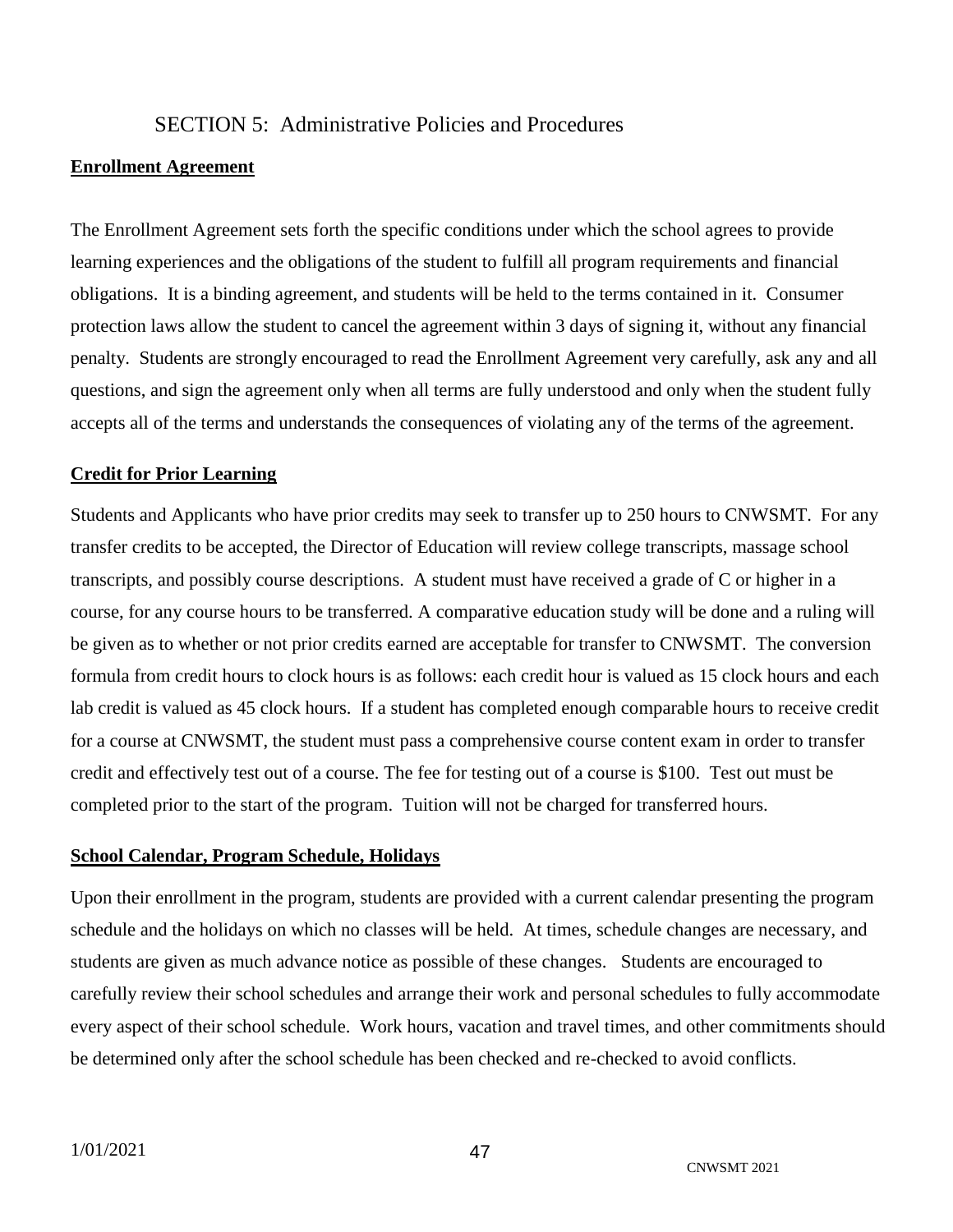# SECTION 5: Administrative Policies and Procedures

## Enrollment Agreement

The Enrollment Agreement sets forth the specific conditions under which the school agrees to provide learning experiences and the obligations of the student to fulfill all program requirements and financial obligations. It is a binding agreement, and students will be held to the terms contained in it. Consumer protection laws allow the student to cancel the agreement within 3 days of signing it, without any financial penalty. Students are strongly encouraged to read the Enrollment Agreement very carefully, ask any and all questions, and sign the agreement only when all terms are fully understood and only when the student fully accepts all of the terms and understands the consequences of violating any of the terms of the agreement.

## Credit for Prior Learning

Students and Applicants who have prior credits may seek to transfer up to 250 hours to CNWSMT. For any transfer credits to be accepted, the Director of Education will review college transcripts, massage school transcripts, and possibly course descriptions. A student must have received a grade of C or higher in a course, for any course hours to be transferred. A comparative education study will be done and a ruling will be given as to whether or not prior credits earned are acceptable for transfer to CNWSMT. The conversion formula from credit hours to clock hours is as follows: each credit hour is valued as 15 clock hours and each lab credit is valued as 45 clock hours. If a student has completed enough comparable hours to receive credit for a course at CNWSMT, the student must pass a comprehensive course content exam in order to transfer credit and effectively test out of a course. The fee for testing out of a course is $100. Test out must be completed prior to the start of the program. Tuition will not be charged for transferred hours.

## School Calendar, Program Schedule, Holidays

Upon their enrollment in the program, students are provided with a current calendar presenting the program schedule and the holidays on which no classes will be held. At times, schedule changes are necessary, and students are given as much advance notice as possible of these changes. Students are encouraged to carefully review their school schedules and arrange their work and personal schedules to fully accommodate every aspect of their school schedule. Work hours, vacation and travel times, and other commitments should be determined only after the school schedule has been checked and re-checked to avoid conflicts.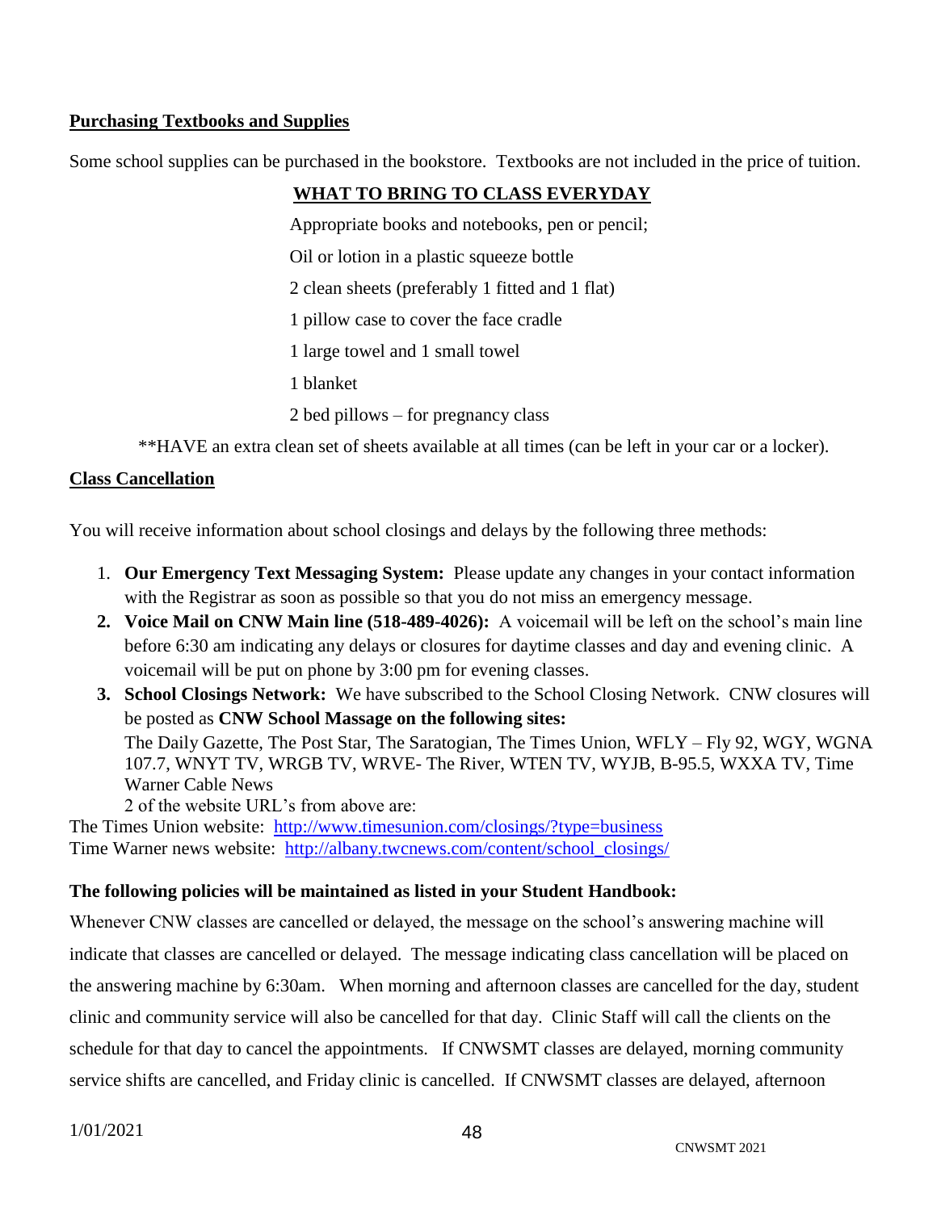**Purchasing Textbooks and Supplies**

Some school supplies can be purchased in the bookstore. Textbooks are not included in the price of tuition.

**WHAT TO BRING TO CLASS EVERYDAY**

Appropriate books and notebooks, pen or pencil;

Oil or lotion in a plastic squeeze bottle

2 clean sheets (preferably 1 fitted and 1 flat)

1 pillow case to cover the face cradle

1 large towel and 1 small towel

1 blanket

2 bed pillows – for pregnancy class

**HAVE an extra clean set of sheets available at all times (can be left in your car or a locker).

**Class Cancellation**

You will receive information about school closings and delays by the following three methods:

1. **Our Emergency Text Messaging System:** Please update any changes in your contact information with the Registrar as soon as possible so that you do not miss an emergency message.
2. **Voice Mail on CNW Main line (518-489-4026):** A voicemail will be left on the school's main line before 6:30 am indicating any delays or closures for daytime classes and day and evening clinic. A voicemail will be put on phone by 3:00 pm for evening classes.
3. **School Closings Network:** We have subscribed to the School Closing Network. CNW closures will be posted as **CNW School Massage on the following sites:**
   The Daily Gazette, The Post Star, The Saratogian, The Times Union, WFLY – Fly 92, WGY, WGNA 107.7, WNYT TV, WRGB TV, WRVE- The River, WTEN TV, WYJB, B-95.5, WXXA TV, Time Warner Cable News
   2 of the website URL's from above are:

The Times Union website: http://www.timesunion.com/closings/?type=business
Time Warner news website: http://albany.twcnews.com/content/school_closings/

**The following policies will be maintained as listed in your Student Handbook:**

Whenever CNW classes are cancelled or delayed, the message on the school's answering machine will indicate that classes are cancelled or delayed. The message indicating class cancellation will be placed on the answering machine by 6:30am. When morning and afternoon classes are cancelled for the day, student clinic and community service will also be cancelled for that day. Clinic Staff will call the clients on the schedule for that day to cancel the appointments. If CNWSMT classes are delayed, morning community service shifts are cancelled, and Friday clinic is cancelled. If CNWSMT classes are delayed, afternoon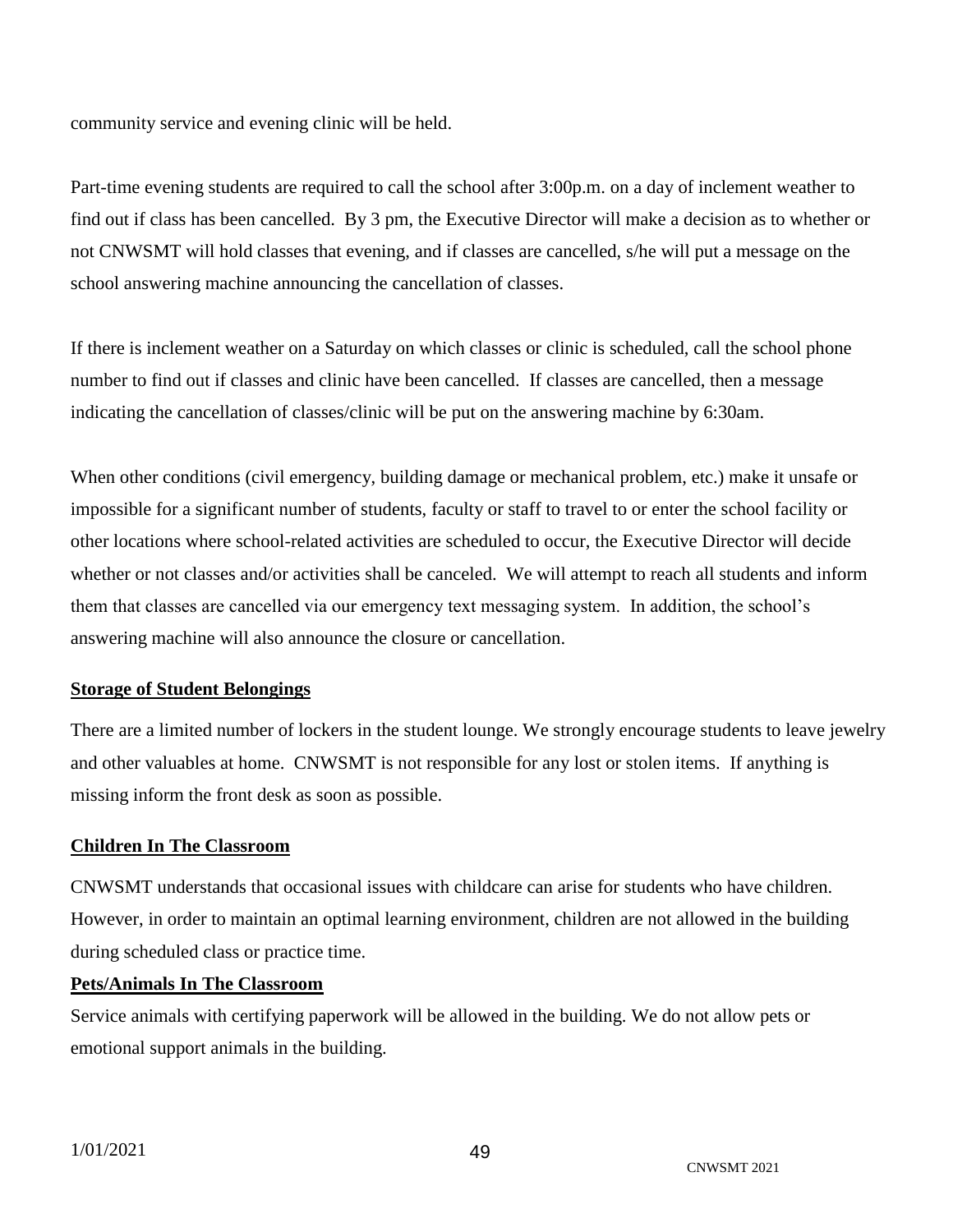community service and evening clinic will be held.

Part-time evening students are required to call the school after 3:00p.m. on a day of inclement weather to find out if class has been cancelled. By 3 pm, the Executive Director will make a decision as to whether or not CNWSMT will hold classes that evening, and if classes are cancelled, s/he will put a message on the school answering machine announcing the cancellation of classes.

If there is inclement weather on a Saturday on which classes or clinic is scheduled, call the school phone number to find out if classes and clinic have been cancelled. If classes are cancelled, then a message indicating the cancellation of classes/clinic will be put on the answering machine by 6:30am.

When other conditions (civil emergency, building damage or mechanical problem, etc.) make it unsafe or impossible for a significant number of students, faculty or staff to travel to or enter the school facility or other locations where school-related activities are scheduled to occur, the Executive Director will decide whether or not classes and/or activities shall be canceled. We will attempt to reach all students and inform them that classes are cancelled via our emergency text messaging system. In addition, the school's answering machine will also announce the closure or cancellation.

**Storage of Student Belongings**

There are a limited number of lockers in the student lounge. We strongly encourage students to leave jewelry and other valuables at home. CNWSMT is not responsible for any lost or stolen items. If anything is missing inform the front desk as soon as possible.

**Children In The Classroom**

CNWSMT understands that occasional issues with childcare can arise for students who have children. However, in order to maintain an optimal learning environment, children are not allowed in the building during scheduled class or practice time.

**Pets/Animals In The Classroom**

Service animals with certifying paperwork will be allowed in the building. We do not allow pets or emotional support animals in the building.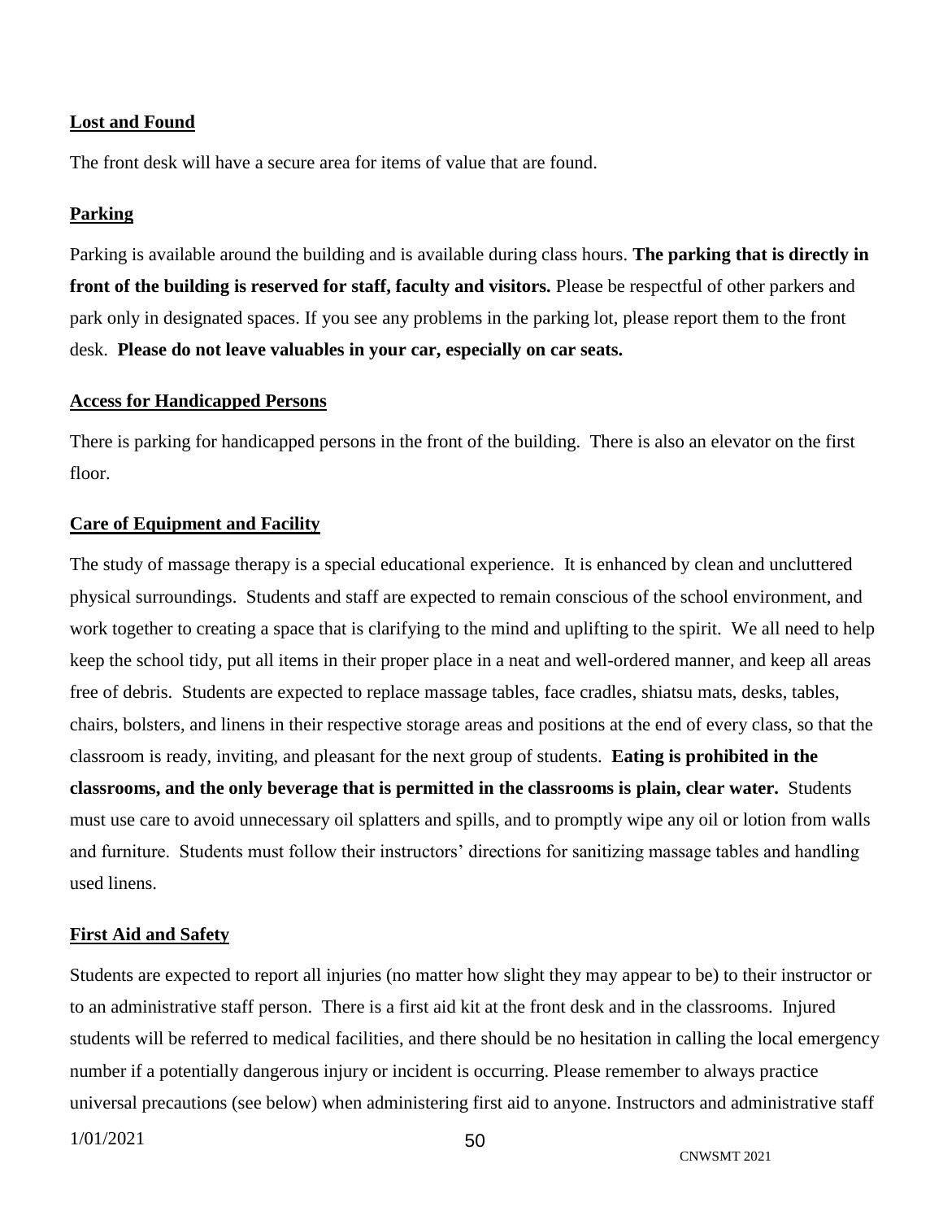## Lost and Found

The front desk will have a secure area for items of value that are found.

## Parking

Parking is available around the building and is available during class hours. **The parking that is directly in front of the building is reserved for staff, faculty and visitors.** Please be respectful of other parkers and park only in designated spaces. If you see any problems in the parking lot, please report them to the front desk. **Please do not leave valuables in your car, especially on car seats.**

## Access for Handicapped Persons

There is parking for handicapped persons in the front of the building. There is also an elevator on the first floor.

## Care of Equipment and Facility

The study of massage therapy is a special educational experience. It is enhanced by clean and uncluttered physical surroundings. Students and staff are expected to remain conscious of the school environment, and work together to creating a space that is clarifying to the mind and uplifting to the spirit. We all need to help keep the school tidy, put all items in their proper place in a neat and well-ordered manner, and keep all areas free of debris. Students are expected to replace massage tables, face cradles, shiatsu mats, desks, tables, chairs, bolsters, and linens in their respective storage areas and positions at the end of every class, so that the classroom is ready, inviting, and pleasant for the next group of students. **Eating is prohibited in the classrooms, and the only beverage that is permitted in the classrooms is plain, clear water.** Students must use care to avoid unnecessary oil splatters and spills, and to promptly wipe any oil or lotion from walls and furniture. Students must follow their instructors' directions for sanitizing massage tables and handling used linens.

## First Aid and Safety

Students are expected to report all injuries (no matter how slight they may appear to be) to their instructor or to an administrative staff person. There is a first aid kit at the front desk and in the classrooms. Injured students will be referred to medical facilities, and there should be no hesitation in calling the local emergency number if a potentially dangerous injury or incident is occurring. Please remember to always practice universal precautions (see below) when administering first aid to anyone. Instructors and administrative staff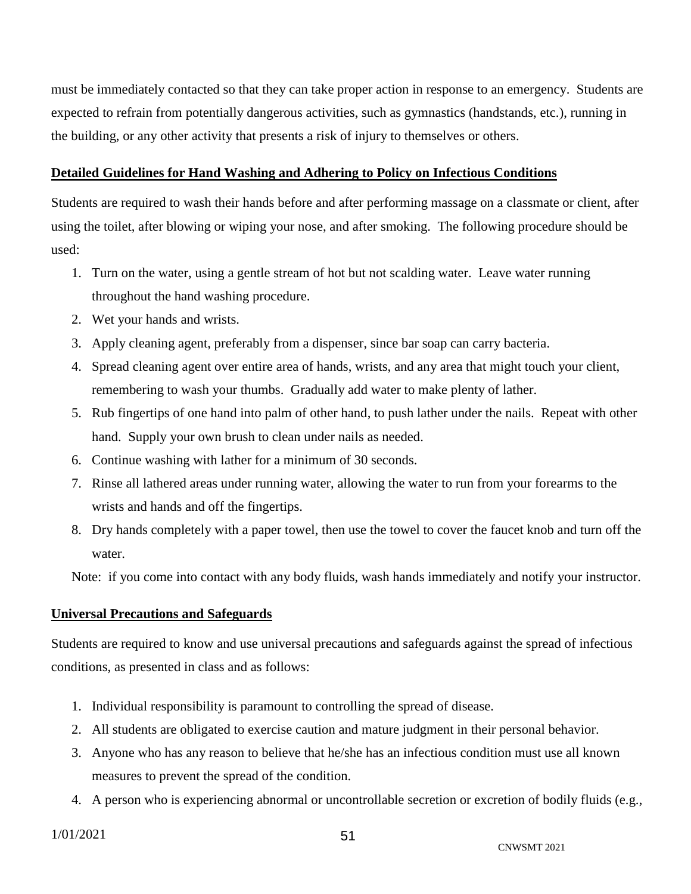must be immediately contacted so that they can take proper action in response to an emergency. Students are expected to refrain from potentially dangerous activities, such as gymnastics (handstands, etc.), running in the building, or any other activity that presents a risk of injury to themselves or others.

## Detailed Guidelines for Hand Washing and Adhering to Policy on Infectious Conditions

Students are required to wash their hands before and after performing massage on a classmate or client, after using the toilet, after blowing or wiping your nose, and after smoking. The following procedure should be used:

1. Turn on the water, using a gentle stream of hot but not scalding water. Leave water running throughout the hand washing procedure.
2. Wet your hands and wrists.
3. Apply cleaning agent, preferably from a dispenser, since bar soap can carry bacteria.
4. Spread cleaning agent over entire area of hands, wrists, and any area that might touch your client, remembering to wash your thumbs. Gradually add water to make plenty of lather.
5. Rub fingertips of one hand into palm of other hand, to push lather under the nails. Repeat with other hand. Supply your own brush to clean under nails as needed.
6. Continue washing with lather for a minimum of 30 seconds.
7. Rinse all lathered areas under running water, allowing the water to run from your forearms to the wrists and hands and off the fingertips.
8. Dry hands completely with a paper towel, then use the towel to cover the faucet knob and turn off the water.

Note: if you come into contact with any body fluids, wash hands immediately and notify your instructor.

## Universal Precautions and Safeguards

Students are required to know and use universal precautions and safeguards against the spread of infectious conditions, as presented in class and as follows:

1. Individual responsibility is paramount to controlling the spread of disease.
2. All students are obligated to exercise caution and mature judgment in their personal behavior.
3. Anyone who has any reason to believe that he/she has an infectious condition must use all known measures to prevent the spread of the condition.
4. A person who is experiencing abnormal or uncontrollable secretion or excretion of bodily fluids (e.g.,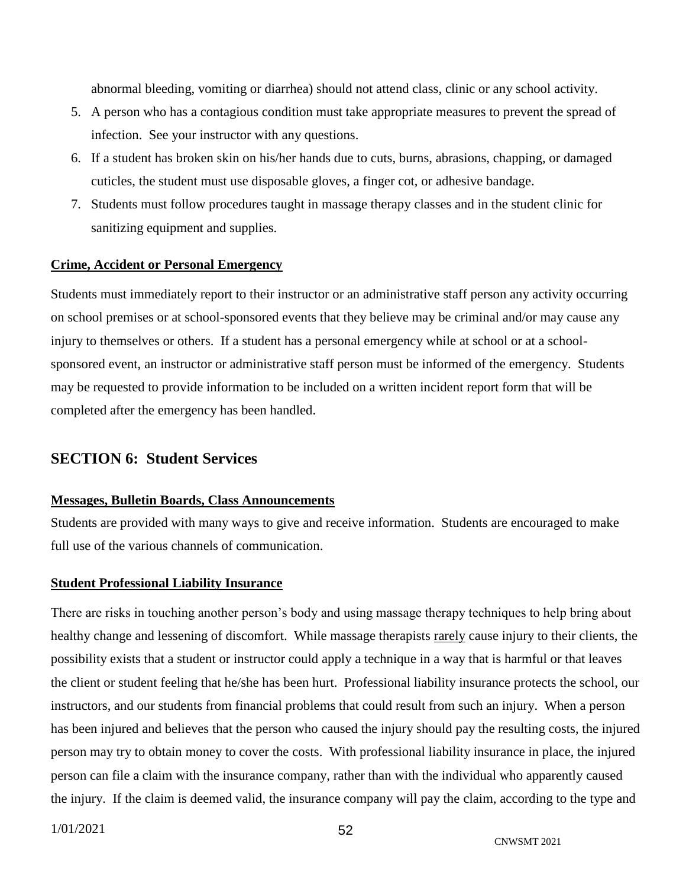abnormal bleeding, vomiting or diarrhea) should not attend class, clinic or any school activity.

5. A person who has a contagious condition must take appropriate measures to prevent the spread of infection. See your instructor with any questions.
6. If a student has broken skin on his/her hands due to cuts, burns, abrasions, chapping, or damaged cuticles, the student must use disposable gloves, a finger cot, or adhesive bandage.
7. Students must follow procedures taught in massage therapy classes and in the student clinic for sanitizing equipment and supplies.

**Crime, Accident or Personal Emergency**

Students must immediately report to their instructor or an administrative staff person any activity occurring on school premises or at school-sponsored events that they believe may be criminal and/or may cause any injury to themselves or others. If a student has a personal emergency while at school or at a school-sponsored event, an instructor or administrative staff person must be informed of the emergency. Students may be requested to provide information to be included on a written incident report form that will be completed after the emergency has been handled.

## SECTION 6: Student Services

**Messages, Bulletin Boards, Class Announcements**

Students are provided with many ways to give and receive information. Students are encouraged to make full use of the various channels of communication.

**Student Professional Liability Insurance**

There are risks in touching another person's body and using massage therapy techniques to help bring about healthy change and lessening of discomfort. While massage therapists rarely cause injury to their clients, the possibility exists that a student or instructor could apply a technique in a way that is harmful or that leaves the client or student feeling that he/she has been hurt. Professional liability insurance protects the school, our instructors, and our students from financial problems that could result from such an injury. When a person has been injured and believes that the person who caused the injury should pay the resulting costs, the injured person may try to obtain money to cover the costs. With professional liability insurance in place, the injured person can file a claim with the insurance company, rather than with the individual who apparently caused the injury. If the claim is deemed valid, the insurance company will pay the claim, according to the type and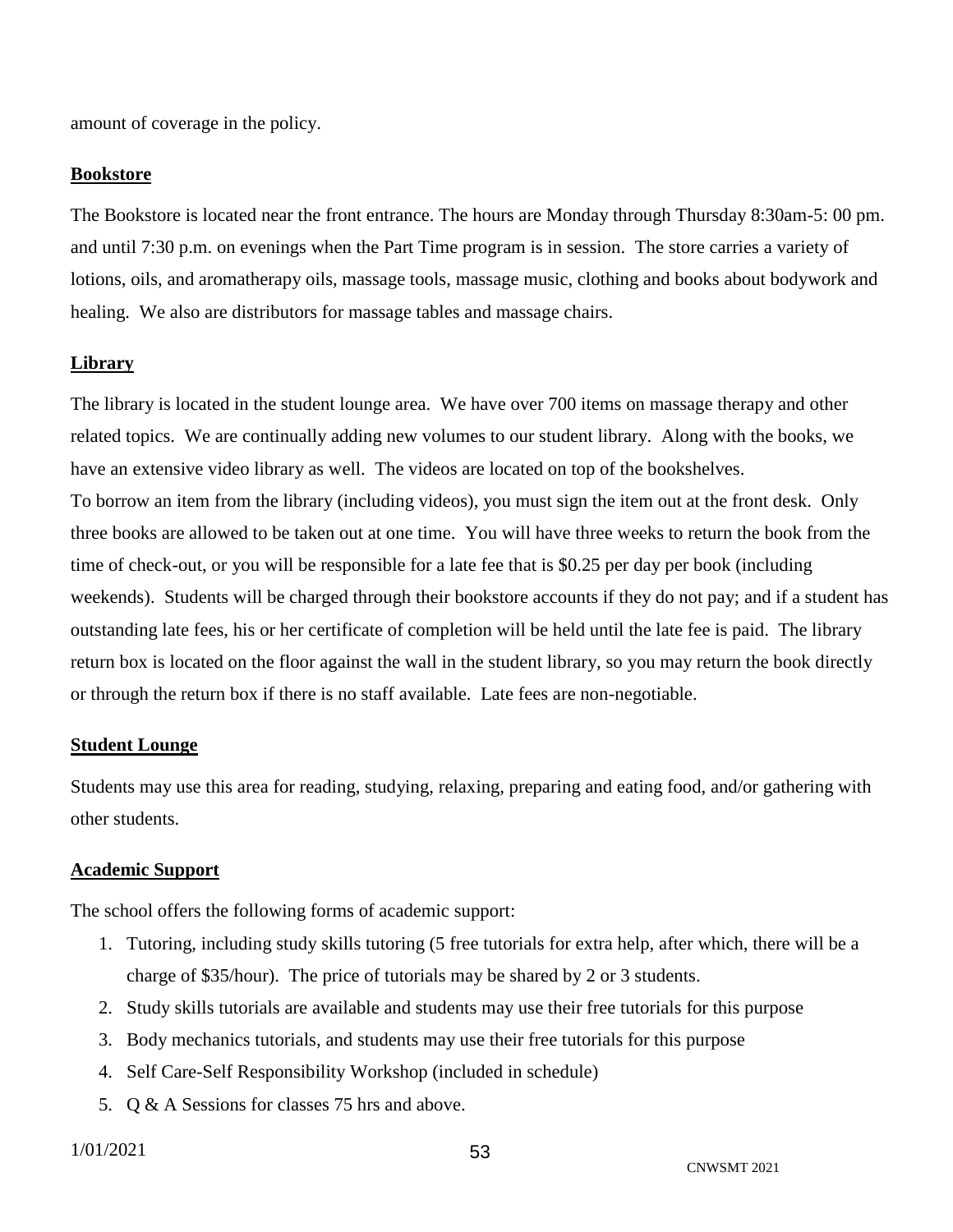amount of coverage in the policy.

**Bookstore**

The Bookstore is located near the front entrance. The hours are Monday through Thursday 8:30am-5: 00 pm. and until 7:30 p.m. on evenings when the Part Time program is in session. The store carries a variety of lotions, oils, and aromatherapy oils, massage tools, massage music, clothing and books about bodywork and healing. We also are distributors for massage tables and massage chairs.

**Library**

The library is located in the student lounge area. We have over 700 items on massage therapy and other related topics. We are continually adding new volumes to our student library. Along with the books, we have an extensive video library as well. The videos are located on top of the bookshelves.
To borrow an item from the library (including videos), you must sign the item out at the front desk. Only three books are allowed to be taken out at one time. You will have three weeks to return the book from the time of check-out, or you will be responsible for a late fee that is $0.25 per day per book (including weekends). Students will be charged through their bookstore accounts if they do not pay; and if a student has outstanding late fees, his or her certificate of completion will be held until the late fee is paid. The library return box is located on the floor against the wall in the student library, so you may return the book directly or through the return box if there is no staff available. Late fees are non-negotiable.

**Student Lounge**

Students may use this area for reading, studying, relaxing, preparing and eating food, and/or gathering with other students.

**Academic Support**

The school offers the following forms of academic support:

1. Tutoring, including study skills tutoring (5 free tutorials for extra help, after which, there will be a charge of $35/hour). The price of tutorials may be shared by 2 or 3 students.
2. Study skills tutorials are available and students may use their free tutorials for this purpose
3. Body mechanics tutorials, and students may use their free tutorials for this purpose
4. Self Care-Self Responsibility Workshop (included in schedule)
5. Q & A Sessions for classes 75 hrs and above.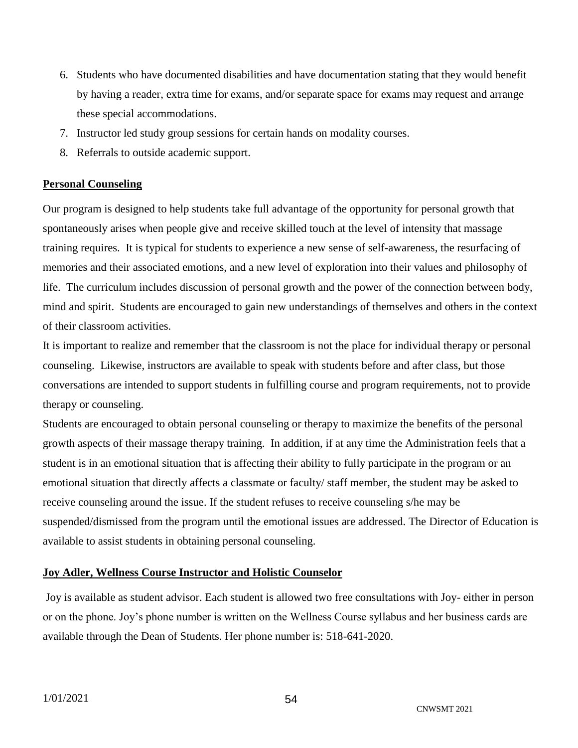6. Students who have documented disabilities and have documentation stating that they would benefit by having a reader, extra time for exams, and/or separate space for exams may request and arrange these special accommodations.
7. Instructor led study group sessions for certain hands on modality courses.
8. Referrals to outside academic support.

**Personal Counseling**

Our program is designed to help students take full advantage of the opportunity for personal growth that spontaneously arises when people give and receive skilled touch at the level of intensity that massage training requires. It is typical for students to experience a new sense of self-awareness, the resurfacing of memories and their associated emotions, and a new level of exploration into their values and philosophy of life. The curriculum includes discussion of personal growth and the power of the connection between body, mind and spirit. Students are encouraged to gain new understandings of themselves and others in the context of their classroom activities.

It is important to realize and remember that the classroom is not the place for individual therapy or personal counseling. Likewise, instructors are available to speak with students before and after class, but those conversations are intended to support students in fulfilling course and program requirements, not to provide therapy or counseling.

Students are encouraged to obtain personal counseling or therapy to maximize the benefits of the personal growth aspects of their massage therapy training. In addition, if at any time the Administration feels that a student is in an emotional situation that is affecting their ability to fully participate in the program or an emotional situation that directly affects a classmate or faculty/ staff member, the student may be asked to receive counseling around the issue. If the student refuses to receive counseling s/he may be suspended/dismissed from the program until the emotional issues are addressed. The Director of Education is available to assist students in obtaining personal counseling.

**Joy Adler, Wellness Course Instructor and Holistic Counselor**

Joy is available as student advisor. Each student is allowed two free consultations with Joy- either in person or on the phone. Joy's phone number is written on the Wellness Course syllabus and her business cards are available through the Dean of Students. Her phone number is: 518-641-2020.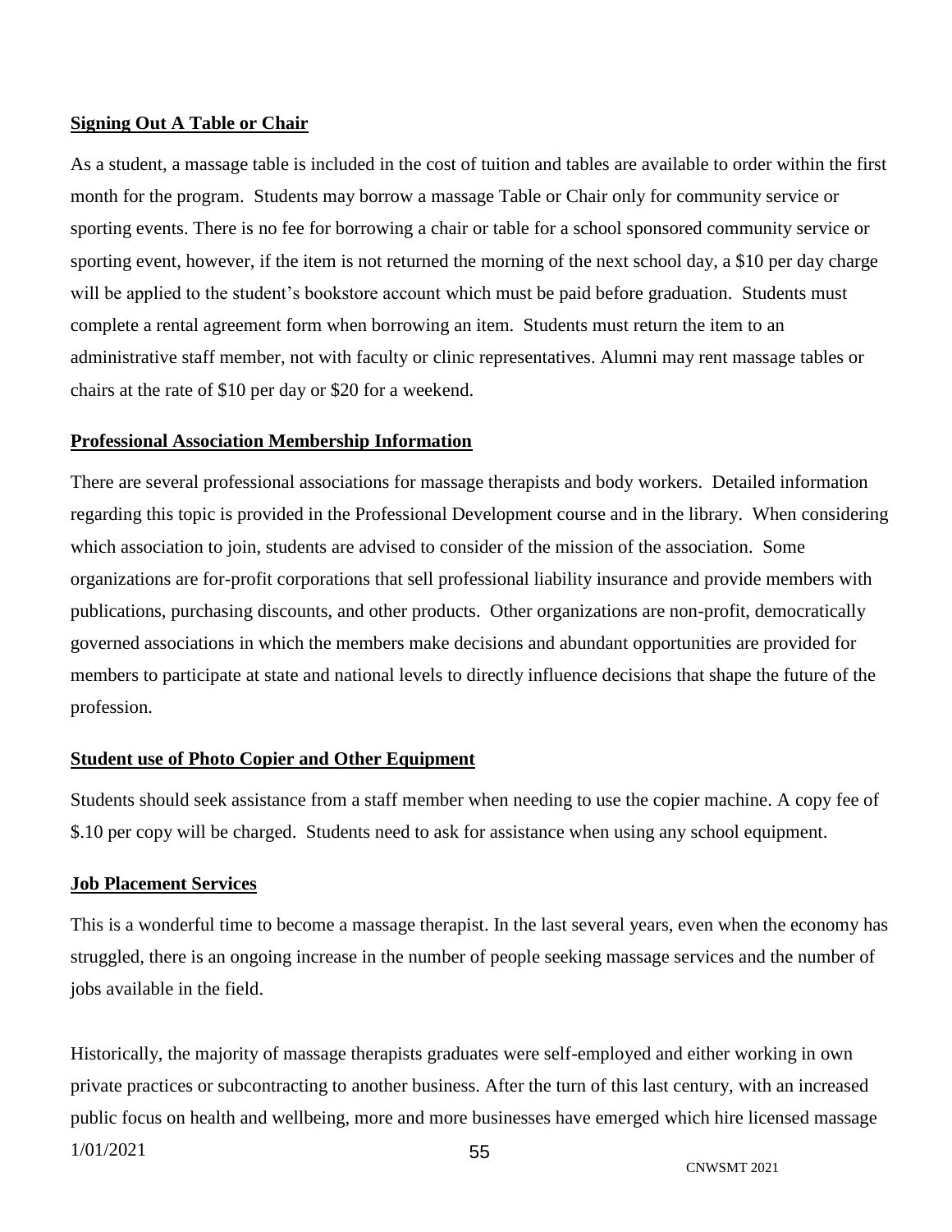## Signing Out A Table or Chair

As a student, a massage table is included in the cost of tuition and tables are available to order within the first month for the program. Students may borrow a massage Table or Chair only for community service or sporting events. There is no fee for borrowing a chair or table for a school sponsored community service or sporting event, however, if the item is not returned the morning of the next school day, a $10 per day charge will be applied to the student's bookstore account which must be paid before graduation. Students must complete a rental agreement form when borrowing an item. Students must return the item to an administrative staff member, not with faculty or clinic representatives. Alumni may rent massage tables or chairs at the rate of $10 per day or $20 for a weekend.

## Professional Association Membership Information

There are several professional associations for massage therapists and body workers. Detailed information regarding this topic is provided in the Professional Development course and in the library. When considering which association to join, students are advised to consider of the mission of the association. Some organizations are for-profit corporations that sell professional liability insurance and provide members with publications, purchasing discounts, and other products. Other organizations are non-profit, democratically governed associations in which the members make decisions and abundant opportunities are provided for members to participate at state and national levels to directly influence decisions that shape the future of the profession.

## Student use of Photo Copier and Other Equipment

Students should seek assistance from a staff member when needing to use the copier machine. A copy fee of $.10 per copy will be charged. Students need to ask for assistance when using any school equipment.

## Job Placement Services

This is a wonderful time to become a massage therapist. In the last several years, even when the economy has struggled, there is an ongoing increase in the number of people seeking massage services and the number of jobs available in the field.

Historically, the majority of massage therapists graduates were self-employed and either working in own private practices or subcontracting to another business. After the turn of this last century, with an increased public focus on health and wellbeing, more and more businesses have emerged which hire licensed massage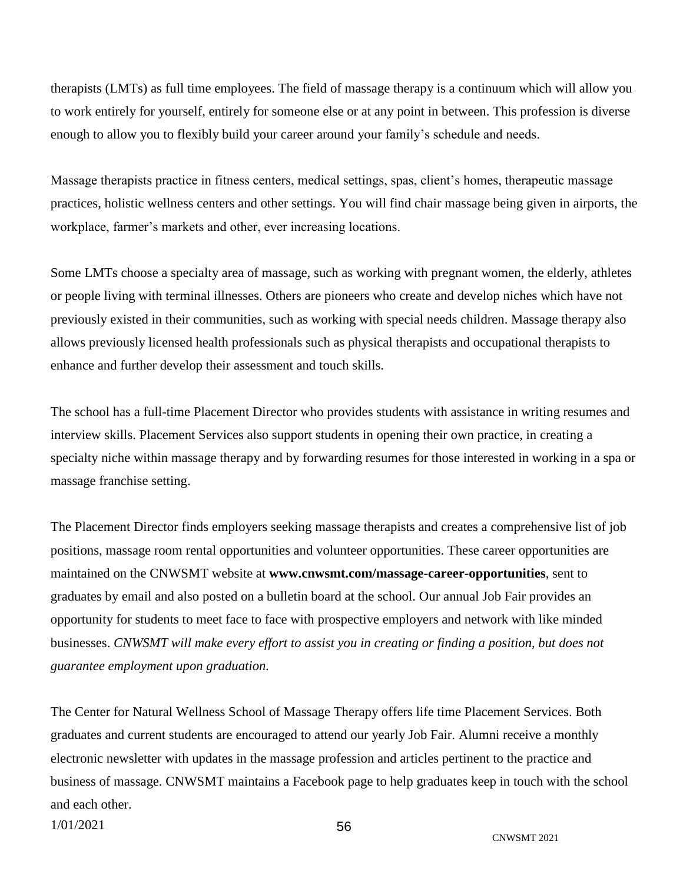therapists (LMTs) as full time employees. The field of massage therapy is a continuum which will allow you to work entirely for yourself, entirely for someone else or at any point in between. This profession is diverse enough to allow you to flexibly build your career around your family's schedule and needs.

Massage therapists practice in fitness centers, medical settings, spas, client's homes, therapeutic massage practices, holistic wellness centers and other settings. You will find chair massage being given in airports, the workplace, farmer's markets and other, ever increasing locations.

Some LMTs choose a specialty area of massage, such as working with pregnant women, the elderly, athletes or people living with terminal illnesses. Others are pioneers who create and develop niches which have not previously existed in their communities, such as working with special needs children. Massage therapy also allows previously licensed health professionals such as physical therapists and occupational therapists to enhance and further develop their assessment and touch skills.

The school has a full-time Placement Director who provides students with assistance in writing resumes and interview skills. Placement Services also support students in opening their own practice, in creating a specialty niche within massage therapy and by forwarding resumes for those interested in working in a spa or massage franchise setting.

The Placement Director finds employers seeking massage therapists and creates a comprehensive list of job positions, massage room rental opportunities and volunteer opportunities. These career opportunities are maintained on the CNWSMT website at **www.cnwsmt.com/massage-career-opportunities**, sent to graduates by email and also posted on a bulletin board at the school. Our annual Job Fair provides an opportunity for students to meet face to face with prospective employers and network with like minded businesses. *CNWSMT will make every effort to assist you in creating or finding a position, but does not guarantee employment upon graduation.*

The Center for Natural Wellness School of Massage Therapy offers life time Placement Services. Both graduates and current students are encouraged to attend our yearly Job Fair. Alumni receive a monthly electronic newsletter with updates in the massage profession and articles pertinent to the practice and business of massage. CNWSMT maintains a Facebook page to help graduates keep in touch with the school and each other.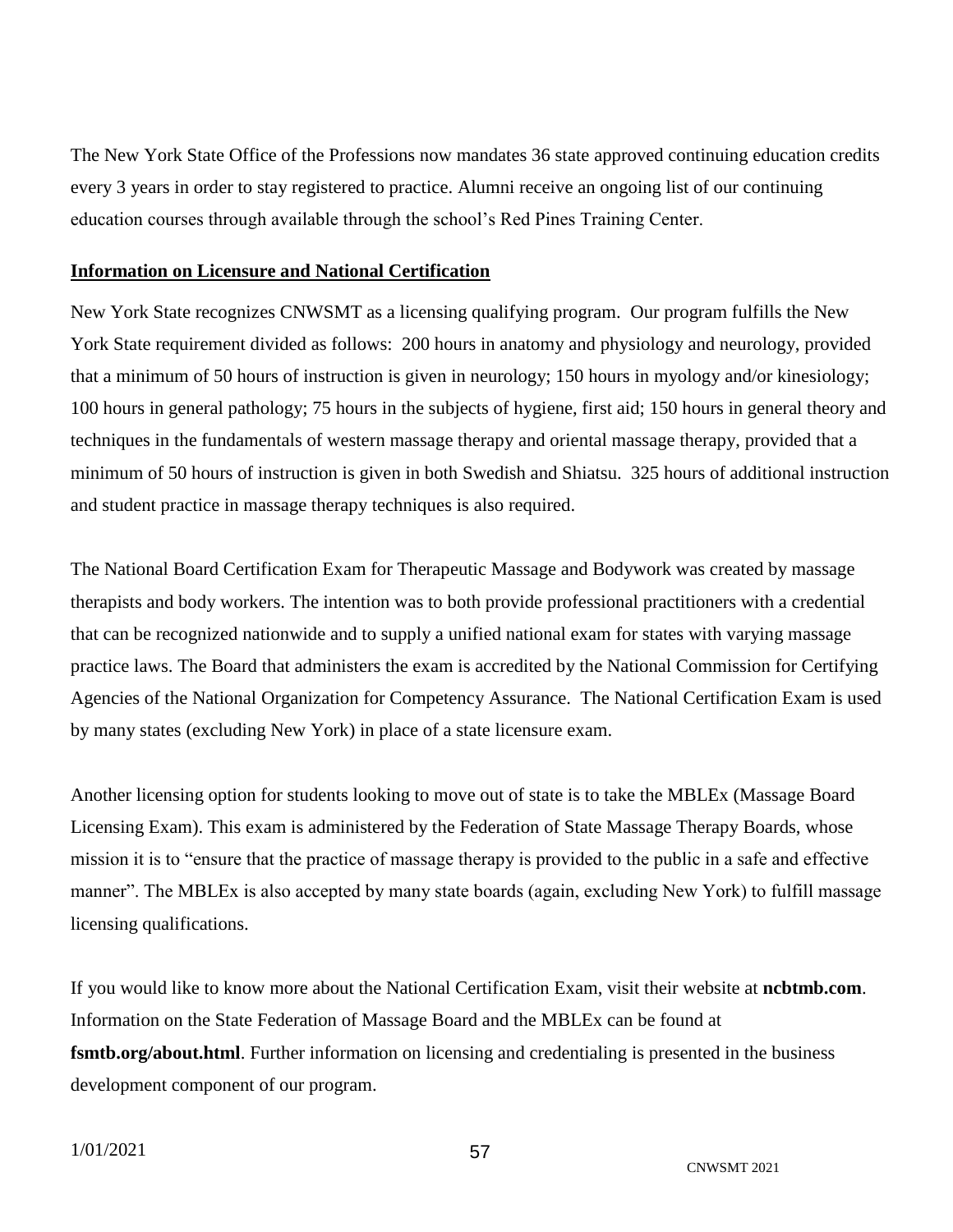The New York State Office of the Professions now mandates 36 state approved continuing education credits every 3 years in order to stay registered to practice. Alumni receive an ongoing list of our continuing education courses through available through the school's Red Pines Training Center.

**Information on Licensure and National Certification**

New York State recognizes CNWSMT as a licensing qualifying program. Our program fulfills the New York State requirement divided as follows: 200 hours in anatomy and physiology and neurology, provided that a minimum of 50 hours of instruction is given in neurology; 150 hours in myology and/or kinesiology; 100 hours in general pathology; 75 hours in the subjects of hygiene, first aid; 150 hours in general theory and techniques in the fundamentals of western massage therapy and oriental massage therapy, provided that a minimum of 50 hours of instruction is given in both Swedish and Shiatsu. 325 hours of additional instruction and student practice in massage therapy techniques is also required.

The National Board Certification Exam for Therapeutic Massage and Bodywork was created by massage therapists and body workers. The intention was to both provide professional practitioners with a credential that can be recognized nationwide and to supply a unified national exam for states with varying massage practice laws. The Board that administers the exam is accredited by the National Commission for Certifying Agencies of the National Organization for Competency Assurance. The National Certification Exam is used by many states (excluding New York) in place of a state licensure exam.

Another licensing option for students looking to move out of state is to take the MBLEx (Massage Board Licensing Exam). This exam is administered by the Federation of State Massage Therapy Boards, whose mission it is to "ensure that the practice of massage therapy is provided to the public in a safe and effective manner". The MBLEx is also accepted by many state boards (again, excluding New York) to fulfill massage licensing qualifications.

If you would like to know more about the National Certification Exam, visit their website at **ncbtmb.com**. Information on the State Federation of Massage Board and the MBLEx can be found at **fsmtb.org/about.html**. Further information on licensing and credentialing is presented in the business development component of our program.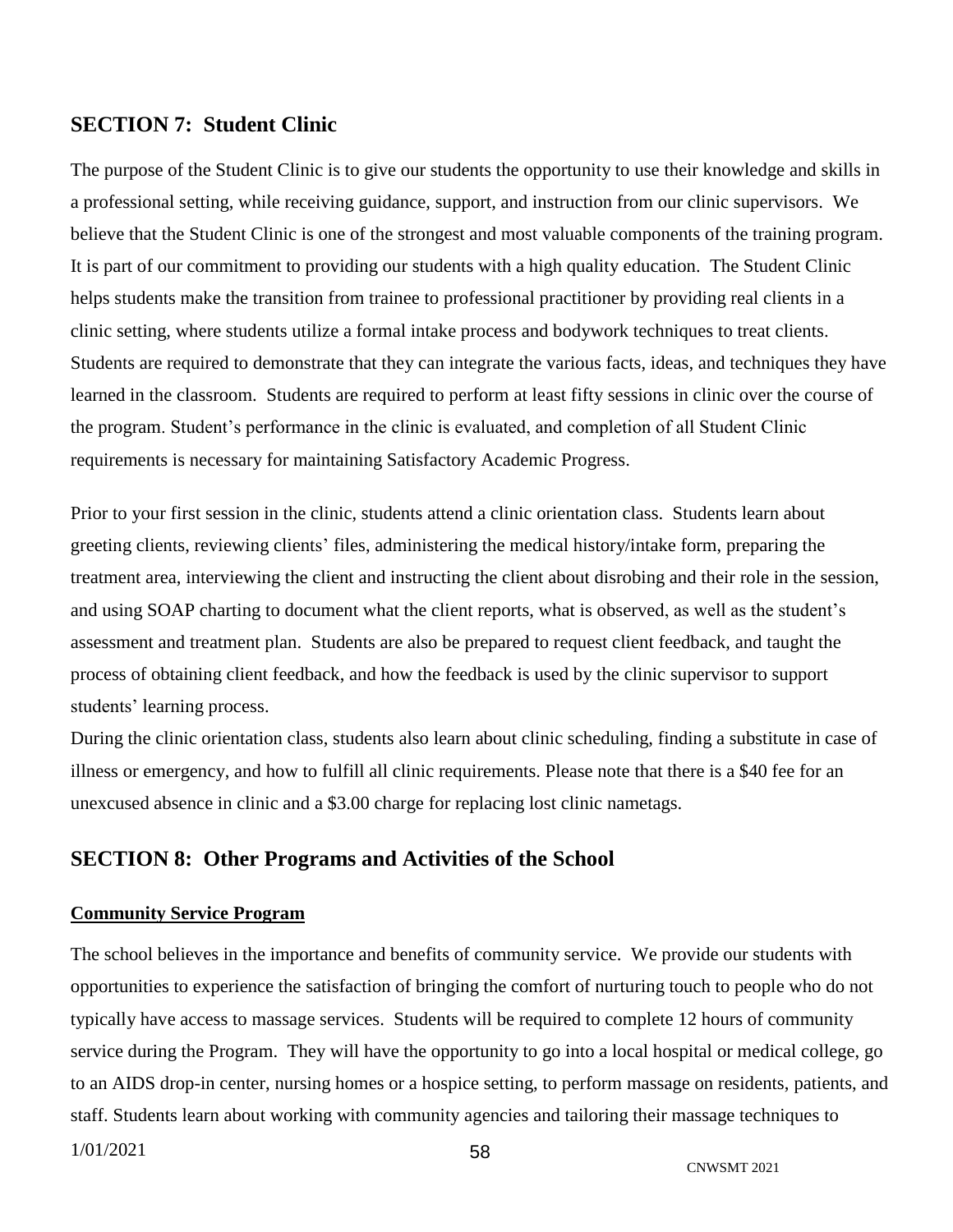## SECTION 7: Student Clinic

The purpose of the Student Clinic is to give our students the opportunity to use their knowledge and skills in a professional setting, while receiving guidance, support, and instruction from our clinic supervisors. We believe that the Student Clinic is one of the strongest and most valuable components of the training program. It is part of our commitment to providing our students with a high quality education. The Student Clinic helps students make the transition from trainee to professional practitioner by providing real clients in a clinic setting, where students utilize a formal intake process and bodywork techniques to treat clients. Students are required to demonstrate that they can integrate the various facts, ideas, and techniques they have learned in the classroom. Students are required to perform at least fifty sessions in clinic over the course of the program. Student's performance in the clinic is evaluated, and completion of all Student Clinic requirements is necessary for maintaining Satisfactory Academic Progress.

Prior to your first session in the clinic, students attend a clinic orientation class. Students learn about greeting clients, reviewing clients' files, administering the medical history/intake form, preparing the treatment area, interviewing the client and instructing the client about disrobing and their role in the session, and using SOAP charting to document what the client reports, what is observed, as well as the student's assessment and treatment plan. Students are also be prepared to request client feedback, and taught the process of obtaining client feedback, and how the feedback is used by the clinic supervisor to support students' learning process.

During the clinic orientation class, students also learn about clinic scheduling, finding a substitute in case of illness or emergency, and how to fulfill all clinic requirements. Please note that there is a $40 fee for an unexcused absence in clinic and a $3.00 charge for replacing lost clinic nametags.

## SECTION 8: Other Programs and Activities of the School

### Community Service Program

The school believes in the importance and benefits of community service. We provide our students with opportunities to experience the satisfaction of bringing the comfort of nurturing touch to people who do not typically have access to massage services. Students will be required to complete 12 hours of community service during the Program. They will have the opportunity to go into a local hospital or medical college, go to an AIDS drop-in center, nursing homes or a hospice setting, to perform massage on residents, patients, and staff. Students learn about working with community agencies and tailoring their massage techniques to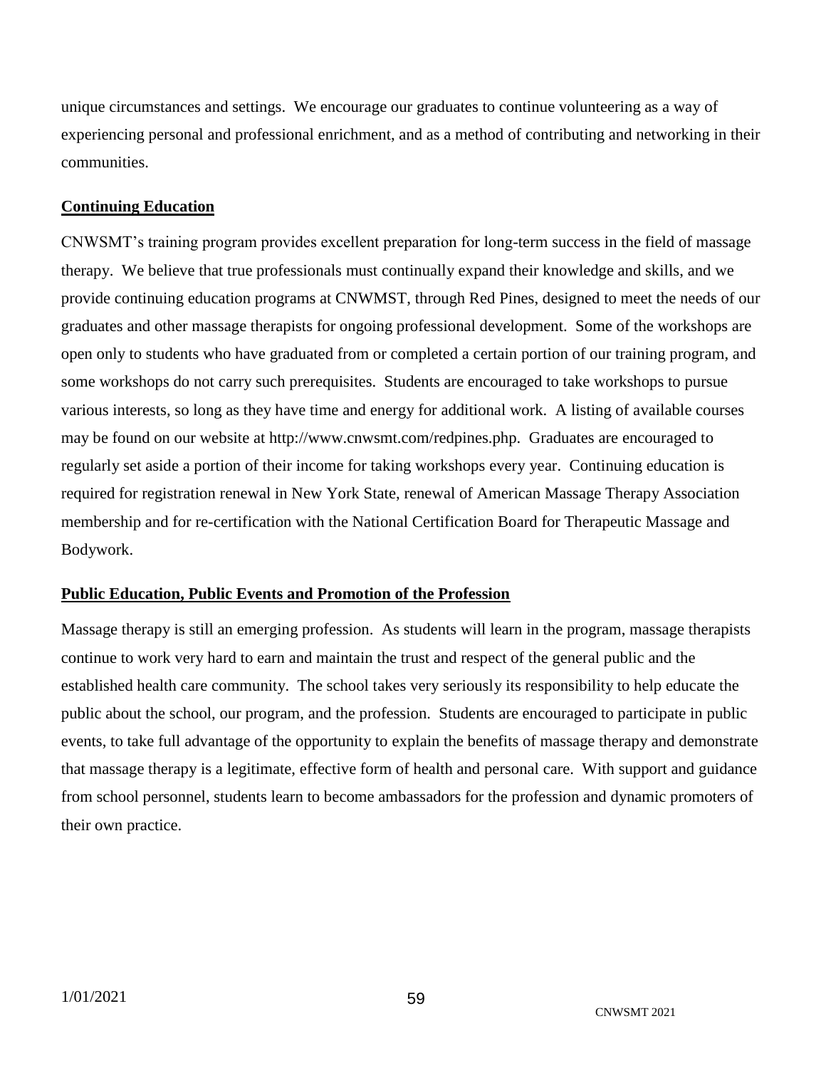unique circumstances and settings. We encourage our graduates to continue volunteering as a way of experiencing personal and professional enrichment, and as a method of contributing and networking in their communities.

## Continuing Education

CNWSMT's training program provides excellent preparation for long-term success in the field of massage therapy. We believe that true professionals must continually expand their knowledge and skills, and we provide continuing education programs at CNWMST, through Red Pines, designed to meet the needs of our graduates and other massage therapists for ongoing professional development. Some of the workshops are open only to students who have graduated from or completed a certain portion of our training program, and some workshops do not carry such prerequisites. Students are encouraged to take workshops to pursue various interests, so long as they have time and energy for additional work. A listing of available courses may be found on our website at http://www.cnwsmt.com/redpines.php. Graduates are encouraged to regularly set aside a portion of their income for taking workshops every year. Continuing education is required for registration renewal in New York State, renewal of American Massage Therapy Association membership and for re-certification with the National Certification Board for Therapeutic Massage and Bodywork.

## Public Education, Public Events and Promotion of the Profession

Massage therapy is still an emerging profession. As students will learn in the program, massage therapists continue to work very hard to earn and maintain the trust and respect of the general public and the established health care community. The school takes very seriously its responsibility to help educate the public about the school, our program, and the profession. Students are encouraged to participate in public events, to take full advantage of the opportunity to explain the benefits of massage therapy and demonstrate that massage therapy is a legitimate, effective form of health and personal care. With support and guidance from school personnel, students learn to become ambassadors for the profession and dynamic promoters of their own practice.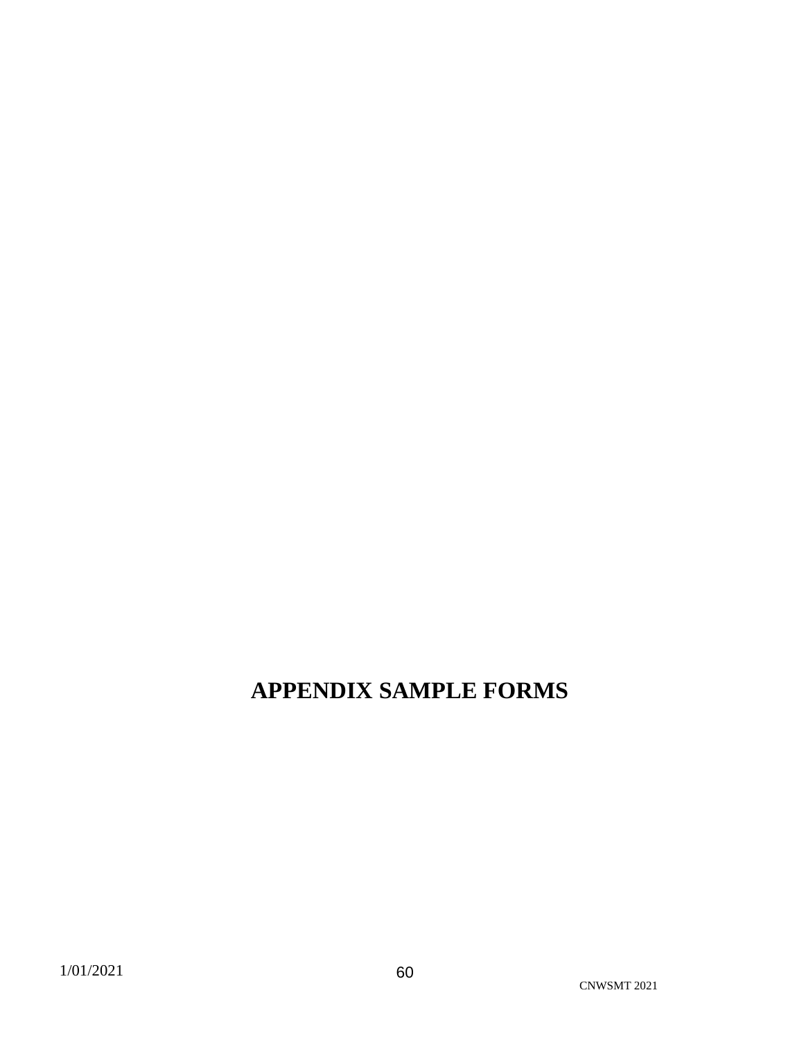# APPENDIX SAMPLE FORMS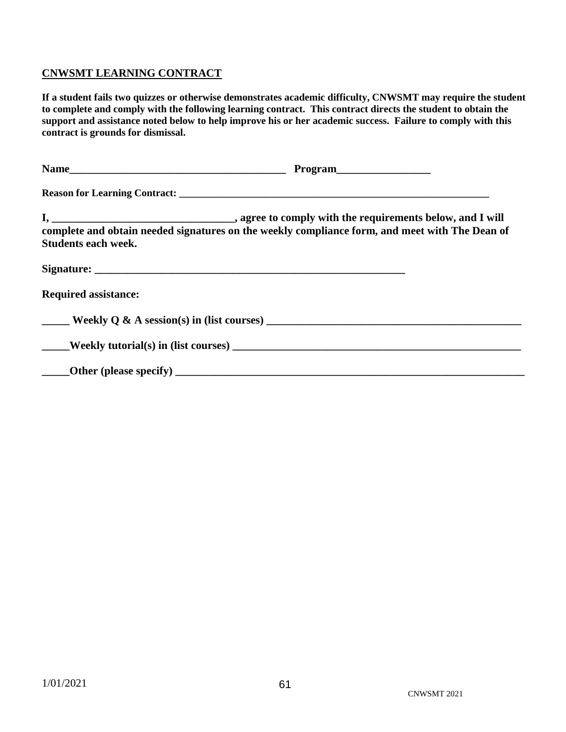## CNWSMT LEARNING CONTRACT

**If a student fails two quizzes or otherwise demonstrates academic difficulty, CNWSMT may require the student to complete and comply with the following learning contract. This contract directs the student to obtain the support and assistance noted below to help improve his or her academic success. Failure to comply with this contract is grounds for dismissal.**

**Name_________________________________________ Program_________________**

**Reason for Learning Contract: ______________________________________________________________**

**I, _________________________________, agree to comply with the requirements below, and I will complete and obtain needed signatures on the weekly compliance form, and meet with The Dean of Students each week.**

**Signature: __________________________________________________________**

**Required assistance:**

**_____ Weekly Q & A session(s) in (list courses) _______________________________________________**

**_____Weekly tutorial(s) in (list courses) _____________________________________________________**

**_____Other (please specify) _______________________________________________________________**

1/01/2021

CNWSMT 2021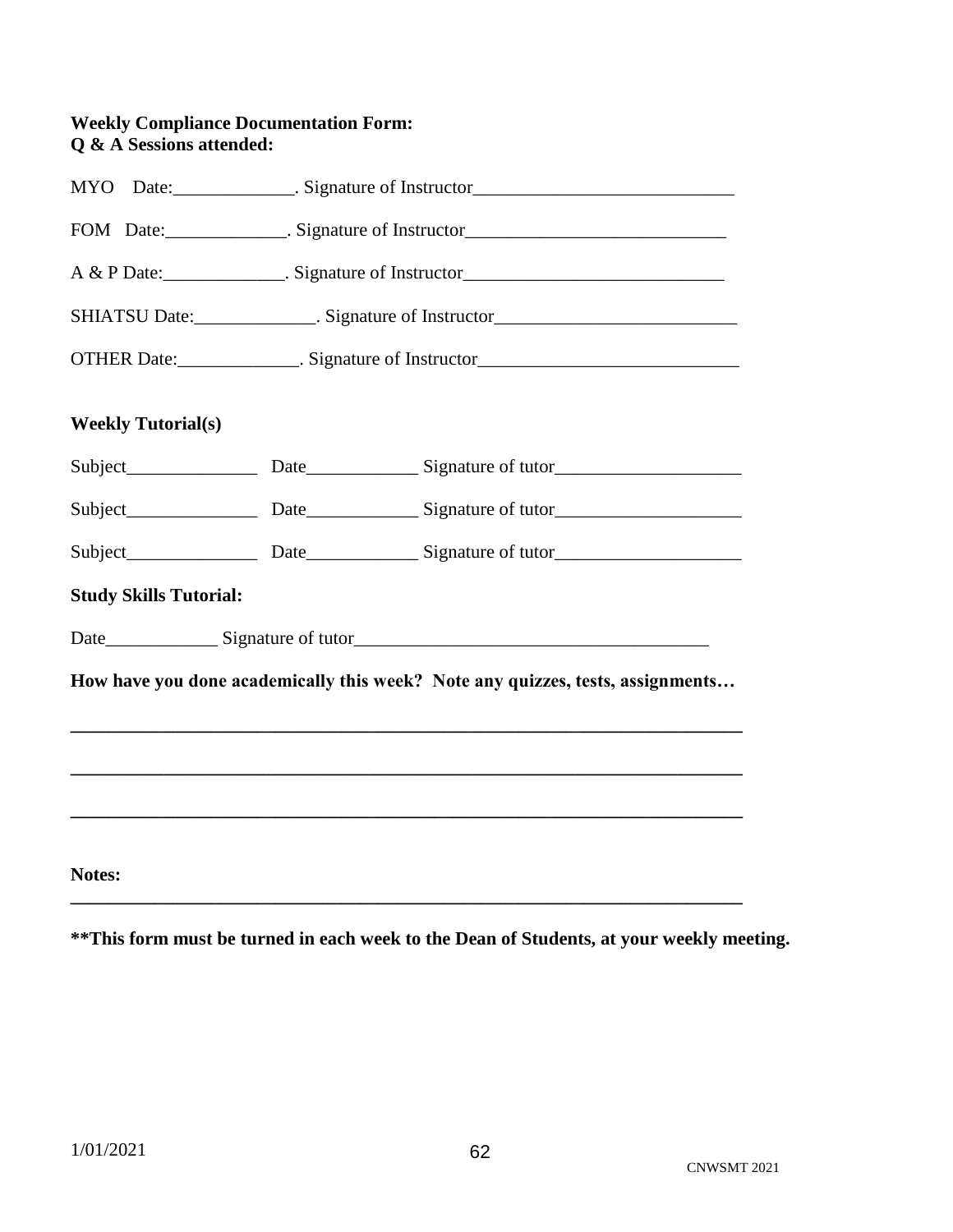**Weekly Compliance Documentation Form:**
**Q & A Sessions attended:**

MYO Date:_____________. Signature of Instructor____________________________

FOM Date:_____________. Signature of Instructor____________________________

A & P Date:_____________. Signature of Instructor____________________________

SHIATSU Date:_____________. Signature of Instructor__________________________

OTHER Date:_____________. Signature of Instructor____________________________

**Weekly Tutorial(s)**

Subject______________ Date____________ Signature of tutor____________________

Subject______________ Date____________ Signature of tutor____________________

Subject______________ Date____________ Signature of tutor____________________

**Study Skills Tutorial:**

Date____________ Signature of tutor______________________________________

**How have you done academically this week? Note any quizzes, tests, assignments…**

______________________________________________________________________

______________________________________________________________________

______________________________________________________________________

**Notes:**

______________________________________________________________________

**\*\*This form must be turned in each week to the Dean of Students, at your weekly meeting.**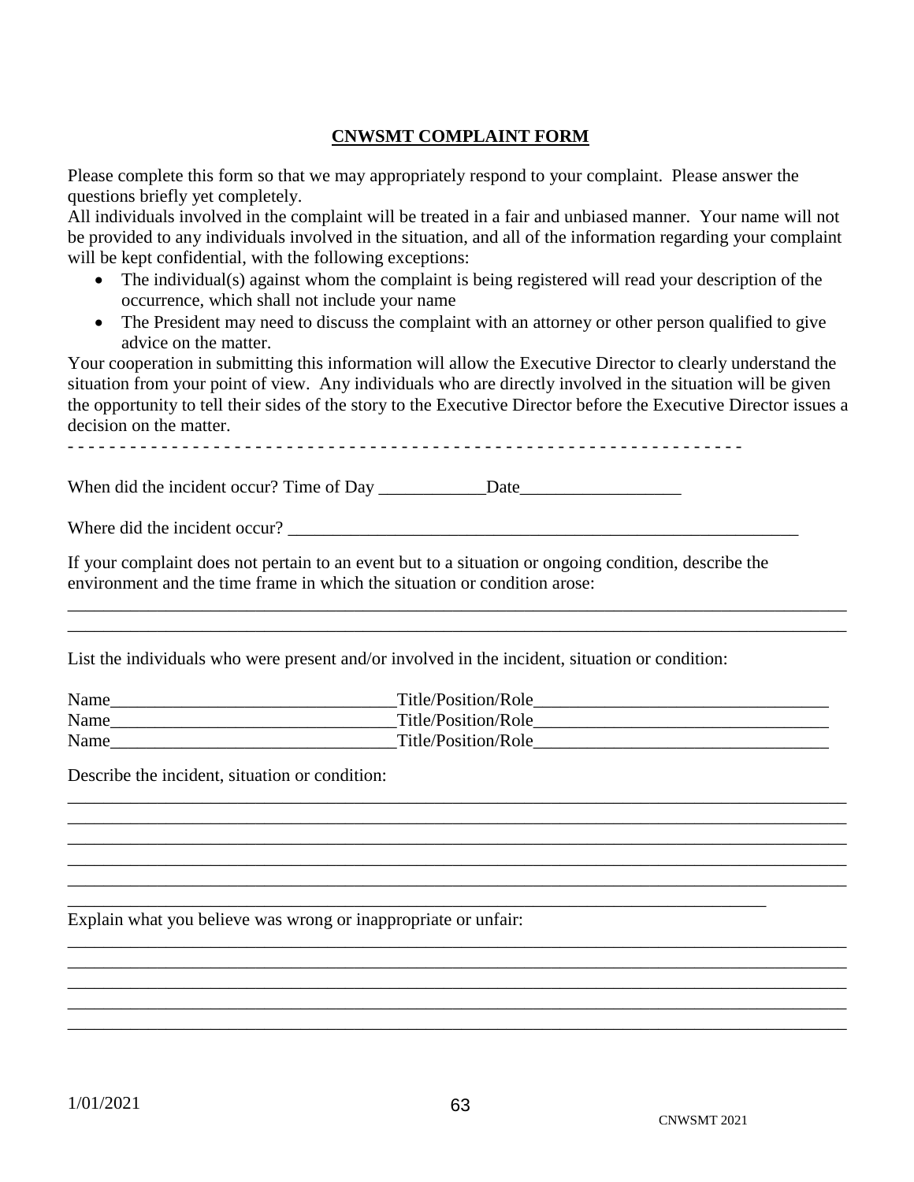## CNWSMT COMPLAINT FORM

Please complete this form so that we may appropriately respond to your complaint. Please answer the questions briefly yet completely.

All individuals involved in the complaint will be treated in a fair and unbiased manner. Your name will not be provided to any individuals involved in the situation, and all of the information regarding your complaint will be kept confidential, with the following exceptions:

- The individual(s) against whom the complaint is being registered will read your description of the occurrence, which shall not include your name
- The President may need to discuss the complaint with an attorney or other person qualified to give advice on the matter.

Your cooperation in submitting this information will allow the Executive Director to clearly understand the situation from your point of view. Any individuals who are directly involved in the situation will be given the opportunity to tell their sides of the story to the Executive Director before the Executive Director issues a decision on the matter.

- - - - - - - - - - - - - - - - - - - - - - - - - - - - - - - - - - - - - - - - - - - - - - - - - - - - - - - - - - - - - - - - - -

When did the incident occur? Time of Day ____________Date__________________

Where did the incident occur? ____________________________________________________________

If your complaint does not pertain to an event but to a situation or ongoing condition, describe the environment and the time frame in which the situation or condition arose:

___________________________________________________________________________________________
___________________________________________________________________________________________

List the individuals who were present and/or involved in the incident, situation or condition:

Name________________________________Title/Position/Role_________________________________
Name________________________________Title/Position/Role_________________________________
Name________________________________Title/Position/Role_________________________________

Describe the incident, situation or condition:

___________________________________________________________________________________________
___________________________________________________________________________________________
___________________________________________________________________________________________
___________________________________________________________________________________________
___________________________________________________________________________________________
_________________________________________________________________________________

Explain what you believe was wrong or inappropriate or unfair:

___________________________________________________________________________________________
___________________________________________________________________________________________
___________________________________________________________________________________________
___________________________________________________________________________________________
___________________________________________________________________________________________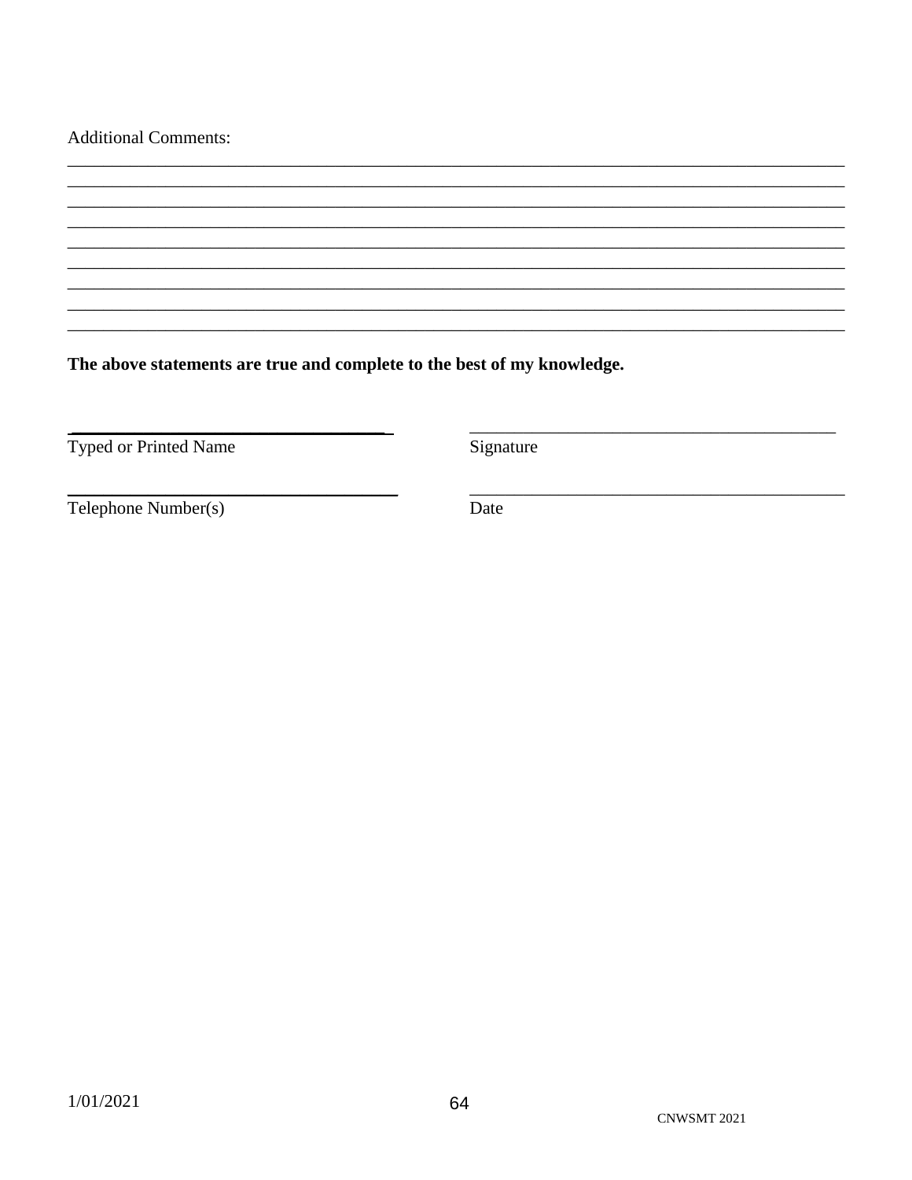Additional Comments:

\_\_\_\_\_\_\_\_\_\_\_\_\_\_\_\_\_\_\_\_\_\_\_\_\_\_\_\_\_\_\_\_\_\_\_\_\_\_\_\_\_\_\_\_\_\_\_\_\_\_\_\_\_\_\_\_\_\_\_\_\_\_\_\_\_\_\_\_\_\_\_\_\_\_\_\_\_\_\_\_\_\_
\_\_\_\_\_\_\_\_\_\_\_\_\_\_\_\_\_\_\_\_\_\_\_\_\_\_\_\_\_\_\_\_\_\_\_\_\_\_\_\_\_\_\_\_\_\_\_\_\_\_\_\_\_\_\_\_\_\_\_\_\_\_\_\_\_\_\_\_\_\_\_\_\_\_\_\_\_\_\_\_\_\_
\_\_\_\_\_\_\_\_\_\_\_\_\_\_\_\_\_\_\_\_\_\_\_\_\_\_\_\_\_\_\_\_\_\_\_\_\_\_\_\_\_\_\_\_\_\_\_\_\_\_\_\_\_\_\_\_\_\_\_\_\_\_\_\_\_\_\_\_\_\_\_\_\_\_\_\_\_\_\_\_\_\_
\_\_\_\_\_\_\_\_\_\_\_\_\_\_\_\_\_\_\_\_\_\_\_\_\_\_\_\_\_\_\_\_\_\_\_\_\_\_\_\_\_\_\_\_\_\_\_\_\_\_\_\_\_\_\_\_\_\_\_\_\_\_\_\_\_\_\_\_\_\_\_\_\_\_\_\_\_\_\_\_\_\_
\_\_\_\_\_\_\_\_\_\_\_\_\_\_\_\_\_\_\_\_\_\_\_\_\_\_\_\_\_\_\_\_\_\_\_\_\_\_\_\_\_\_\_\_\_\_\_\_\_\_\_\_\_\_\_\_\_\_\_\_\_\_\_\_\_\_\_\_\_\_\_\_\_\_\_\_\_\_\_\_\_\_
\_\_\_\_\_\_\_\_\_\_\_\_\_\_\_\_\_\_\_\_\_\_\_\_\_\_\_\_\_\_\_\_\_\_\_\_\_\_\_\_\_\_\_\_\_\_\_\_\_\_\_\_\_\_\_\_\_\_\_\_\_\_\_\_\_\_\_\_\_\_\_\_\_\_\_\_\_\_\_\_\_\_
\_\_\_\_\_\_\_\_\_\_\_\_\_\_\_\_\_\_\_\_\_\_\_\_\_\_\_\_\_\_\_\_\_\_\_\_\_\_\_\_\_\_\_\_\_\_\_\_\_\_\_\_\_\_\_\_\_\_\_\_\_\_\_\_\_\_\_\_\_\_\_\_\_\_\_\_\_\_\_\_\_\_
\_\_\_\_\_\_\_\_\_\_\_\_\_\_\_\_\_\_\_\_\_\_\_\_\_\_\_\_\_\_\_\_\_\_\_\_\_\_\_\_\_\_\_\_\_\_\_\_\_\_\_\_\_\_\_\_\_\_\_\_\_\_\_\_\_\_\_\_\_\_\_\_\_\_\_\_\_\_\_\_\_\_
\_\_\_\_\_\_\_\_\_\_\_\_\_\_\_\_\_\_\_\_\_\_\_\_\_\_\_\_\_\_\_\_\_\_\_\_\_\_\_\_\_\_\_\_\_\_\_\_\_\_\_\_\_\_\_\_\_\_\_\_\_\_\_\_\_\_\_\_\_\_\_\_\_\_\_\_\_\_\_\_\_\_

**The above statements are true and complete to the best of my knowledge.**

| \_\_\_\_\_\_\_\_\_\_\_\_\_\_\_\_\_\_\_\_\_\_\_\_\_\_\_\_\_\_\_\_ | \_\_\_\_\_\_\_\_\_\_\_\_\_\_\_\_\_\_\_\_\_\_\_\_\_\_\_\_\_\_\_\_ |
|---|---|
| Typed or Printed Name | Signature |
| \_\_\_\_\_\_\_\_\_\_\_\_\_\_\_\_\_\_\_\_\_\_\_\_\_\_\_\_\_\_\_\_ | \_\_\_\_\_\_\_\_\_\_\_\_\_\_\_\_\_\_\_\_\_\_\_\_\_\_\_\_\_\_\_\_ |
| Telephone Number(s) | Date |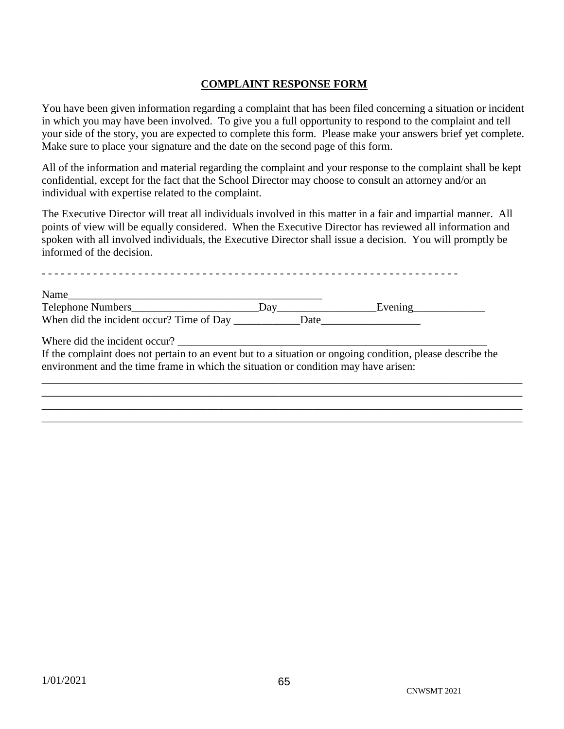**COMPLAINT RESPONSE FORM**

You have been given information regarding a complaint that has been filed concerning a situation or incident in which you may have been involved. To give you a full opportunity to respond to the complaint and tell your side of the story, you are expected to complete this form. Please make your answers brief yet complete. Make sure to place your signature and the date on the second page of this form.

All of the information and material regarding the complaint and your response to the complaint shall be kept confidential, except for the fact that the School Director may choose to consult an attorney and/or an individual with expertise related to the complaint.

The Executive Director will treat all individuals involved in this matter in a fair and impartial manner. All points of view will be equally considered. When the Executive Director has reviewed all information and spoken with all involved individuals, the Executive Director shall issue a decision. You will promptly be informed of the decision.

- - - - - - - - - - - - - - - - - - - - - - - - - - - - - - - - - - - - - - - - - - - - - - - - - - - - - - - - - - - - - - - - - -

Name_______________________________________________

Telephone Numbers_______________________Day__________________Evening_____________

When did the incident occur? Time of Day ____________Date__________________

Where did the incident occur? ____________________________________________________________

If the complaint does not pertain to an event but to a situation or ongoing condition, please describe the environment and the time frame in which the situation or condition may have arisen:

_____________________________________________________________________________________________
_____________________________________________________________________________________________
_____________________________________________________________________________________________
_____________________________________________________________________________________________

1/01/2021

CNWSMT 2021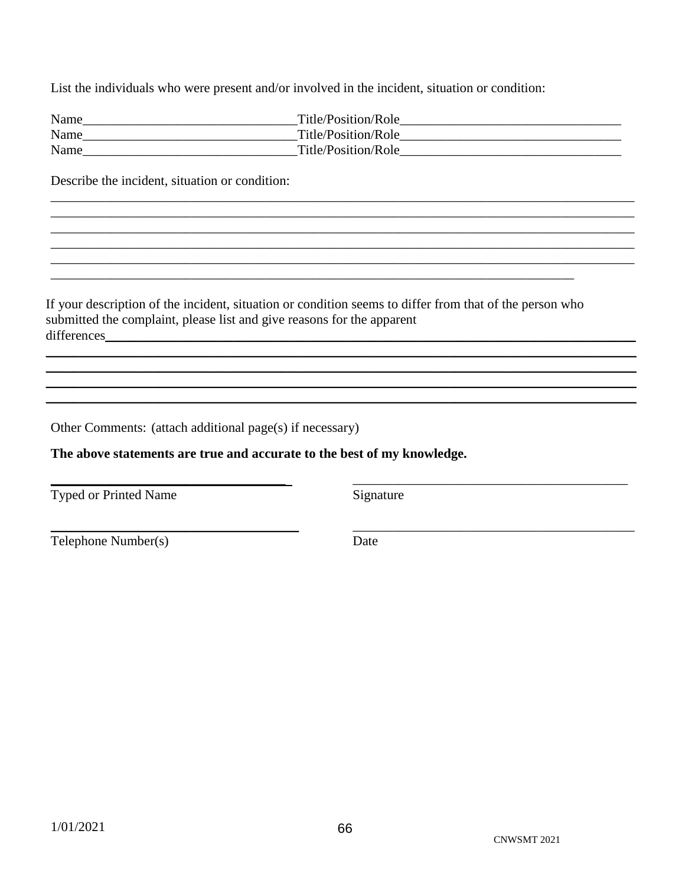List the individuals who were present and/or involved in the incident, situation or condition:

Name________________________________Title/Position/Role_________________________________
Name________________________________Title/Position/Role_________________________________
Name________________________________Title/Position/Role_________________________________

Describe the incident, situation or condition:

_____________________________________________________________________________________
_____________________________________________________________________________________
_____________________________________________________________________________________
_____________________________________________________________________________________
_____________________________________________________________________________________
_____________________________________________________________________________

If your description of the incident, situation or condition seems to differ from that of the person who submitted the complaint, please list and give reasons for the apparent differences___________________________________________________________________________
_____________________________________________________________________________________
_____________________________________________________________________________________
_____________________________________________________________________________________
_____________________________________________________________________________________

Other Comments: (attach additional page(s) if necessary)

**The above statements are true and accurate to the best of my knowledge.**

____________________________________ ________________________________________
Typed or Printed Name Signature

____________________________________ ________________________________________
Telephone Number(s) Date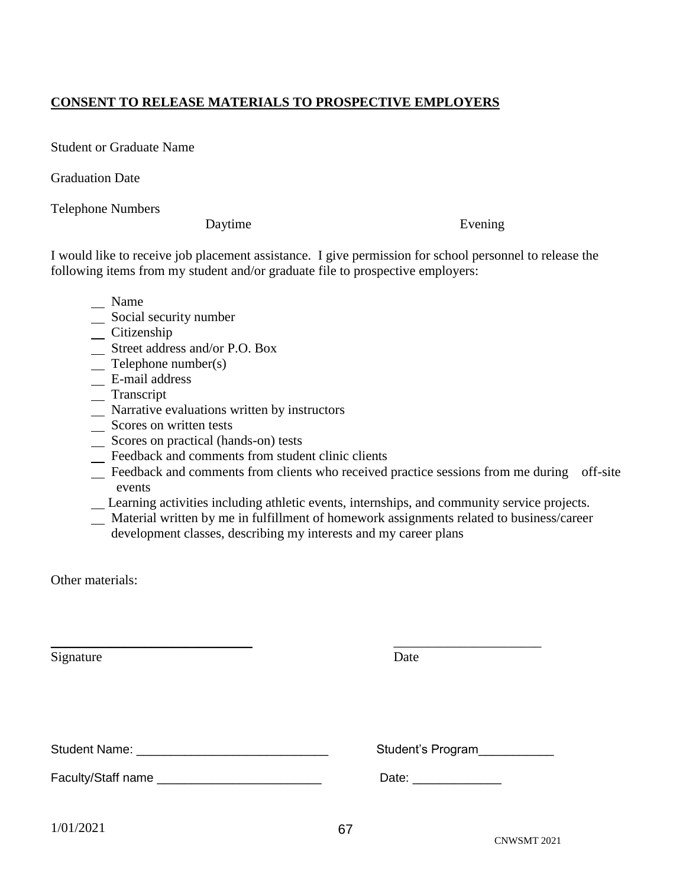**CONSENT TO RELEASE MATERIALS TO PROSPECTIVE EMPLOYERS**

Student or Graduate Name

Graduation Date

Telephone Numbers

Daytime Evening

I would like to receive job placement assistance. I give permission for school personnel to release the following items from my student and/or graduate file to prospective employers:

- __ Name
- __ Social security number
- __ Citizenship
- __ Street address and/or P.O. Box
- __ Telephone number(s)
- __ E-mail address
- __ Transcript
- __ Narrative evaluations written by instructors
- __ Scores on written tests
- __ Scores on practical (hands-on) tests
- __ Feedback and comments from student clinic clients
- __ Feedback and comments from clients who received practice sessions from me during off-site events
- __ Learning activities including athletic events, internships, and community service projects.
- __ Material written by me in fulfillment of homework assignments related to business/career development classes, describing my interests and my career plans

Other materials:

______________________________ ______________________

Signature Date

Student Name: ____________________________ Student's Program___________

Faculty/Staff name ________________________ Date: _____________

1/01/2021

CNWSMT 2021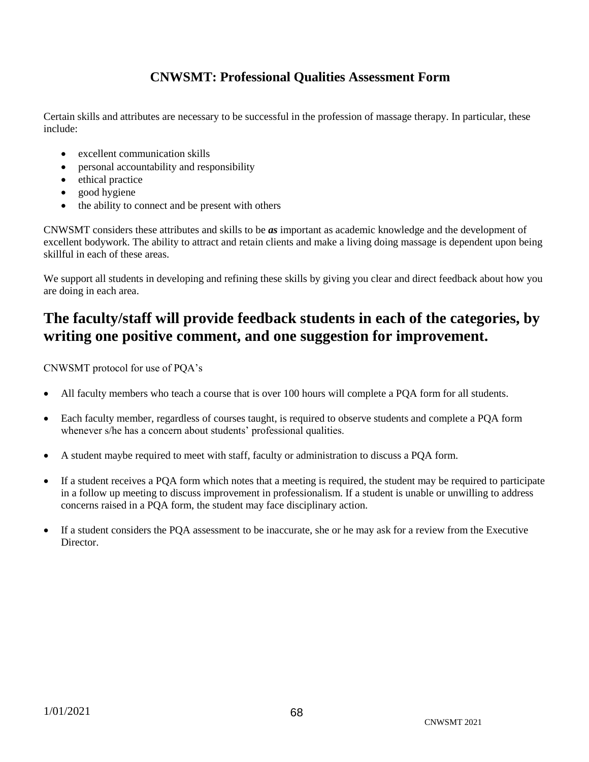# CNWSMT: Professional Qualities Assessment Form

Certain skills and attributes are necessary to be successful in the profession of massage therapy. In particular, these include:

- excellent communication skills
- personal accountability and responsibility
- ethical practice
- good hygiene
- the ability to connect and be present with others

CNWSMT considers these attributes and skills to be ***as*** important as academic knowledge and the development of excellent bodywork. The ability to attract and retain clients and make a living doing massage is dependent upon being skillful in each of these areas.

We support all students in developing and refining these skills by giving you clear and direct feedback about how you are doing in each area.

## The faculty/staff will provide feedback students in each of the categories, by writing one positive comment, and one suggestion for improvement.

CNWSMT protocol for use of PQA's

- All faculty members who teach a course that is over 100 hours will complete a PQA form for all students.
- Each faculty member, regardless of courses taught, is required to observe students and complete a PQA form whenever s/he has a concern about students' professional qualities.
- A student maybe required to meet with staff, faculty or administration to discuss a PQA form.
- If a student receives a PQA form which notes that a meeting is required, the student may be required to participate in a follow up meeting to discuss improvement in professionalism. If a student is unable or unwilling to address concerns raised in a PQA form, the student may face disciplinary action.
- If a student considers the PQA assessment to be inaccurate, she or he may ask for a review from the Executive Director.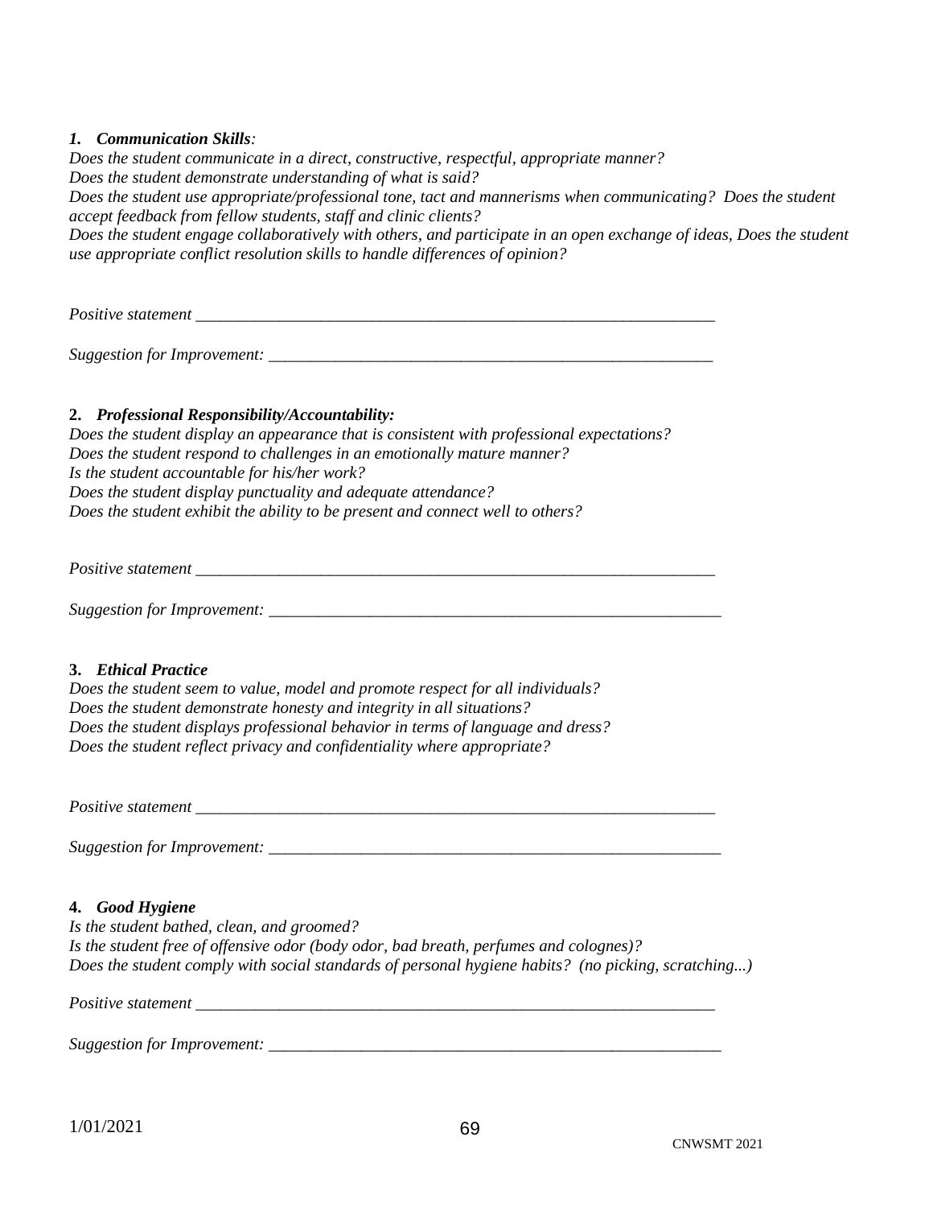### *1. Communication Skills:*

*Does the student communicate in a direct, constructive, respectful, appropriate manner?*
*Does the student demonstrate understanding of what is said?*
*Does the student use appropriate/professional tone, tact and mannerisms when communicating? Does the student accept feedback from fellow students, staff and clinic clients?*
*Does the student engage collaboratively with others, and participate in an open exchange of ideas, Does the student use appropriate conflict resolution skills to handle differences of opinion?*

*Positive statement* _______________________________________________________________

*Suggestion for Improvement:* _______________________________________________________

### **2.** *Professional Responsibility/Accountability:*

*Does the student display an appearance that is consistent with professional expectations?*
*Does the student respond to challenges in an emotionally mature manner?*
*Is the student accountable for his/her work?*
*Does the student display punctuality and adequate attendance?*
*Does the student exhibit the ability to be present and connect well to others?*

*Positive statement* _______________________________________________________________

*Suggestion for Improvement:* _______________________________________________________

### **3.** *Ethical Practice*

*Does the student seem to value, model and promote respect for all individuals?*
*Does the student demonstrate honesty and integrity in all situations?*
*Does the student displays professional behavior in terms of language and dress?*
*Does the student reflect privacy and confidentiality where appropriate?*

*Positive statement* _______________________________________________________________

*Suggestion for Improvement:* _______________________________________________________

### **4.** *Good Hygiene*

*Is the student bathed, clean, and groomed?*
*Is the student free of offensive odor (body odor, bad breath, perfumes and colognes)?*
*Does the student comply with social standards of personal hygiene habits? (no picking, scratching...)*

*Positive statement* _______________________________________________________________

*Suggestion for Improvement:* _______________________________________________________